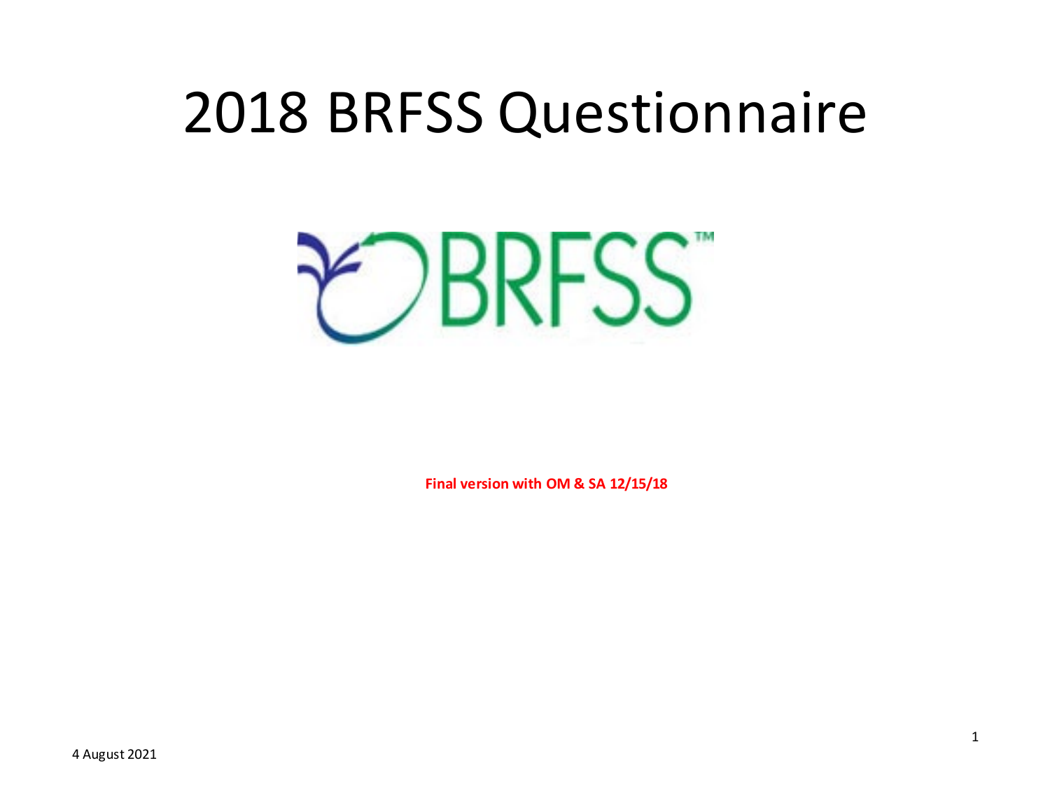# 2018 BRFSS Questionnaire

BRFSS™

**Final version with OM & SA 12/15/18**

4 August 2021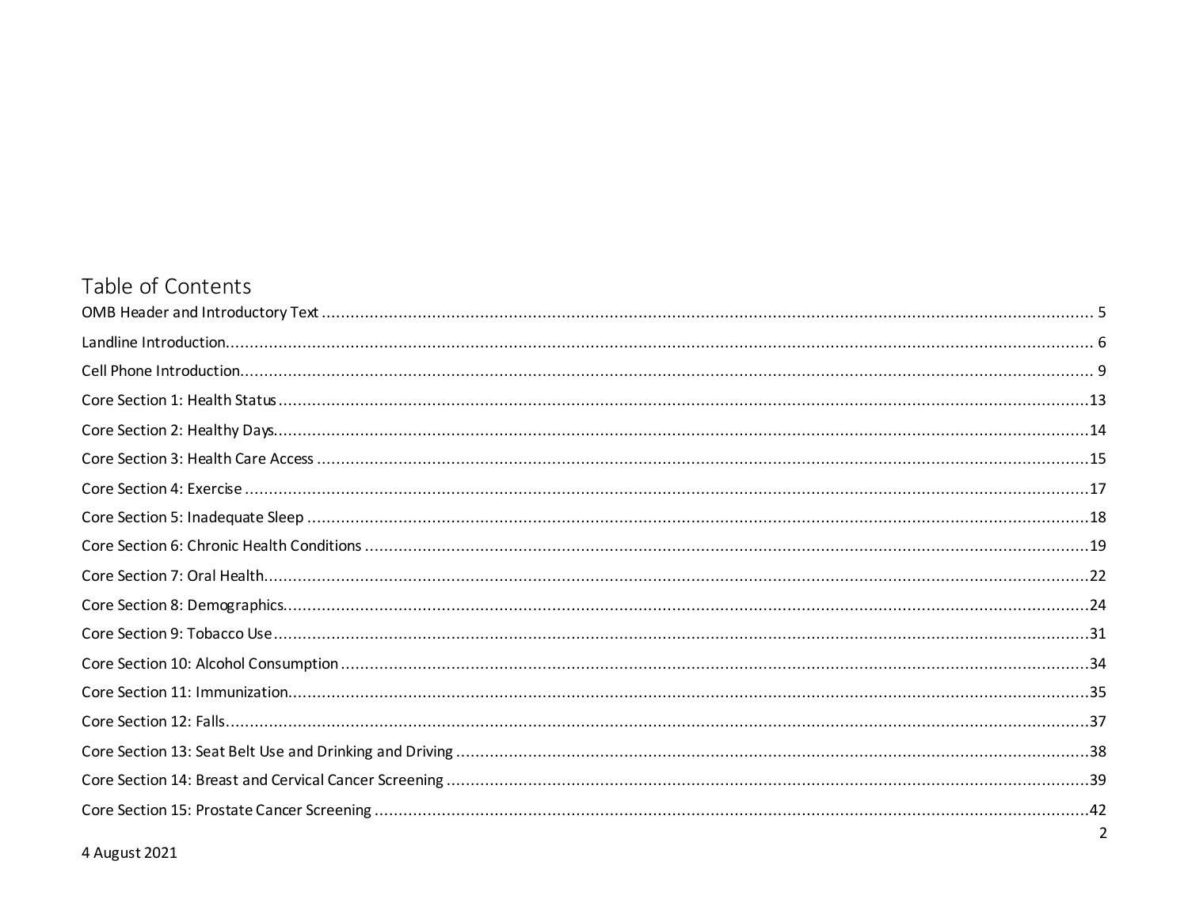# Table of Contents

OMB Header and Introductory Text ........................................................ 5

Landline Introduction ........................................................ 6

Cell Phone Introduction ........................................................ 9

Core Section 1: Health Status ........................................................ 13

Core Section 2: Healthy Days ........................................................ 14

Core Section 3: Health Care Access ........................................................ 15

Core Section 4: Exercise ........................................................ 17

Core Section 5: Inadequate Sleep ........................................................ 18

Core Section 6: Chronic Health Conditions ........................................................ 19

Core Section 7: Oral Health ........................................................ 22

Core Section 8: Demographics ........................................................ 24

Core Section 9: Tobacco Use ........................................................ 31

Core Section 10: Alcohol Consumption ........................................................ 34

Core Section 11: Immunization ........................................................ 35

Core Section 12: Falls ........................................................ 37

Core Section 13: Seat Belt Use and Drinking and Driving ........................................................ 38

Core Section 14: Breast and Cervical Cancer Screening ........................................................ 39

Core Section 15: Prostate Cancer Screening ........................................................ 42

4 August 2021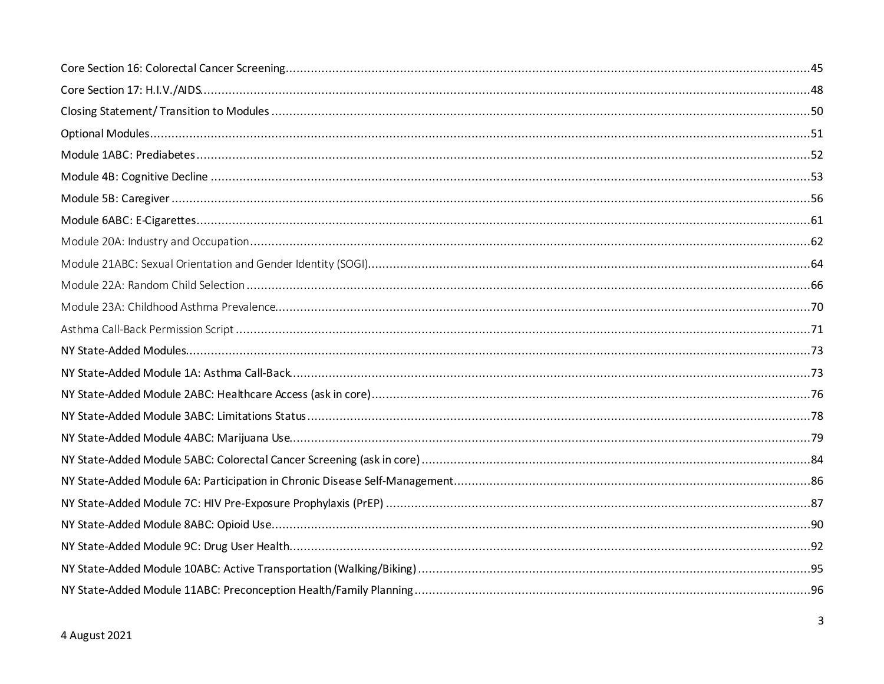Core Section 16: Colorectal Cancer Screening....45

Core Section 17: H.I.V./AIDS....48

Closing Statement/ Transition to Modules....50

Optional Modules....51

Module 1ABC: Prediabetes....52

Module 4B: Cognitive Decline....53

Module 5B: Caregiver....56

Module 6ABC: E-Cigarettes....61

Module 20A: Industry and Occupation....62

Module 21ABC: Sexual Orientation and Gender Identity (SOGI)....64

Module 22A: Random Child Selection....66

Module 23A: Childhood Asthma Prevalence....70

Asthma Call-Back Permission Script....71

NY State-Added Modules....73

NY State-Added Module 1A: Asthma Call-Back....73

NY State-Added Module 2ABC: Healthcare Access (ask in core)....76

NY State-Added Module 3ABC: Limitations Status....78

NY State-Added Module 4ABC: Marijuana Use....79

NY State-Added Module 5ABC: Colorectal Cancer Screening (ask in core)....84

NY State-Added Module 6A: Participation in Chronic Disease Self-Management....86

NY State-Added Module 7C: HIV Pre-Exposure Prophylaxis (PrEP)....87

NY State-Added Module 8ABC: Opioid Use....90

NY State-Added Module 9C: Drug User Health....92

NY State-Added Module 10ABC: Active Transportation (Walking/Biking)....95

NY State-Added Module 11ABC: Preconception Health/Family Planning....96

4 August 2021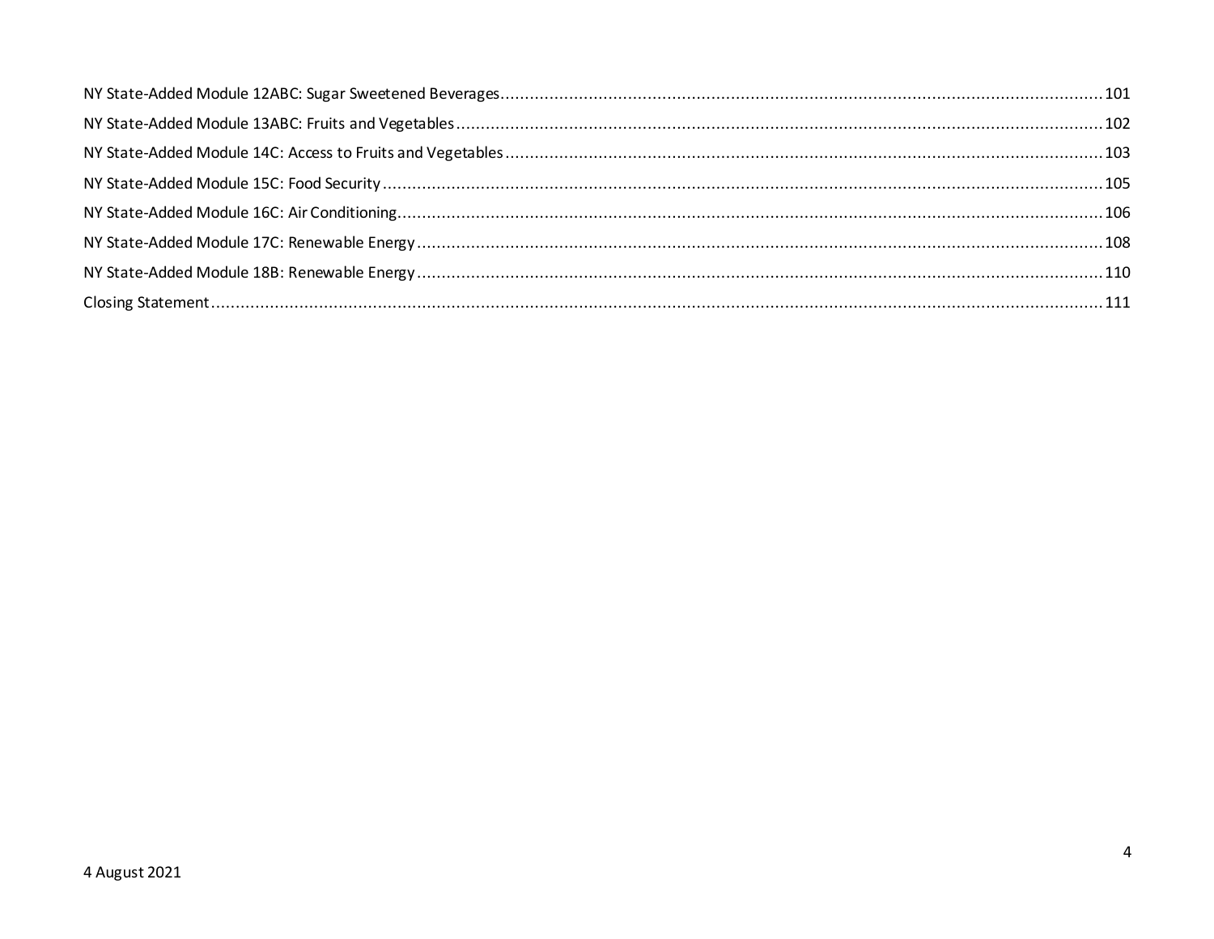NY State-Added Module 12ABC: Sugar Sweetened Beverages ........ 101

NY State-Added Module 13ABC: Fruits and Vegetables ........ 102

NY State-Added Module 14C: Access to Fruits and Vegetables ........ 103

NY State-Added Module 15C: Food Security ........ 105

NY State-Added Module 16C: Air Conditioning ........ 106

NY State-Added Module 17C: Renewable Energy ........ 108

NY State-Added Module 18B: Renewable Energy ........ 110

Closing Statement ........ 111

4 August 2021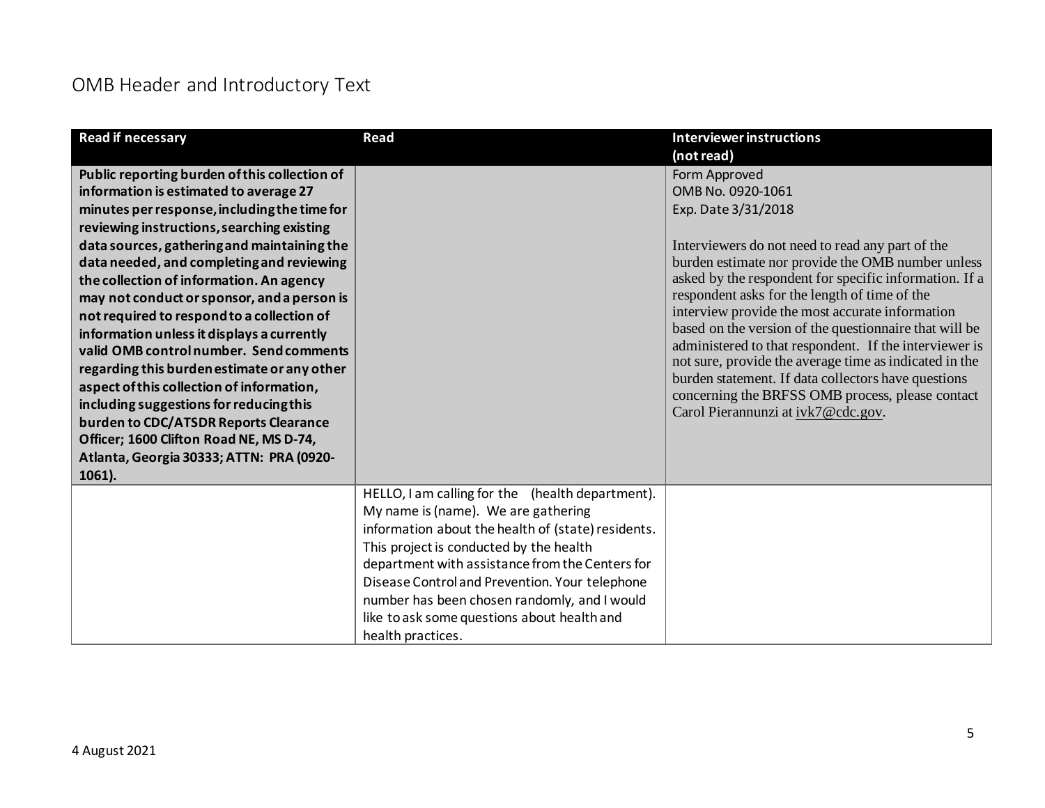# OMB Header and Introductory Text

| Read if necessary | Read | Interviewer instructions (not read) |
|---|---|---|
| **Public reporting burden of this collection of information is estimated to average 27 minutes per response, including the time for reviewing instructions, searching existing data sources, gathering and maintaining the data needed, and completing and reviewing the collection of information. An agency may not conduct or sponsor, and a person is not required to respond to a collection of information unless it displays a currently valid OMB control number. Send comments regarding this burden estimate or any other aspect of this collection of information, including suggestions for reducing this burden to CDC/ATSDR Reports Clearance Officer; 1600 Clifton Road NE, MS D-74, Atlanta, Georgia 30333; ATTN: PRA (0920-1061).** | | Form Approved<br>OMB No. 0920-1061<br>Exp. Date 3/31/2018<br><br>Interviewers do not need to read any part of the burden estimate nor provide the OMB number unless asked by the respondent for specific information. If a respondent asks for the length of time of the interview provide the most accurate information based on the version of the questionnaire that will be administered to that respondent. If the interviewer is not sure, provide the average time as indicated in the burden statement. If data collectors have questions concerning the BRFSS OMB process, please contact Carol Pierannunzi at ivk7@cdc.gov. |
| | HELLO, I am calling for the (health department). My name is (name). We are gathering information about the health of (state) residents. This project is conducted by the health department with assistance from the Centers for Disease Control and Prevention. Your telephone number has been chosen randomly, and I would like to ask some questions about health and health practices. | |

4 August 2021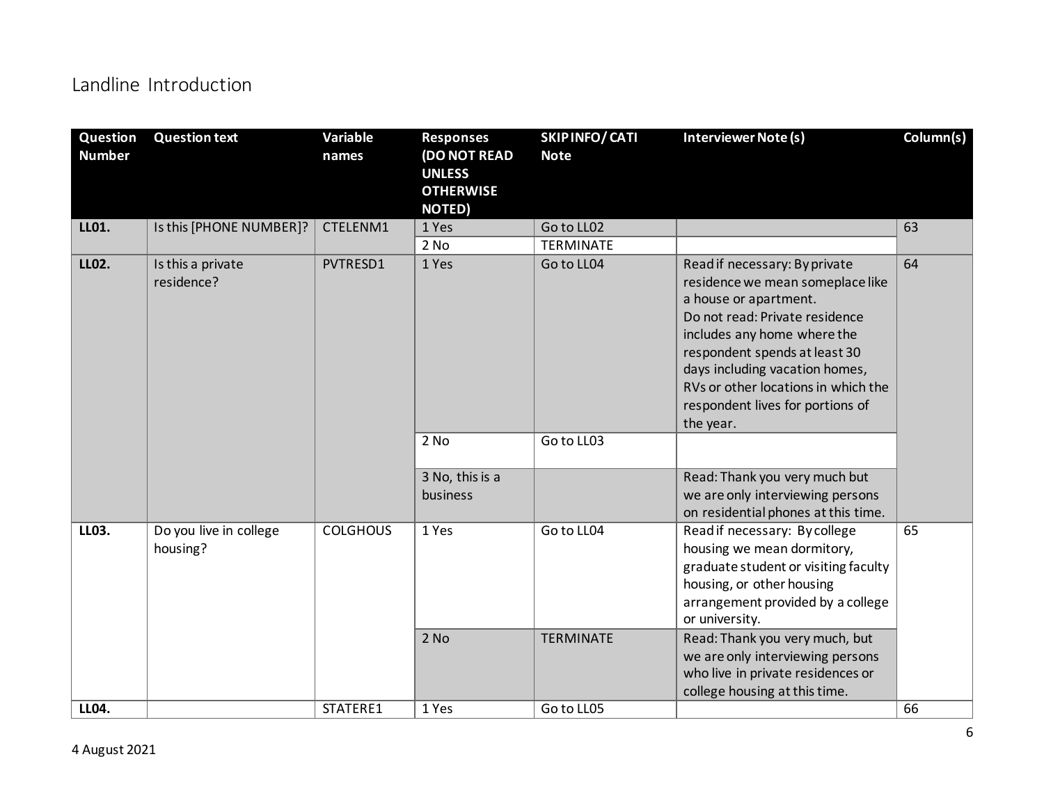## Landline Introduction

| Question Number | Question text | Variable names | Responses (DO NOT READ UNLESS OTHERWISE NOTED) | SKIP INFO/ CATI Note | Interviewer Note (s) | Column(s) |
|---|---|---|---|---|---|---|
| **LL01.** | Is this [PHONE NUMBER]? | CTELENM1 | 1 Yes | Go to LL02 | | 63 |
| | | | 2 No | TERMINATE | | |
| **LL02.** | Is this a private residence? | PVTRESD1 | 1 Yes | Go to LL04 | Read if necessary: By private residence we mean someplace like a house or apartment. Do not read: Private residence includes any home where the respondent spends at least 30 days including vacation homes, RVs or other locations in which the respondent lives for portions of the year. | 64 |
| | | | 2 No | Go to LL03 | | |
| | | | 3 No, this is a business | | Read: Thank you very much but we are only interviewing persons on residential phones at this time. | |
| **LL03.** | Do you live in college housing? | COLGHOUS | 1 Yes | Go to LL04 | Read if necessary: By college housing we mean dormitory, graduate student or visiting faculty housing, or other housing arrangement provided by a college or university. | 65 |
| | | | 2 No | TERMINATE | Read: Thank you very much, but we are only interviewing persons who live in private residences or college housing at this time. | |
| **LL04.** | | STATERE1 | 1 Yes | Go to LL05 | | 66 |

4 August 2021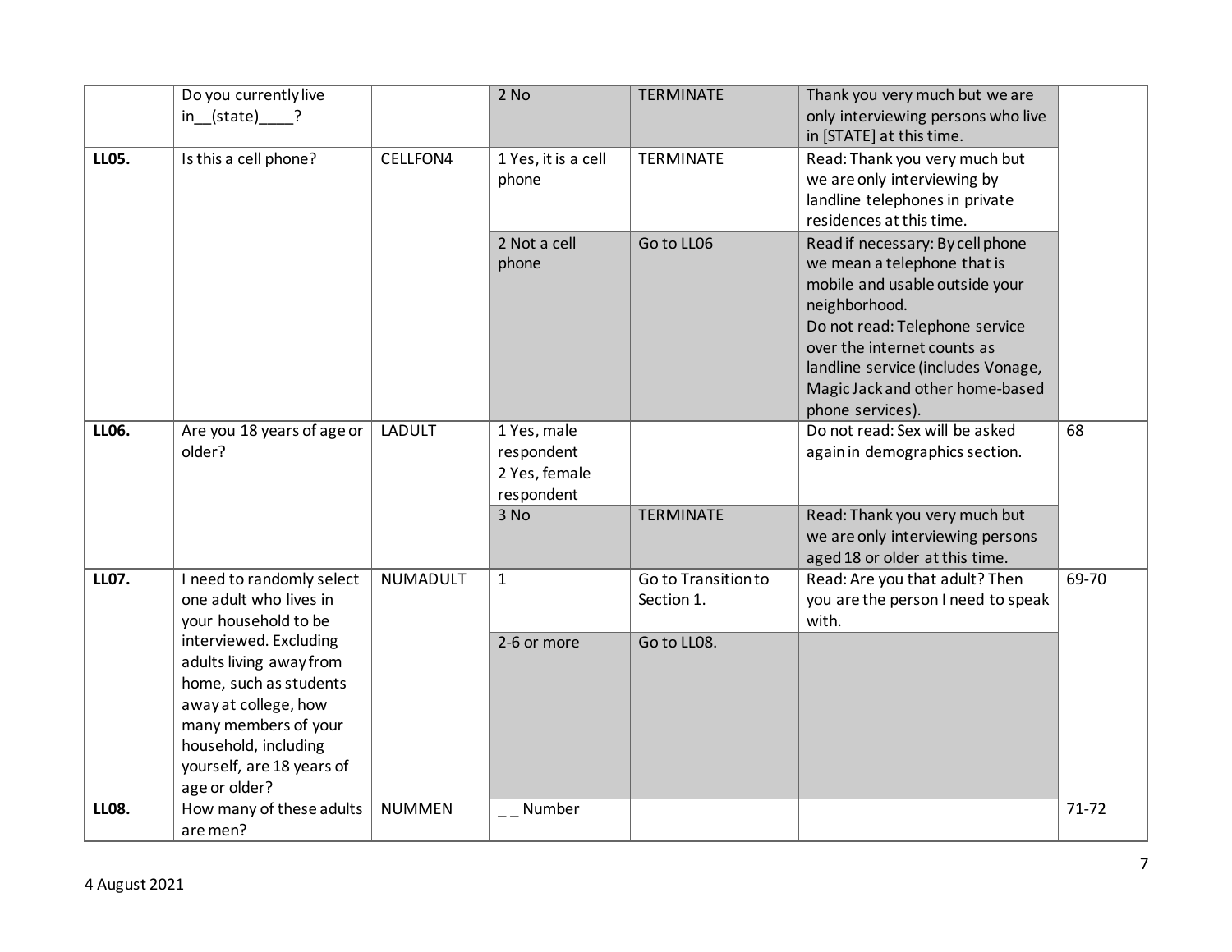| | | | | | | |
|---|---|---|---|---|---|---|
| | Do you currently live in__(state)____? | | 2 No | TERMINATE | Thank you very much but we are only interviewing persons who live in [STATE] at this time. | |
| **LL05.** | Is this a cell phone? | CELLFON4 | 1 Yes, it is a cell phone | TERMINATE | Read: Thank you very much but we are only interviewing by landline telephones in private residences at this time. | |
| | | | 2 Not a cell phone | Go to LL06 | Read if necessary: By cell phone we mean a telephone that is mobile and usable outside your neighborhood.<br>Do not read: Telephone service over the internet counts as landline service (includes Vonage, Magic Jack and other home-based phone services). | |
| **LL06.** | Are you 18 years of age or older? | LADULT | 1 Yes, male respondent<br>2 Yes, female respondent | | Do not read: Sex will be asked again in demographics section. | 68 |
| | | | 3 No | TERMINATE | Read: Thank you very much but we are only interviewing persons aged 18 or older at this time. | |
| **LL07.** | I need to randomly select one adult who lives in your household to be interviewed. Excluding adults living away from home, such as students away at college, how many members of your household, including yourself, are 18 years of age or older? | NUMADULT | 1 | Go to Transition to Section 1. | Read: Are you that adult? Then you are the person I need to speak with. | 69-70 |
| | | | 2-6 or more | Go to LL08. | | |
| **LL08.** | How many of these adults are men? | NUMMEN | _ _ Number | | | 71-72 |

4 August 2021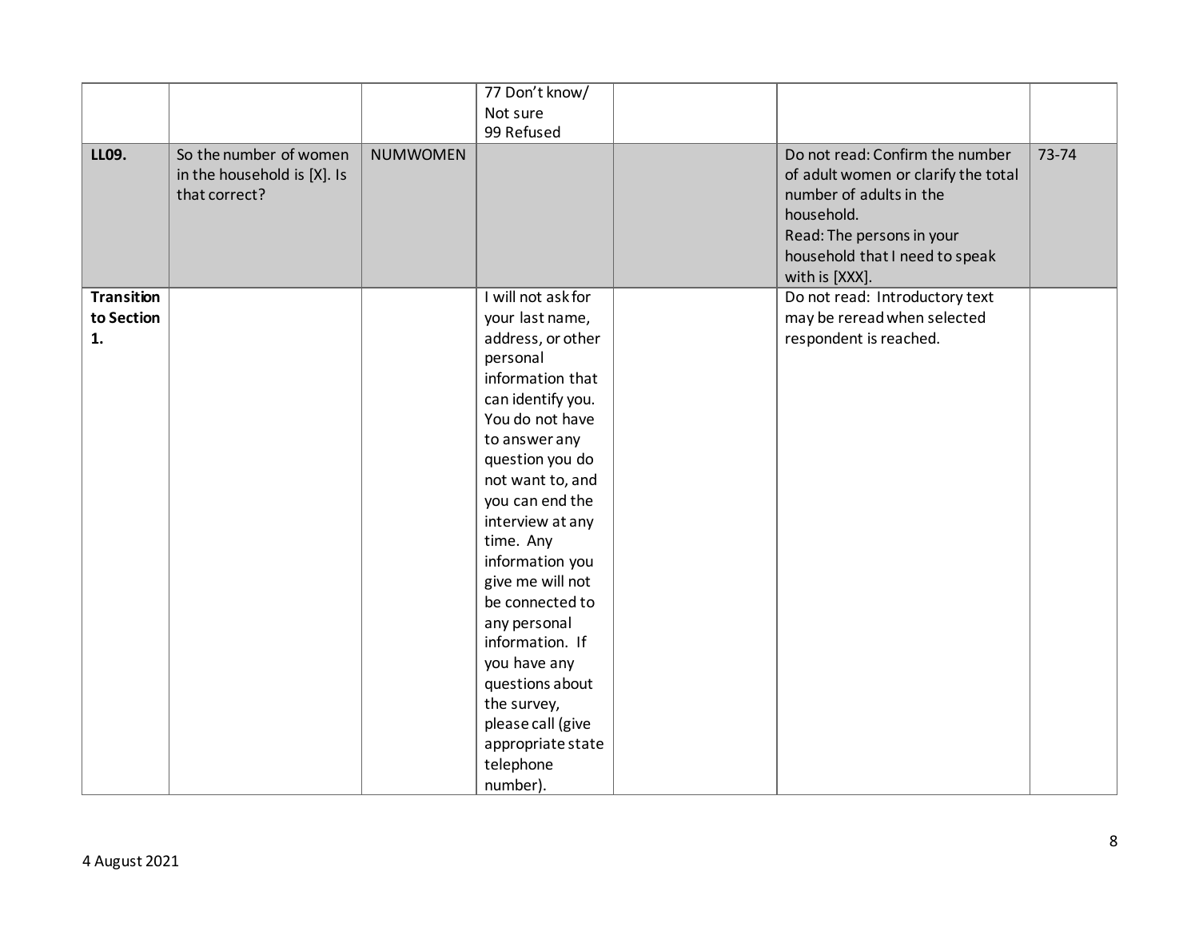| | | | | | | |
|---|---|---|---|---|---|---|
| | | | 77 Don't know/ Not sure<br>99 Refused | | | |
| **LL09.** | So the number of women in the household is [X]. Is that correct? | NUMWOMEN | | | Do not read: Confirm the number of adult women or clarify the total number of adults in the household.<br>Read: The persons in your household that I need to speak with is [XXX]. | 73-74 |
| **Transition to Section 1.** | | | I will not ask for your last name, address, or other personal information that can identify you. You do not have to answer any question you do not want to, and you can end the interview at any time. Any information you give me will not be connected to any personal information. If you have any questions about the survey, please call (give appropriate state telephone number). | | Do not read: Introductory text may be reread when selected respondent is reached. | |

4 August 2021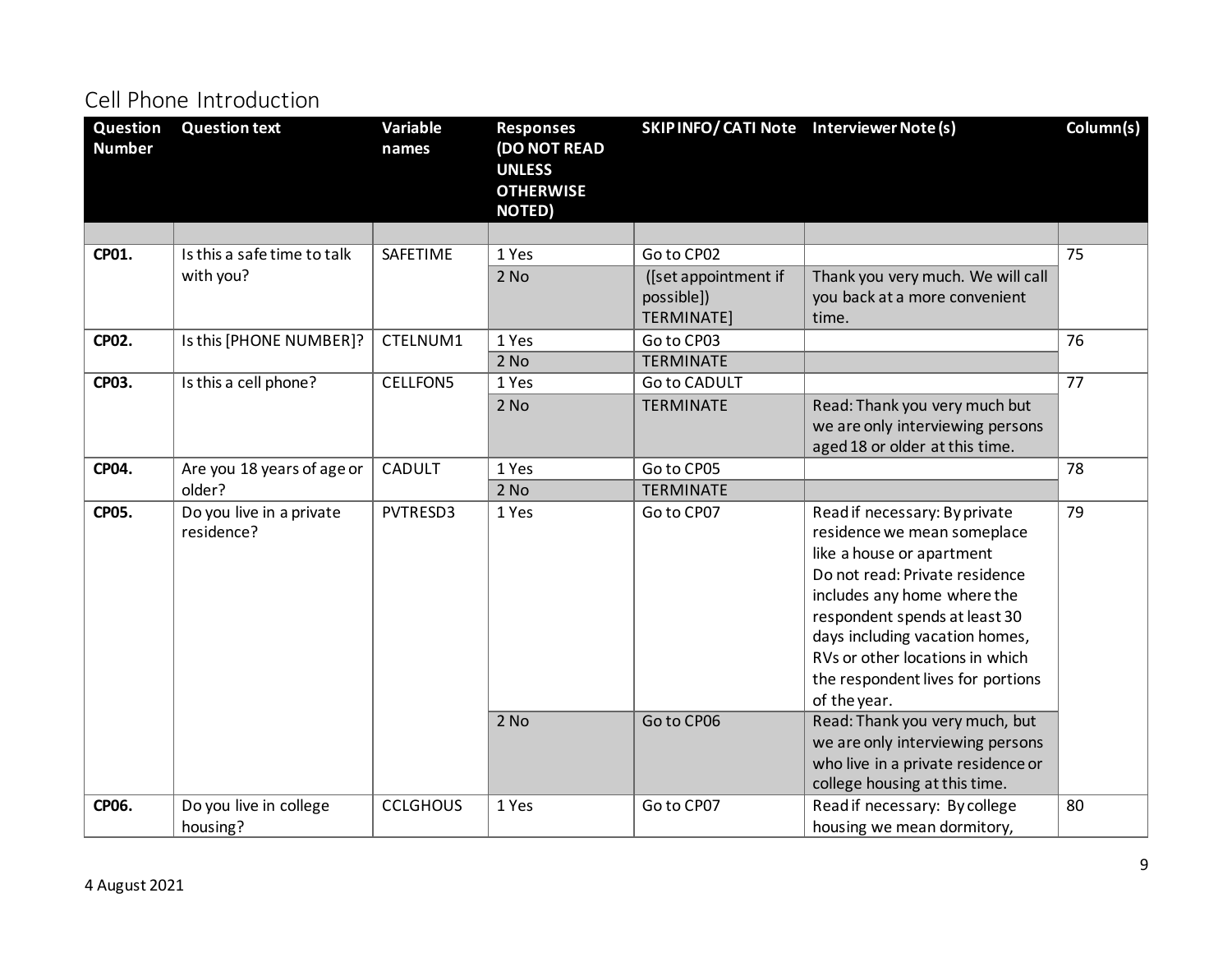## Cell Phone Introduction

| Question Number | Question text | Variable names | Responses (DO NOT READ UNLESS OTHERWISE NOTED) | SKIP INFO/ CATI Note | Interviewer Note (s) | Column(s) |
|---|---|---|---|---|---|---|
| | | | | | | |
| **CP01.** | Is this a safe time to talk with you? | SAFETIME | 1 Yes | Go to CP02 | | 75 |
| | | | 2 No | ([set appointment if possible]) TERMINATE] | Thank you very much. We will call you back at a more convenient time. | |
| **CP02.** | Is this [PHONE NUMBER]? | CTELNUM1 | 1 Yes | Go to CP03 | | 76 |
| | | | 2 No | TERMINATE | | |
| **CP03.** | Is this a cell phone? | CELLFON5 | 1 Yes | Go to CADULT | | 77 |
| | | | 2 No | TERMINATE | Read: Thank you very much but we are only interviewing persons aged 18 or older at this time. | |
| **CP04.** | Are you 18 years of age or older? | CADULT | 1 Yes | Go to CP05 | | 78 |
| | | | 2 No | TERMINATE | | |
| **CP05.** | Do you live in a private residence? | PVTRESD3 | 1 Yes | Go to CP07 | Read if necessary: By private residence we mean someplace like a house or apartment<br>Do not read: Private residence includes any home where the respondent spends at least 30 days including vacation homes, RVs or other locations in which the respondent lives for portions of the year. | 79 |
| | | | 2 No | Go to CP06 | Read: Thank you very much, but we are only interviewing persons who live in a private residence or college housing at this time. | |
| **CP06.** | Do you live in college housing? | CCLGHOUS | 1 Yes | Go to CP07 | Read if necessary: By college housing we mean dormitory, | 80 |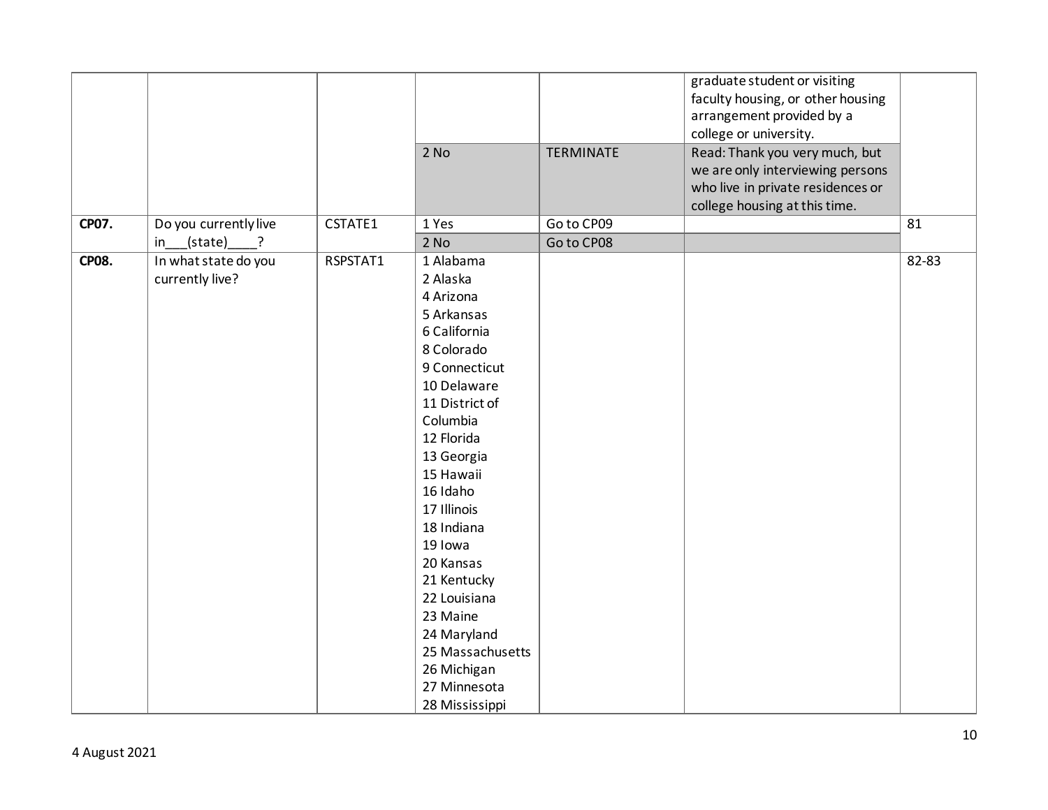| | | | | | | |
|---|---|---|---|---|---|---|
| | | | | | graduate student or visiting faculty housing, or other housing arrangement provided by a college or university. | |
| | | | 2 No | TERMINATE | Read: Thank you very much, but we are only interviewing persons who live in private residences or college housing at this time. | |
| **CP07.** | Do you currently live in___(state)____? | CSTATE1 | 1 Yes | Go to CP09 | | 81 |
| | | | 2 No | Go to CP08 | | |
| **CP08.** | In what state do you currently live? | RSPSTAT1 | 1 Alabama<br>2 Alaska<br>4 Arizona<br>5 Arkansas<br>6 California<br>8 Colorado<br>9 Connecticut<br>10 Delaware<br>11 District of Columbia<br>12 Florida<br>13 Georgia<br>15 Hawaii<br>16 Idaho<br>17 Illinois<br>18 Indiana<br>19 Iowa<br>20 Kansas<br>21 Kentucky<br>22 Louisiana<br>23 Maine<br>24 Maryland<br>25 Massachusetts<br>26 Michigan<br>27 Minnesota<br>28 Mississippi | | | 82-83 |

4 August 2021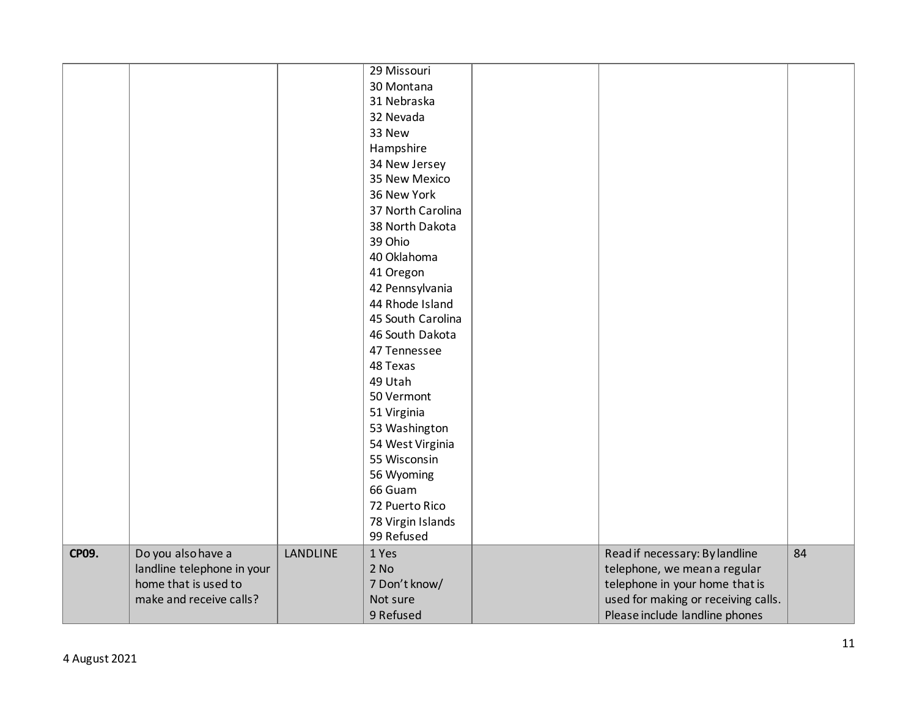| | | | | | | |
|---|---|---|---|---|---|---|
| | | | 29 Missouri<br>30 Montana<br>31 Nebraska<br>32 Nevada<br>33 New Hampshire<br>34 New Jersey<br>35 New Mexico<br>36 New York<br>37 North Carolina<br>38 North Dakota<br>39 Ohio<br>40 Oklahoma<br>41 Oregon<br>42 Pennsylvania<br>44 Rhode Island<br>45 South Carolina<br>46 South Dakota<br>47 Tennessee<br>48 Texas<br>49 Utah<br>50 Vermont<br>51 Virginia<br>53 Washington<br>54 West Virginia<br>55 Wisconsin<br>56 Wyoming<br>66 Guam<br>72 Puerto Rico<br>78 Virgin Islands<br>99 Refused | | | |
| **CP09.** | Do you also have a landline telephone in your home that is used to make and receive calls? | LANDLINE | 1 Yes<br>2 No<br>7 Don't know/ Not sure<br>9 Refused | | Read if necessary: By landline telephone, we mean a regular telephone in your home that is used for making or receiving calls. Please include landline phones | 84 |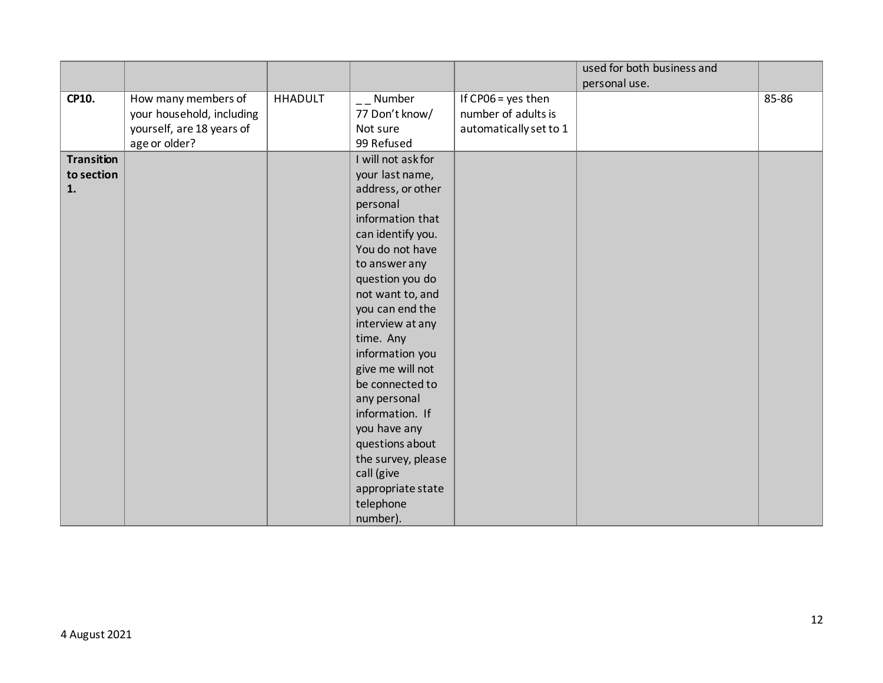| | | | | | | |
|---|---|---|---|---|---|---|
| | | | | | used for both business and personal use. | |
| **CP10.** | How many members of your household, including yourself, are 18 years of age or older? | HHADULT | _ _ Number<br>77 Don't know/ Not sure<br>99 Refused | If CP06 = yes then number of adults is automatically set to 1 | | 85-86 |
| **Transition to section 1.** | | | I will not ask for your last name, address, or other personal information that can identify you. You do not have to answer any question you do not want to, and you can end the interview at any time. Any information you give me will not be connected to any personal information. If you have any questions about the survey, please call (give appropriate state telephone number). | | | |

4 August 2021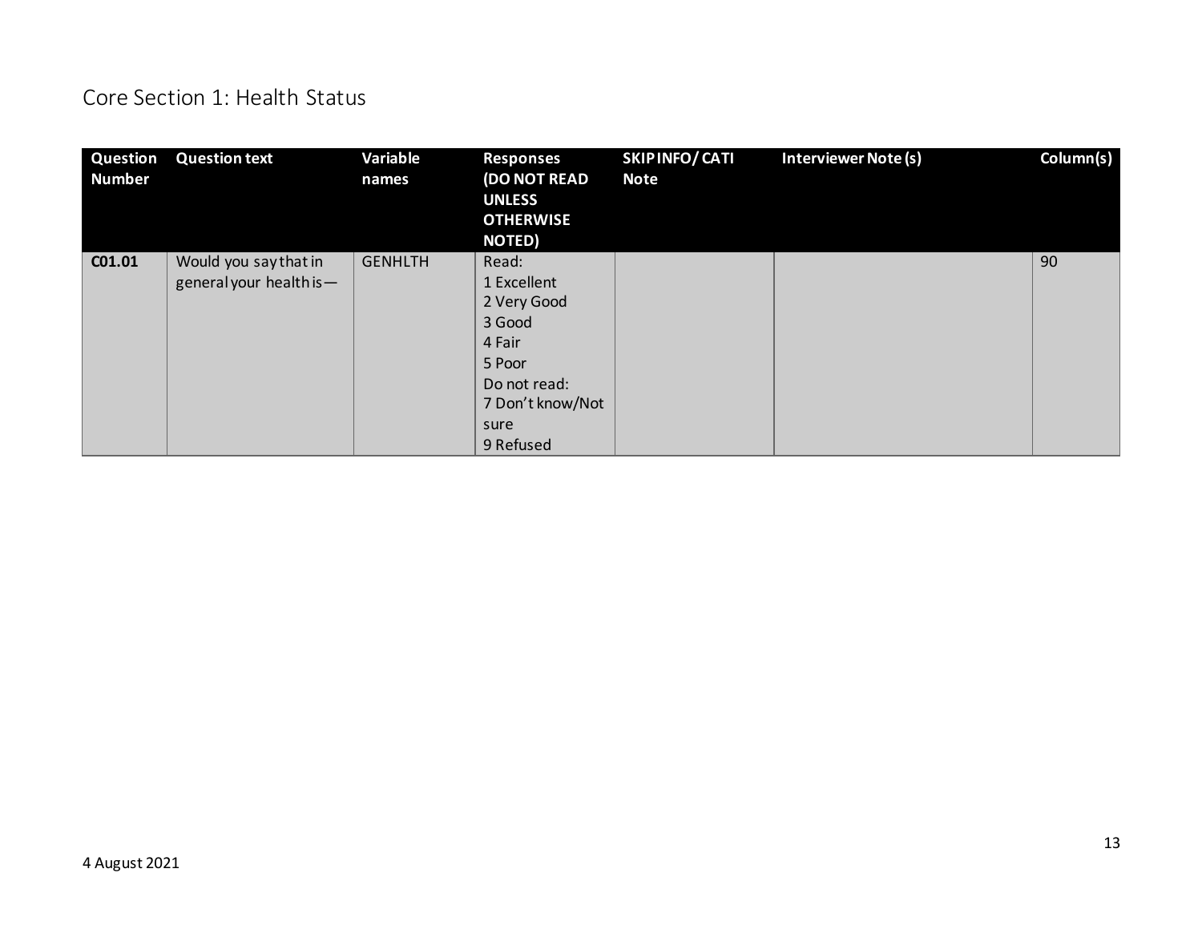# Core Section 1: Health Status

| Question Number | Question text | Variable names | Responses (DO NOT READ UNLESS OTHERWISE NOTED) | SKIP INFO/ CATI Note | Interviewer Note (s) | Column(s) |
|---|---|---|---|---|---|---|
| **C01.01** | Would you say that in general your health is— | GENHLTH | Read:<br>1 Excellent<br>2 Very Good<br>3 Good<br>4 Fair<br>5 Poor<br>Do not read:<br>7 Don't know/Not sure<br>9 Refused | | | 90 |

4 August 2021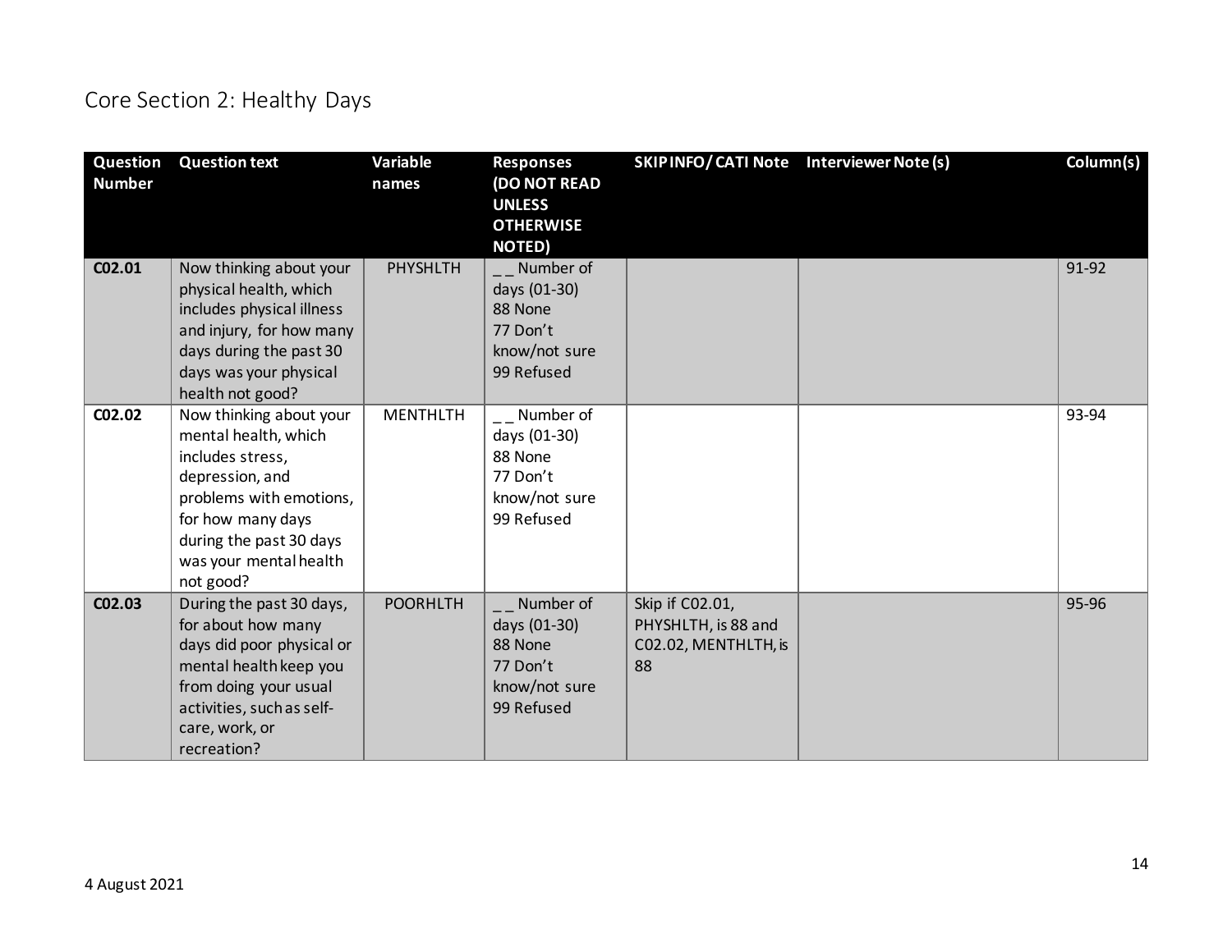## Core Section 2: Healthy Days

| Question Number | Question text | Variable names | Responses (DO NOT READ UNLESS OTHERWISE NOTED) | SKIP INFO/ CATI Note | Interviewer Note (s) | Column(s) |
|---|---|---|---|---|---|---|
| C02.01 | Now thinking about your physical health, which includes physical illness and injury, for how many days during the past 30 days was your physical health not good? | PHYSHLTH | _ _ Number of days (01-30)<br>88 None<br>77 Don't know/not sure<br>99 Refused | | | 91-92 |
| C02.02 | Now thinking about your mental health, which includes stress, depression, and problems with emotions, for how many days during the past 30 days was your mental health not good? | MENTHLTH | _ _ Number of days (01-30)<br>88 None<br>77 Don't know/not sure<br>99 Refused | | | 93-94 |
| C02.03 | During the past 30 days, for about how many days did poor physical or mental health keep you from doing your usual activities, such as self-care, work, or recreation? | POORHLTH | _ _ Number of days (01-30)<br>88 None<br>77 Don't know/not sure<br>99 Refused | Skip if C02.01, PHYSHLTH, is 88 and C02.02, MENTHLTH, is 88 | | 95-96 |

4 August 2021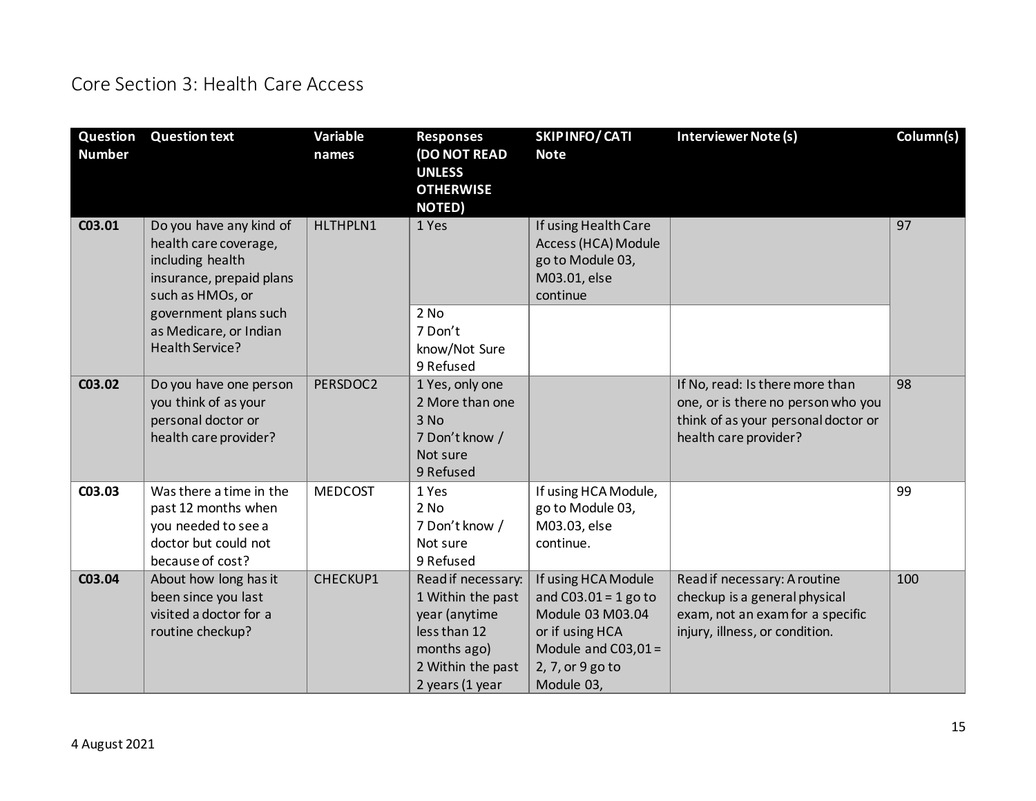## Core Section 3: Health Care Access

| Question Number | Question text | Variable names | Responses (DO NOT READ UNLESS OTHERWISE NOTED) | SKIP INFO/ CATI Note | Interviewer Note (s) | Column(s) |
|---|---|---|---|---|---|---|
| C03.01 | Do you have any kind of health care coverage, including health insurance, prepaid plans such as HMOs, or government plans such as Medicare, or Indian Health Service? | HLTHPLN1 | 1 Yes | If using Health Care Access (HCA) Module go to Module 03, M03.01, else continue | | 97 |
| | | | 2 No<br>7 Don't know/Not Sure<br>9 Refused | | | |
| C03.02 | Do you have one person you think of as your personal doctor or health care provider? | PERSDOC2 | 1 Yes, only one<br>2 More than one<br>3 No<br>7 Don't know / Not sure<br>9 Refused | | If No, read: Is there more than one, or is there no person who you think of as your personal doctor or health care provider? | 98 |
| C03.03 | Was there a time in the past 12 months when you needed to see a doctor but could not because of cost? | MEDCOST | 1 Yes<br>2 No<br>7 Don't know / Not sure<br>9 Refused | If using HCA Module, go to Module 03, M03.03, else continue. | | 99 |
| C03.04 | About how long has it been since you last visited a doctor for a routine checkup? | CHECKUP1 | Read if necessary:<br>1 Within the past year (anytime less than 12 months ago)<br>2 Within the past 2 years (1 year | If using HCA Module and C03.01 = 1 go to Module 03 M03.04 or if using HCA Module and C03,01 = 2, 7, or 9 go to Module 03, | Read if necessary: A routine checkup is a general physical exam, not an exam for a specific injury, illness, or condition. | 100 |

4 August 2021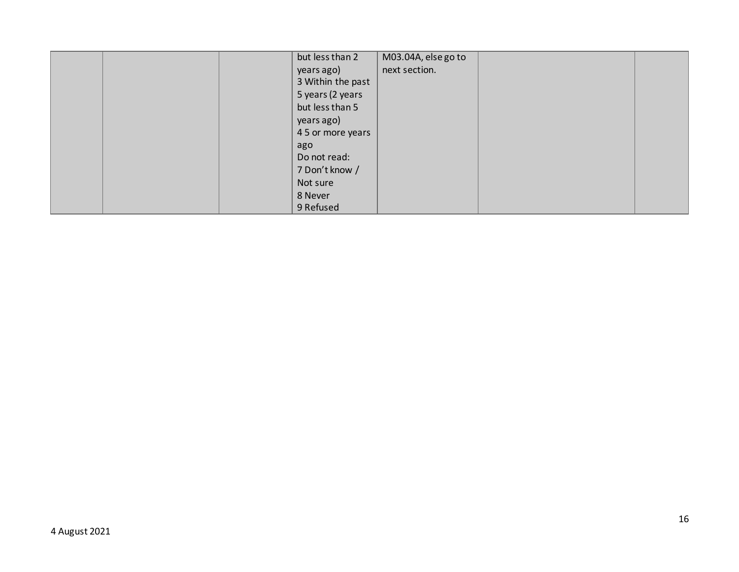| | | | | | | |
|---|---|---|---|---|---|---|
| | | | but less than 2 years ago)<br>3 Within the past 5 years (2 years but less than 5 years ago)<br>4 5 or more years ago<br>Do not read:<br>7 Don't know / Not sure<br>8 Never<br>9 Refused | M03.04A, else go to next section. | | |

4 August 2021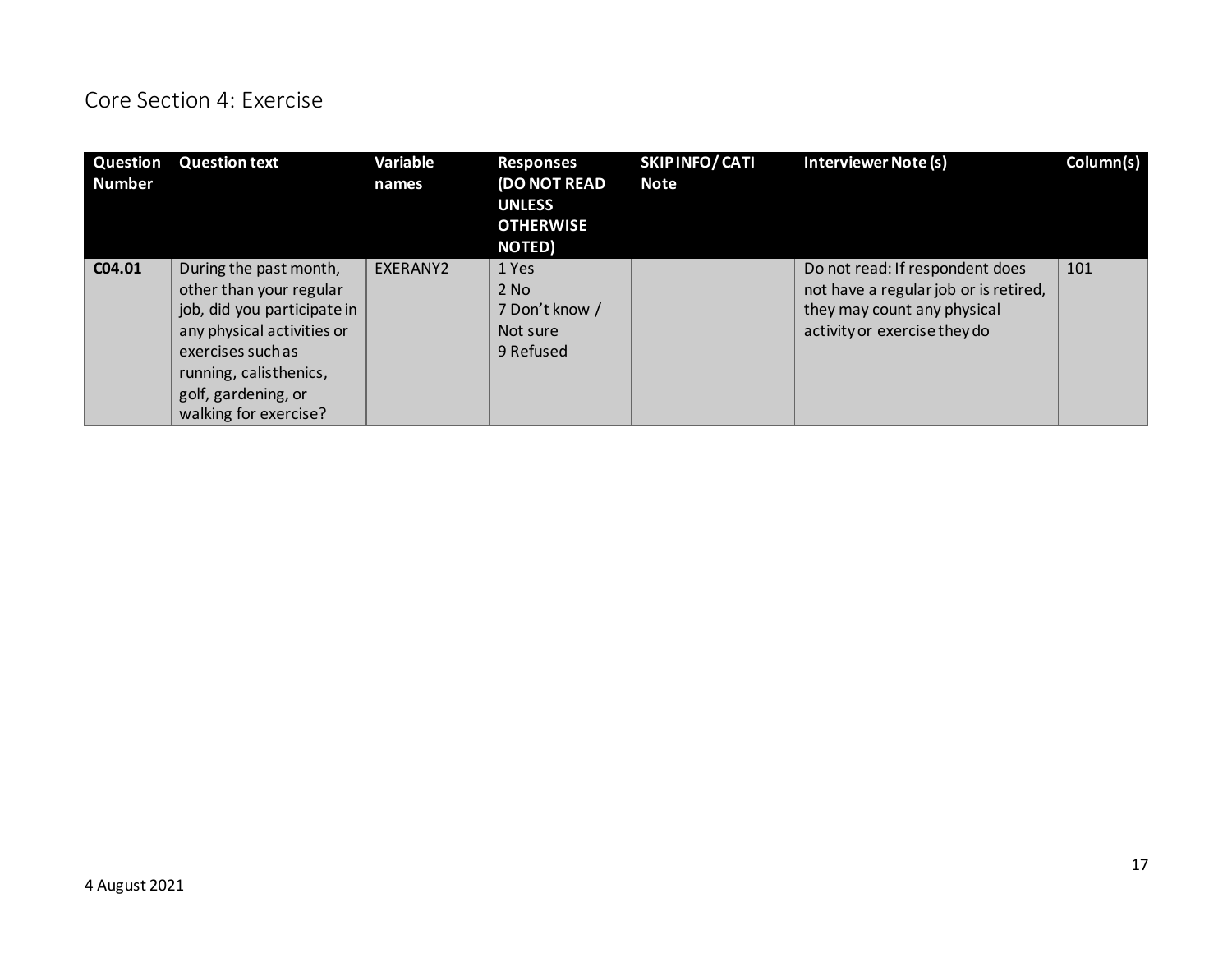# Core Section 4: Exercise

| Question Number | Question text | Variable names | Responses (DO NOT READ UNLESS OTHERWISE NOTED) | SKIP INFO/ CATI Note | Interviewer Note (s) | Column(s) |
|---|---|---|---|---|---|---|
| **C04.01** | During the past month, other than your regular job, did you participate in any physical activities or exercises such as running, calisthenics, golf, gardening, or walking for exercise? | EXERANY2 | 1 Yes<br>2 No<br>7 Don't know / Not sure<br>9 Refused | | Do not read: If respondent does not have a regular job or is retired, they may count any physical activity or exercise they do | 101 |

4 August 2021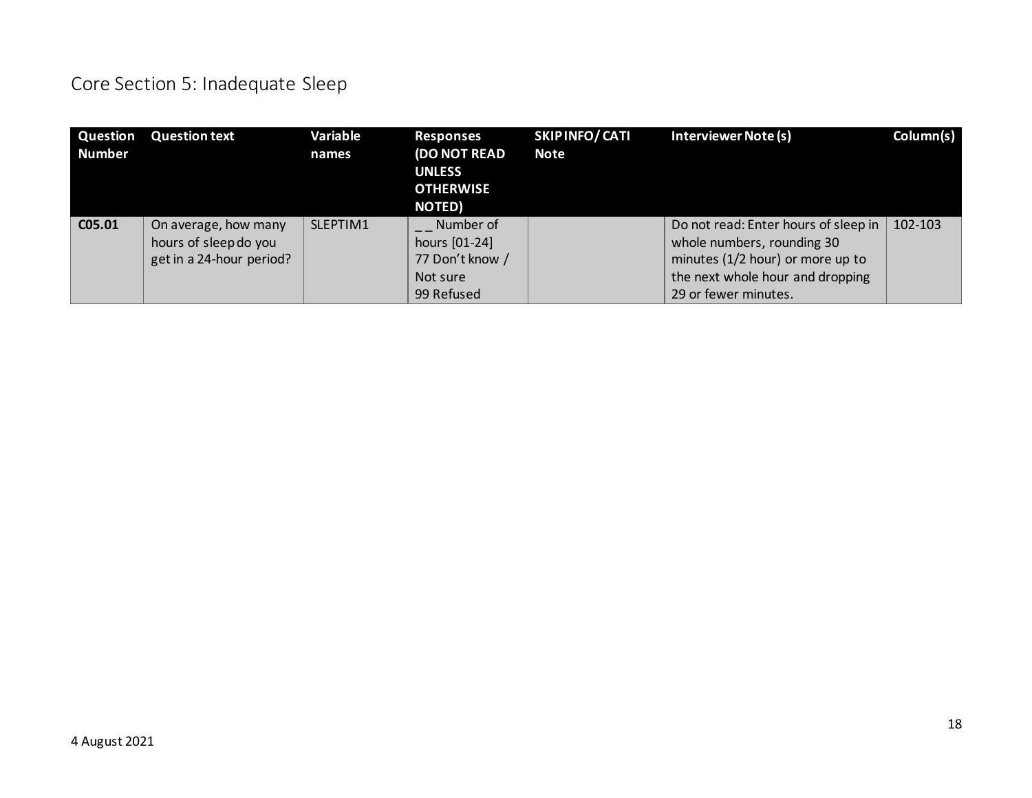## Core Section 5: Inadequate Sleep

| Question Number | Question text | Variable names | Responses (DO NOT READ UNLESS OTHERWISE NOTED) | SKIP INFO/ CATI Note | Interviewer Note (s) | Column(s) |
|---|---|---|---|---|---|---|
| **C05.01** | On average, how many hours of sleep do you get in a 24-hour period? | SLEPTIM1 | _ _ Number of hours [01-24]<br>77 Don't know / Not sure<br>99 Refused | | Do not read: Enter hours of sleep in whole numbers, rounding 30 minutes (1/2 hour) or more up to the next whole hour and dropping 29 or fewer minutes. | 102-103 |

4 August 2021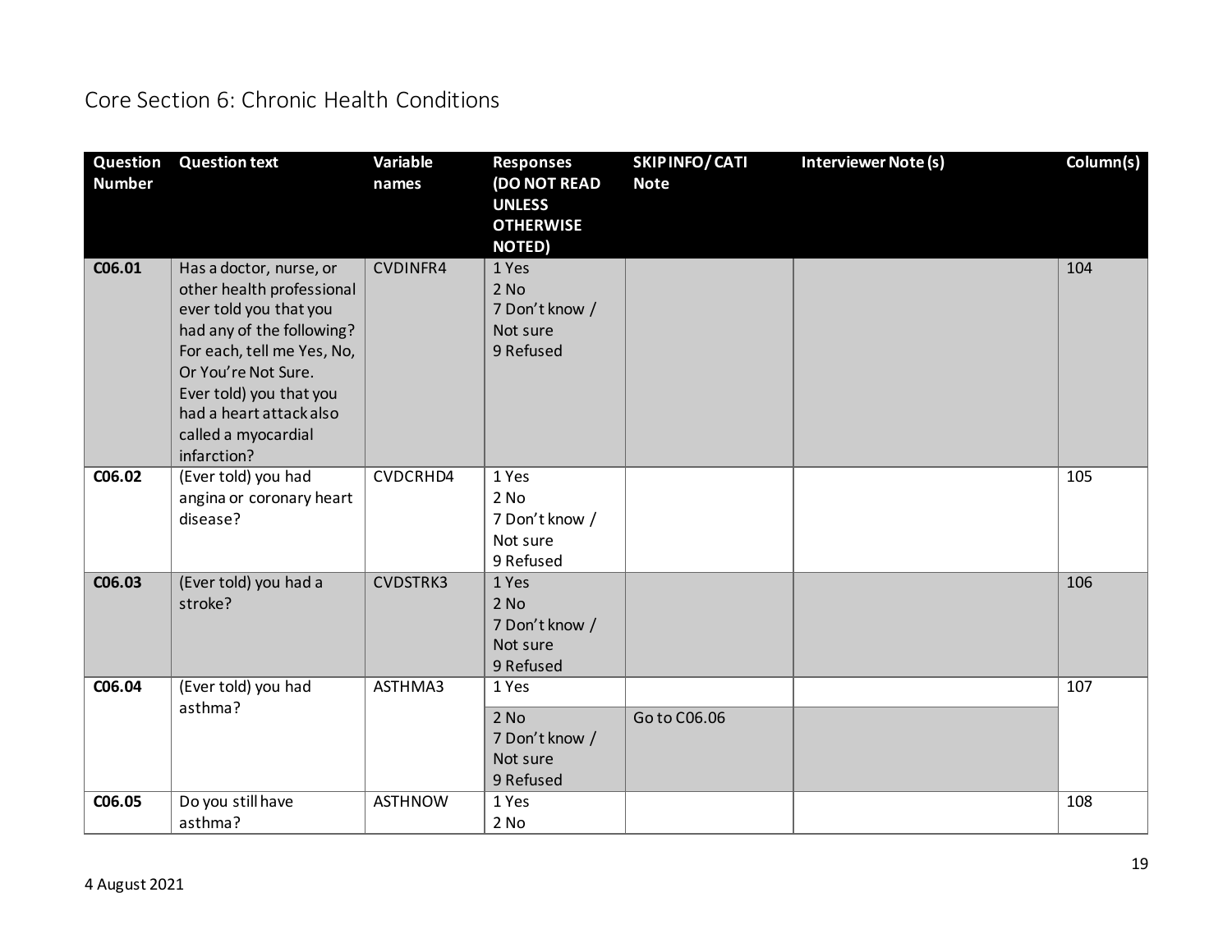# Core Section 6: Chronic Health Conditions

| Question Number | Question text | Variable names | Responses (DO NOT READ UNLESS OTHERWISE NOTED) | SKIP INFO/ CATI Note | Interviewer Note (s) | Column(s) |
|---|---|---|---|---|---|---|
| **C06.01** | Has a doctor, nurse, or other health professional ever told you that you had any of the following? For each, tell me Yes, No, Or You're Not Sure. Ever told) you that you had a heart attack also called a myocardial infarction? | CVDINFR4 | 1 Yes<br>2 No<br>7 Don't know / Not sure<br>9 Refused | | | 104 |
| **C06.02** | (Ever told) you had angina or coronary heart disease? | CVDCRHD4 | 1 Yes<br>2 No<br>7 Don't know / Not sure<br>9 Refused | | | 105 |
| **C06.03** | (Ever told) you had a stroke? | CVDSTRK3 | 1 Yes<br>2 No<br>7 Don't know / Not sure<br>9 Refused | | | 106 |
| **C06.04** | (Ever told) you had asthma? | ASTHMA3 | 1 Yes | | | 107 |
| | | | 2 No<br>7 Don't know / Not sure<br>9 Refused | Go to C06.06 | | |
| **C06.05** | Do you still have asthma? | ASTHNOW | 1 Yes<br>2 No | | | 108 |

4 August 2021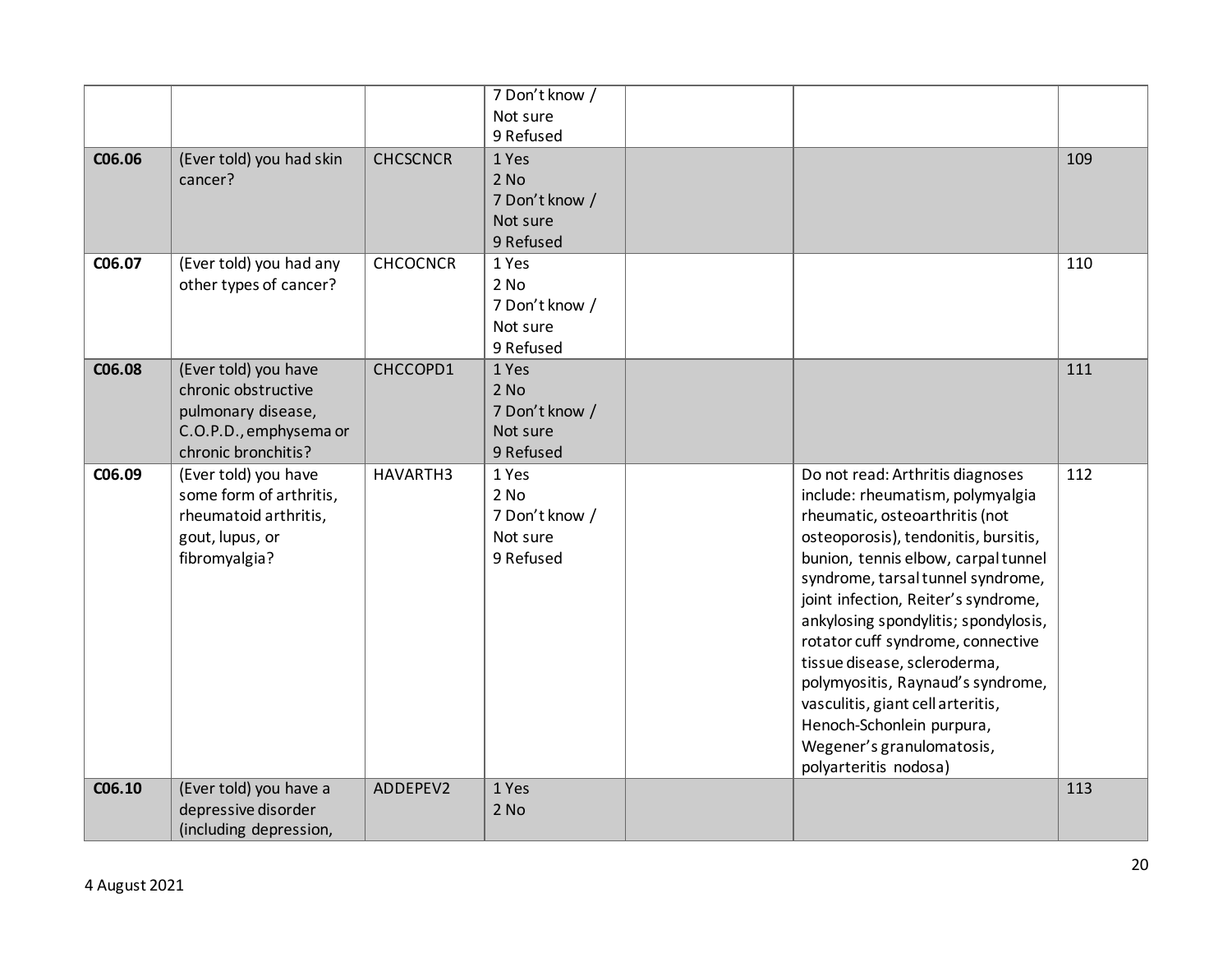| | | | | | | |
|---|---|---|---|---|---|---|
| | | | 7 Don't know / Not sure<br>9 Refused | | | |
| **C06.06** | (Ever told) you had skin cancer? | CHCSCNCR | 1 Yes<br>2 No<br>7 Don't know / Not sure<br>9 Refused | | | 109 |
| **C06.07** | (Ever told) you had any other types of cancer? | CHCOCNCR | 1 Yes<br>2 No<br>7 Don't know / Not sure<br>9 Refused | | | 110 |
| **C06.08** | (Ever told) you have chronic obstructive pulmonary disease, C.O.P.D., emphysema or chronic bronchitis? | CHCCOPD1 | 1 Yes<br>2 No<br>7 Don't know / Not sure<br>9 Refused | | | 111 |
| **C06.09** | (Ever told) you have some form of arthritis, rheumatoid arthritis, gout, lupus, or fibromyalgia? | HAVARTH3 | 1 Yes<br>2 No<br>7 Don't know / Not sure<br>9 Refused | | Do not read: Arthritis diagnoses include: rheumatism, polymyalgia rheumatic, osteoarthritis (not osteoporosis), tendonitis, bursitis, bunion, tennis elbow, carpal tunnel syndrome, tarsal tunnel syndrome, joint infection, Reiter's syndrome, ankylosing spondylitis; spondylosis, rotator cuff syndrome, connective tissue disease, scleroderma, polymyositis, Raynaud's syndrome, vasculitis, giant cell arteritis, Henoch-Schonlein purpura, Wegener's granulomatosis, polyarteritis nodosa) | 112 |
| **C06.10** | (Ever told) you have a depressive disorder (including depression, | ADDEPEV2 | 1 Yes<br>2 No | | | 113 |

4 August 2021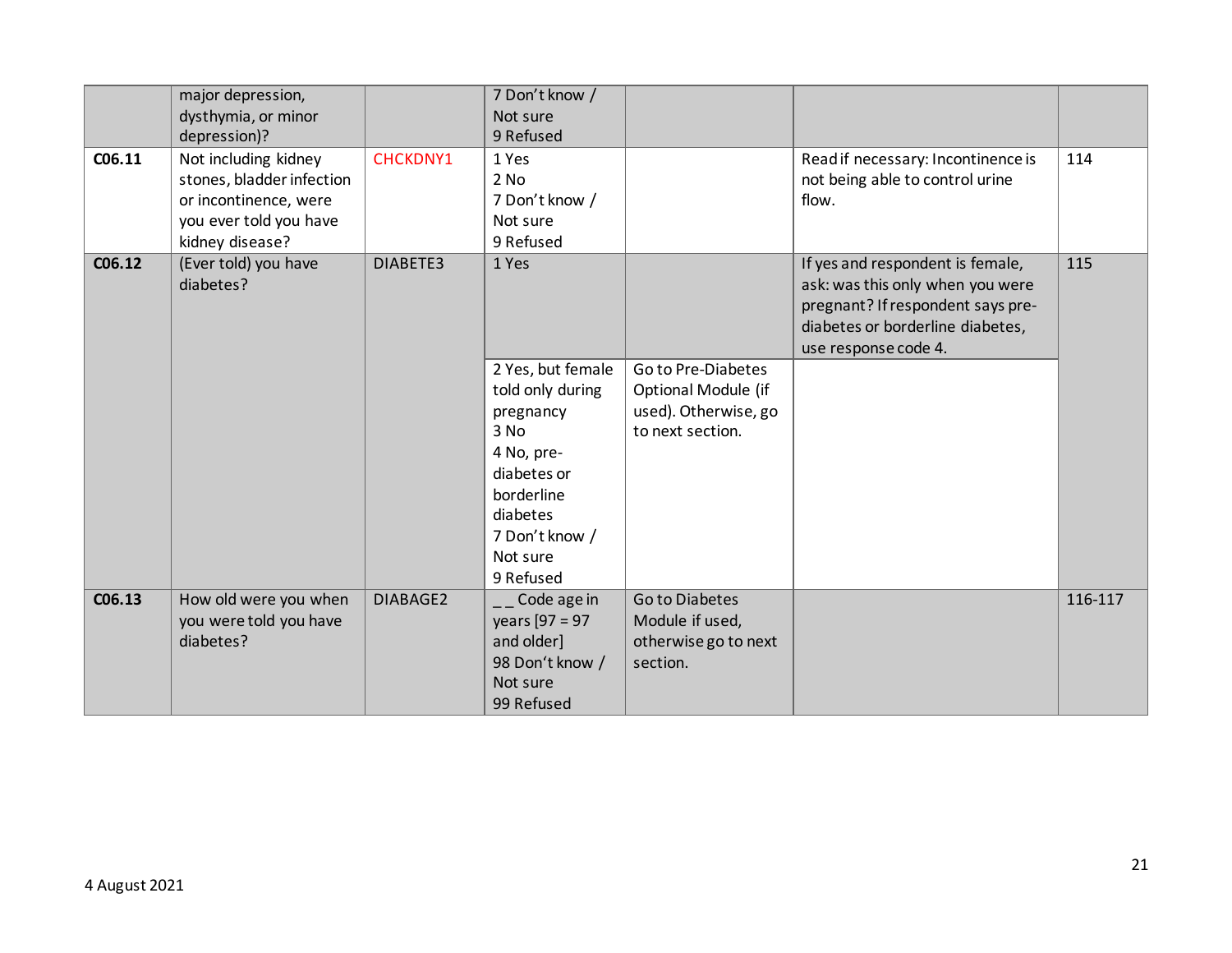| | | | | | | |
|---|---|---|---|---|---|---|
| | major depression, dysthymia, or minor depression)? | | 7 Don't know / Not sure<br>9 Refused | | | |
| C06.11 | Not including kidney stones, bladder infection or incontinence, were you ever told you have kidney disease? | CHCKDNY1 | 1 Yes<br>2 No<br>7 Don't know / Not sure<br>9 Refused | | Read if necessary: Incontinence is not being able to control urine flow. | 114 |
| C06.12 | (Ever told) you have diabetes? | DIABETE3 | 1 Yes | | If yes and respondent is female, ask: was this only when you were pregnant? If respondent says pre-diabetes or borderline diabetes, use response code 4. | 115 |
| | | | 2 Yes, but female told only during pregnancy<br>3 No<br>4 No, pre-diabetes or borderline diabetes<br>7 Don't know / Not sure<br>9 Refused | Go to Pre-Diabetes Optional Module (if used). Otherwise, go to next section. | | |
| C06.13 | How old were you when you were told you have diabetes? | DIABAGE2 | _ _ Code age in years [97 = 97 and older]<br>98 Don't know / Not sure<br>99 Refused | Go to Diabetes Module if used, otherwise go to next section. | | 116-117 |

4 August 2021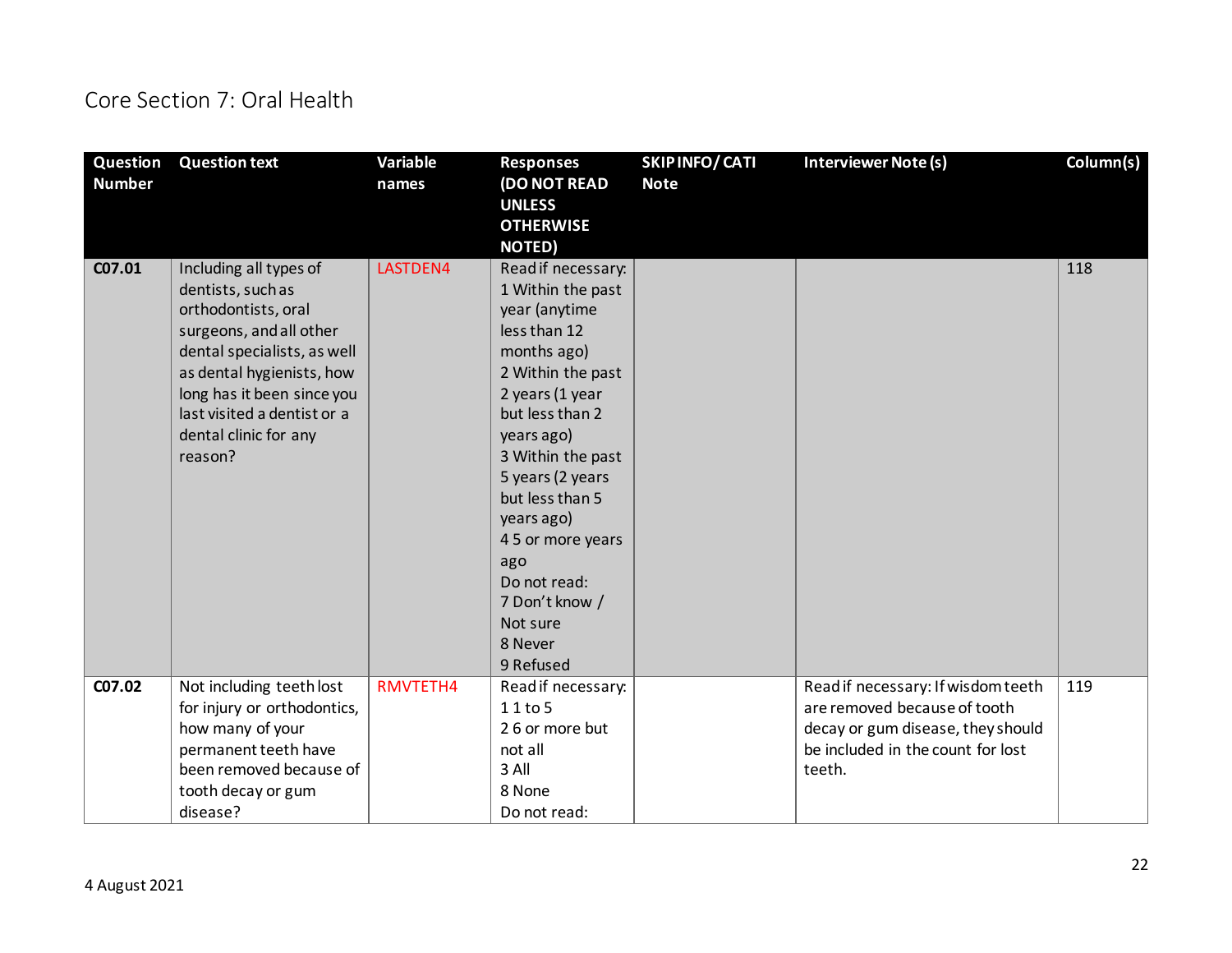## Core Section 7: Oral Health

| Question Number | Question text | Variable names | Responses (DO NOT READ UNLESS OTHERWISE NOTED) | SKIP INFO/ CATI Note | Interviewer Note (s) | Column(s) |
|---|---|---|---|---|---|---|
| **C07.01** | Including all types of dentists, such as orthodontists, oral surgeons, and all other dental specialists, as well as dental hygienists, how long has it been since you last visited a dentist or a dental clinic for any reason? | LASTDEN4 | Read if necessary:<br>1 Within the past year (anytime less than 12 months ago)<br>2 Within the past 2 years (1 year but less than 2 years ago)<br>3 Within the past 5 years (2 years but less than 5 years ago)<br>4 5 or more years ago<br>Do not read:<br>7 Don't know / Not sure<br>8 Never<br>9 Refused | | | 118 |
| **C07.02** | Not including teeth lost for injury or orthodontics, how many of your permanent teeth have been removed because of tooth decay or gum disease? | RMVTETH4 | Read if necessary:<br>1 1 to 5<br>2 6 or more but not all<br>3 All<br>8 None<br>Do not read: | | Read if necessary: If wisdom teeth are removed because of tooth decay or gum disease, they should be included in the count for lost teeth. | 119 |

4 August 2021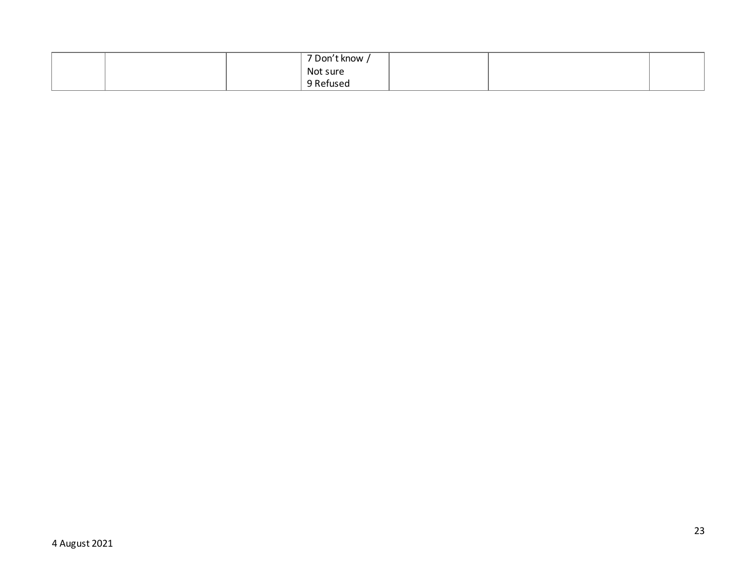| | | | | | | |
|---|---|---|---|---|---|---|
| | | | 7 Don't know / Not sure<br>9 Refused | | | |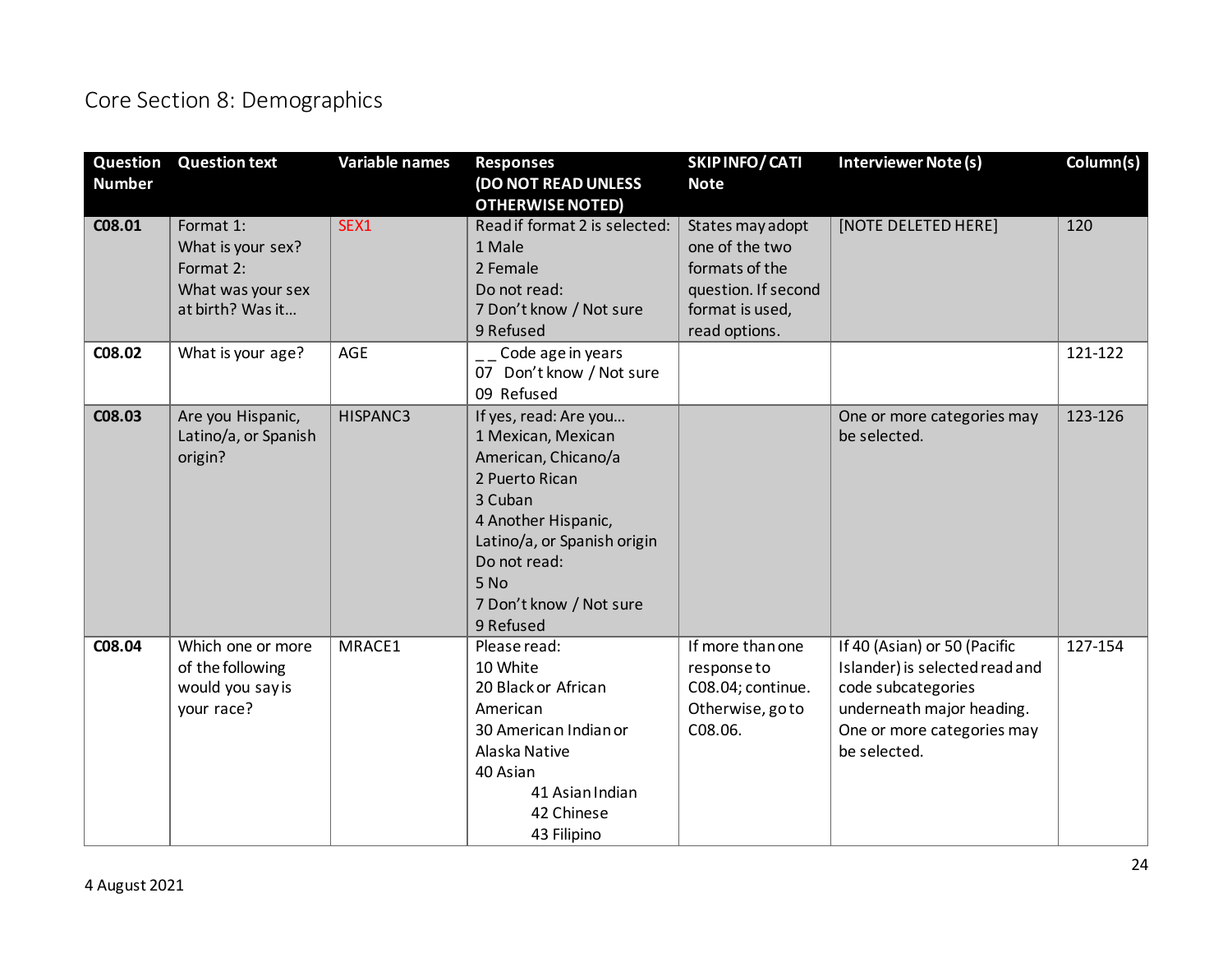## Core Section 8: Demographics

| Question Number | Question text | Variable names | Responses (DO NOT READ UNLESS OTHERWISE NOTED) | SKIP INFO/ CATI Note | Interviewer Note (s) | Column(s) |
|---|---|---|---|---|---|---|
| C08.01 | Format 1:<br>What is your sex?<br>Format 2:<br>What was your sex at birth? Was it… | SEX1 | Read if format 2 is selected:<br>1 Male<br>2 Female<br>Do not read:<br>7 Don't know / Not sure<br>9 Refused | States may adopt one of the two formats of the question. If second format is used, read options. | [NOTE DELETED HERE] | 120 |
| C08.02 | What is your age? | AGE | _ _ Code age in years<br>07 Don't know / Not sure<br>09 Refused | | | 121-122 |
| C08.03 | Are you Hispanic, Latino/a, or Spanish origin? | HISPANC3 | If yes, read: Are you…<br>1 Mexican, Mexican American, Chicano/a<br>2 Puerto Rican<br>3 Cuban<br>4 Another Hispanic, Latino/a, or Spanish origin<br>Do not read:<br>5 No<br>7 Don't know / Not sure<br>9 Refused | | One or more categories may be selected. | 123-126 |
| C08.04 | Which one or more of the following would you say is your race? | MRACE1 | Please read:<br>10 White<br>20 Black or African American<br>30 American Indian or Alaska Native<br>40 Asian<br>41 Asian Indian<br>42 Chinese<br>43 Filipino | If more than one response to C08.04; continue. Otherwise, go to C08.06. | If 40 (Asian) or 50 (Pacific Islander) is selected read and code subcategories underneath major heading.<br>One or more categories may be selected. | 127-154 |

4 August 2021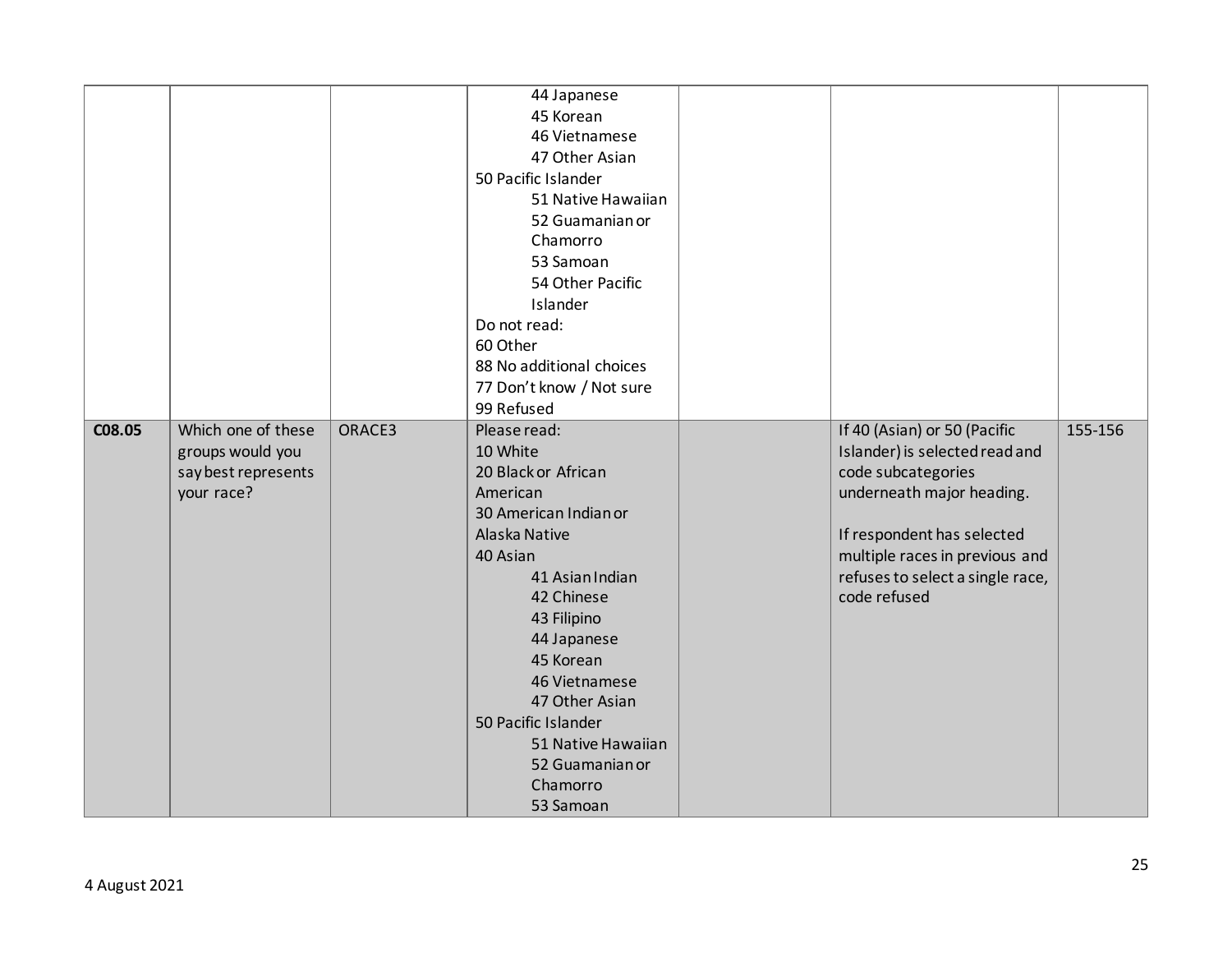| | | | | | | |
|---|---|---|---|---|---|---|
| | | | 44 Japanese<br>45 Korean<br>46 Vietnamese<br>47 Other Asian<br>50 Pacific Islander<br>51 Native Hawaiian<br>52 Guamanian or Chamorro<br>53 Samoan<br>54 Other Pacific Islander<br>Do not read:<br>60 Other<br>88 No additional choices<br>77 Don't know / Not sure<br>99 Refused | | | |
| **C08.05** | Which one of these groups would you say best represents your race? | ORACE3 | Please read:<br>10 White<br>20 Black or African American<br>30 American Indian or Alaska Native<br>40 Asian<br>41 Asian Indian<br>42 Chinese<br>43 Filipino<br>44 Japanese<br>45 Korean<br>46 Vietnamese<br>47 Other Asian<br>50 Pacific Islander<br>51 Native Hawaiian<br>52 Guamanian or Chamorro<br>53 Samoan | | If 40 (Asian) or 50 (Pacific Islander) is selected read and code subcategories underneath major heading.<br><br>If respondent has selected multiple races in previous and refuses to select a single race, code refused | 155-156 |

4 August 2021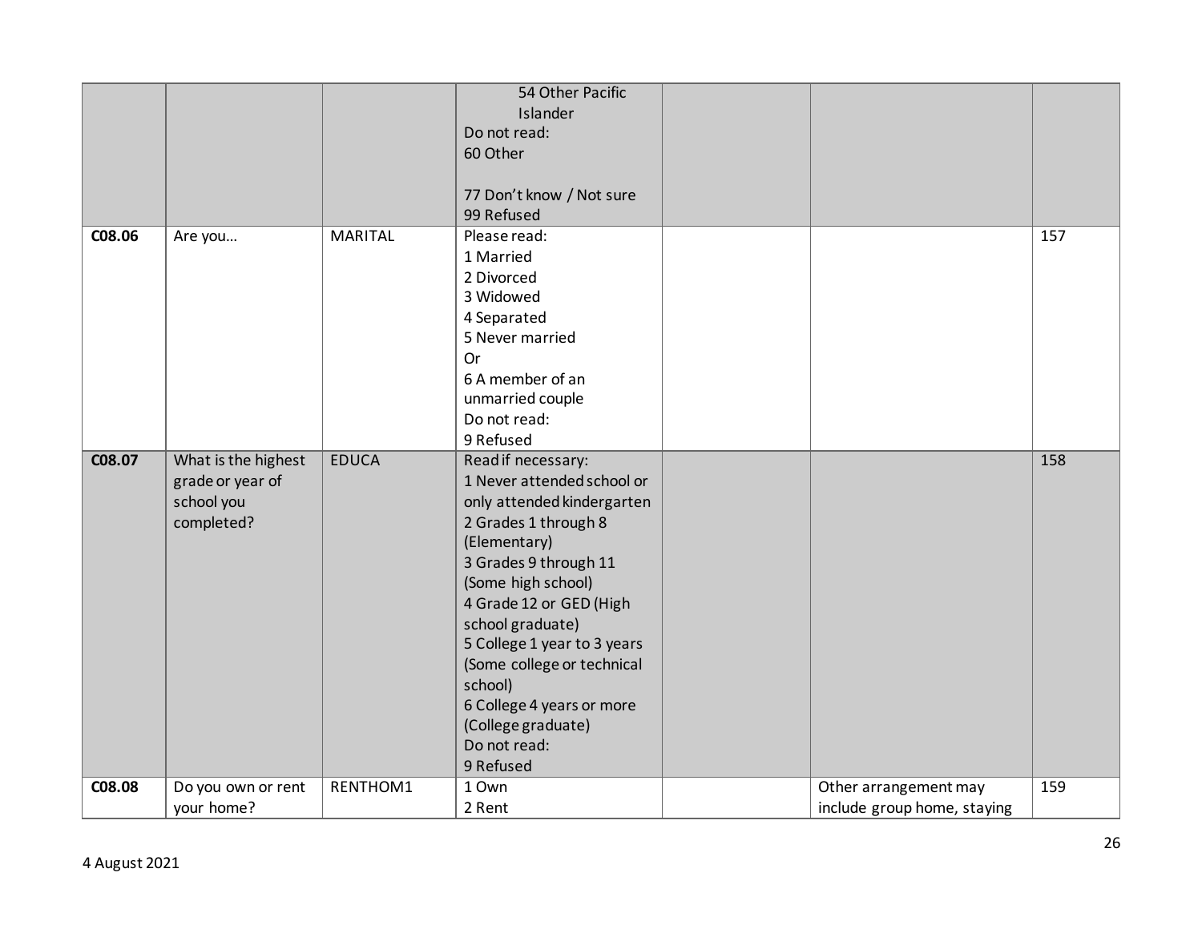| | | | 54 Other Pacific Islander<br>Do not read:<br>60 Other<br><br>77 Don't know / Not sure<br>99 Refused | | | |
|---|---|---|---|---|---|---|
| **C08.06** | Are you… | MARITAL | Please read:<br>1 Married<br>2 Divorced<br>3 Widowed<br>4 Separated<br>5 Never married<br>Or<br>6 A member of an unmarried couple<br>Do not read:<br>9 Refused | | | 157 |
| **C08.07** | What is the highest grade or year of school you completed? | EDUCA | Read if necessary:<br>1 Never attended school or only attended kindergarten<br>2 Grades 1 through 8 (Elementary)<br>3 Grades 9 through 11 (Some high school)<br>4 Grade 12 or GED (High school graduate)<br>5 College 1 year to 3 years (Some college or technical school)<br>6 College 4 years or more (College graduate)<br>Do not read:<br>9 Refused | | | 158 |
| **C08.08** | Do you own or rent your home? | RENTHOM1 | 1 Own<br>2 Rent | | Other arrangement may include group home, staying | 159 |

4 August 2021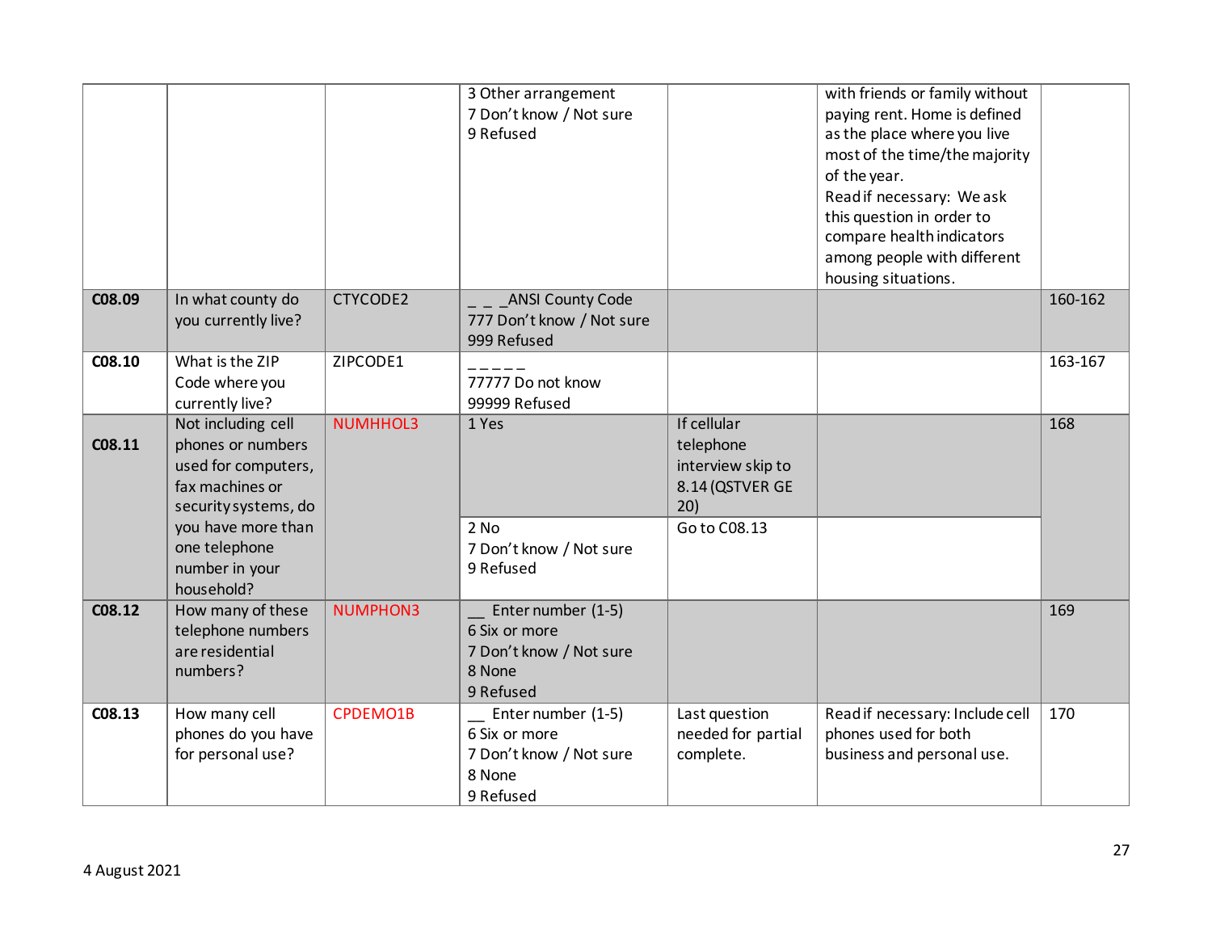| | | | 3 Other arrangement<br>7 Don't know / Not sure<br>9 Refused | | with friends or family without paying rent. Home is defined as the place where you live most of the time/the majority of the year.<br>Read if necessary: We ask this question in order to compare health indicators among people with different housing situations. | |
|---|---|---|---|---|---|---|
| **C08.09** | In what county do you currently live? | CTYCODE2 | _ _ _ANSI County Code<br>777 Don't know / Not sure<br>999 Refused | | | 160-162 |
| **C08.10** | What is the ZIP Code where you currently live? | ZIPCODE1 | _ _ _ _ _<br>77777 Do not know<br>99999 Refused | | | 163-167 |
| **C08.11** | Not including cell phones or numbers used for computers, fax machines or security systems, do you have more than one telephone number in your household? | NUMHHOL3 | 1 Yes | If cellular telephone interview skip to 8.14 (QSTVER GE 20) | | 168 |
| | | | 2 No<br>7 Don't know / Not sure<br>9 Refused | Go to C08.13 | | |
| **C08.12** | How many of these telephone numbers are residential numbers? | NUMPHON3 | __ Enter number (1-5)<br>6 Six or more<br>7 Don't know / Not sure<br>8 None<br>9 Refused | | | 169 |
| **C08.13** | How many cell phones do you have for personal use? | CPDEMO1B | __ Enter number (1-5)<br>6 Six or more<br>7 Don't know / Not sure<br>8 None<br>9 Refused | Last question needed for partial complete. | Read if necessary: Include cell phones used for both business and personal use. | 170 |

4 August 2021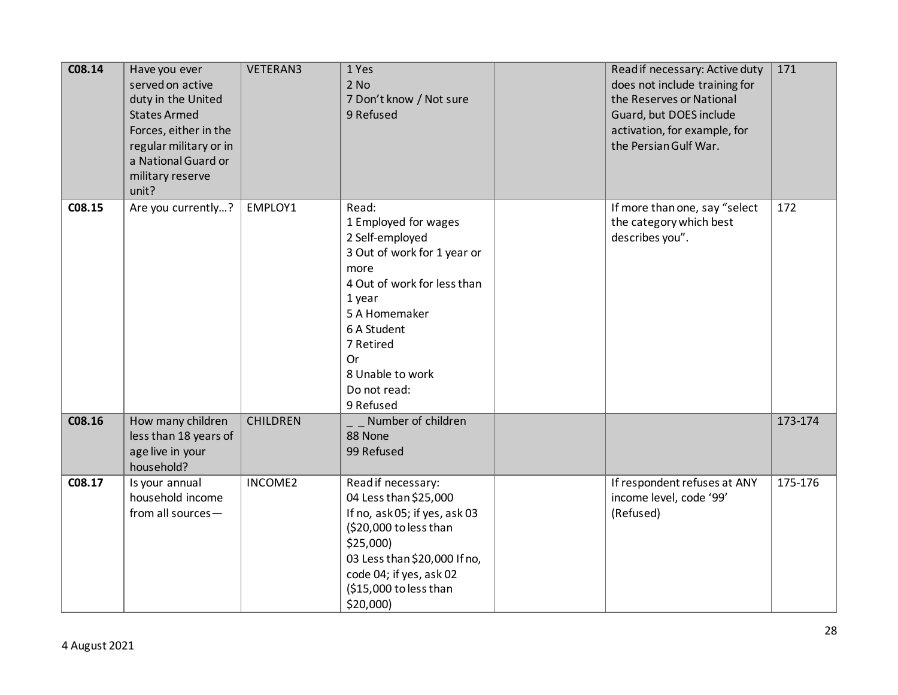| C08.14 | Have you ever served on active duty in the United States Armed Forces, either in the regular military or in a National Guard or military reserve unit? | VETERAN3 | 1 Yes<br>2 No<br>7 Don't know / Not sure<br>9 Refused | | Read if necessary: Active duty does not include training for the Reserves or National Guard, but DOES include activation, for example, for the Persian Gulf War. | 171 |
|---|---|---|---|---|---|---|
| C08.15 | Are you currently…? | EMPLOY1 | Read:<br>1 Employed for wages<br>2 Self-employed<br>3 Out of work for 1 year or more<br>4 Out of work for less than 1 year<br>5 A Homemaker<br>6 A Student<br>7 Retired<br>Or<br>8 Unable to work<br>Do not read:<br>9 Refused | | If more than one, say "select the category which best describes you". | 172 |
| C08.16 | How many children less than 18 years of age live in your household? | CHILDREN | _ _ Number of children<br>88 None<br>99 Refused | | | 173-174 |
| C08.17 | Is your annual household income from all sources— | INCOME2 | Read if necessary:<br>04 Less than $25,000<br>If no, ask 05; if yes, ask 03 ($20,000 to less than $25,000)<br>03 Less than $20,000 If no, code 04; if yes, ask 02 ($15,000 to less than $20,000) | | If respondent refuses at ANY income level, code '99' (Refused) | 175-176 |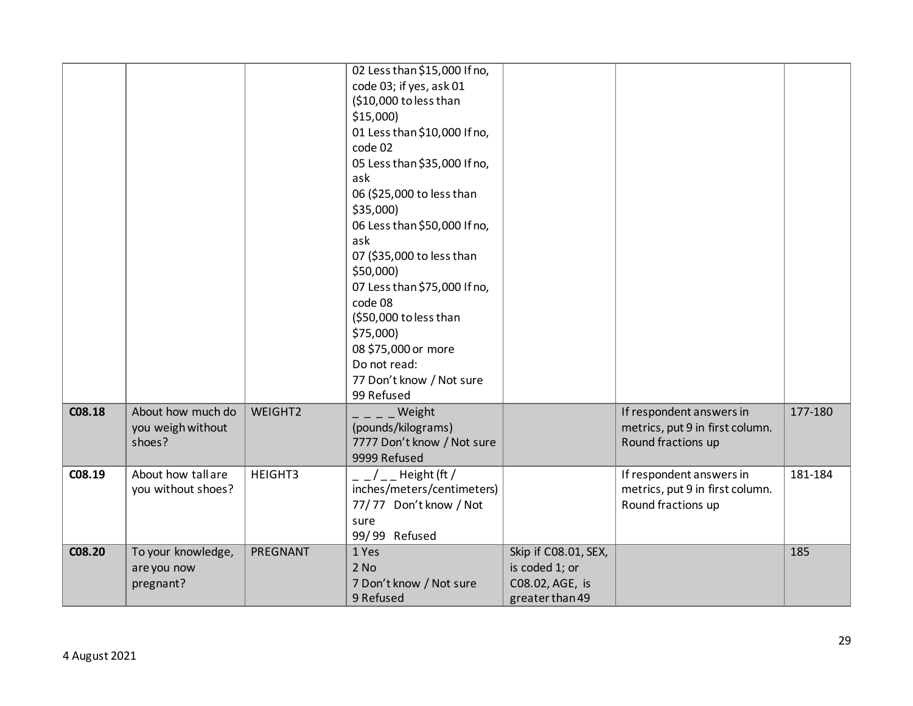| | | | | | | |
|---|---|---|---|---|---|---|
| | | | 02 Less than $15,000 If no, code 03; if yes, ask 01 ($10,000 to less than $15,000)<br>01 Less than $10,000 If no, code 02<br>05 Less than $35,000 If no, ask<br>06 ($25,000 to less than $35,000)<br>06 Less than $50,000 If no, ask<br>07 ($35,000 to less than $50,000)<br>07 Less than $75,000 If no, code 08<br>($50,000 to less than $75,000)<br>08 $75,000 or more<br>Do not read:<br>77 Don't know / Not sure<br>99 Refused | | | |
| **C08.18** | About how much do you weigh without shoes? | WEIGHT2 | _ _ _ _ Weight (pounds/kilograms)<br>7777 Don't know / Not sure<br>9999 Refused | | If respondent answers in metrics, put 9 in first column. Round fractions up | 177-180 |
| **C08.19** | About how tall are you without shoes? | HEIGHT3 | _ _ / _ _ Height (ft / inches/meters/centimeters)<br>77/ 77 Don't know / Not sure<br>99/ 99 Refused | | If respondent answers in metrics, put 9 in first column. Round fractions up | 181-184 |
| **C08.20** | To your knowledge, are you now pregnant? | PREGNANT | 1 Yes<br>2 No<br>7 Don't know / Not sure<br>9 Refused | Skip if C08.01, SEX, is coded 1; or C08.02, AGE, is greater than 49 | | 185 |

4 August 2021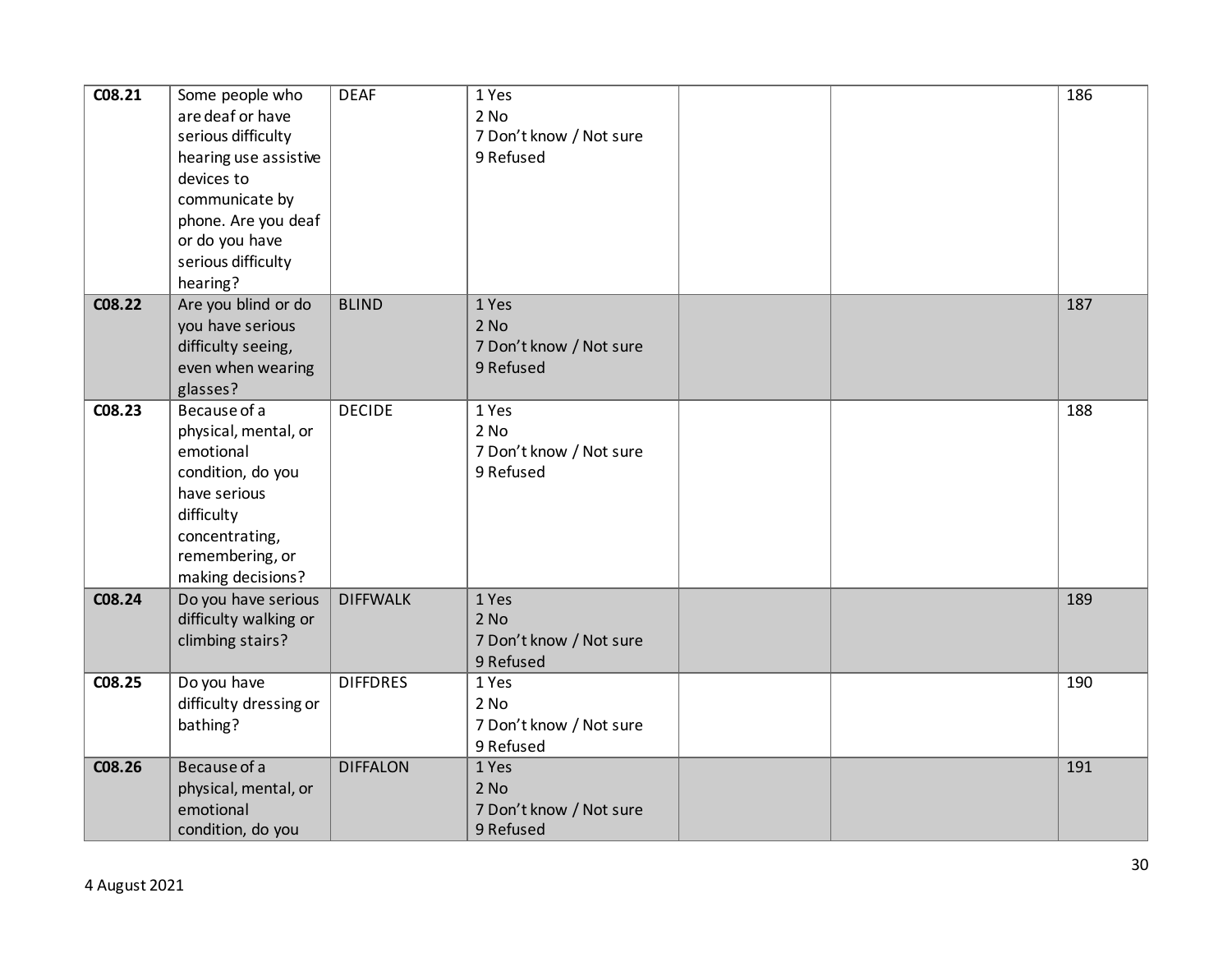| C08.21 | Some people who are deaf or have serious difficulty hearing use assistive devices to communicate by phone. Are you deaf or do you have serious difficulty hearing? | DEAF | 1 Yes<br>2 No<br>7 Don't know / Not sure<br>9 Refused | | | 186 |
|---|---|---|---|---|---|---|
| C08.22 | Are you blind or do you have serious difficulty seeing, even when wearing glasses? | BLIND | 1 Yes<br>2 No<br>7 Don't know / Not sure<br>9 Refused | | | 187 |
| C08.23 | Because of a physical, mental, or emotional condition, do you have serious difficulty concentrating, remembering, or making decisions? | DECIDE | 1 Yes<br>2 No<br>7 Don't know / Not sure<br>9 Refused | | | 188 |
| C08.24 | Do you have serious difficulty walking or climbing stairs? | DIFFWALK | 1 Yes<br>2 No<br>7 Don't know / Not sure<br>9 Refused | | | 189 |
| C08.25 | Do you have difficulty dressing or bathing? | DIFFDRES | 1 Yes<br>2 No<br>7 Don't know / Not sure<br>9 Refused | | | 190 |
| C08.26 | Because of a physical, mental, or emotional condition, do you | DIFFALON | 1 Yes<br>2 No<br>7 Don't know / Not sure<br>9 Refused | | | 191 |

4 August 2021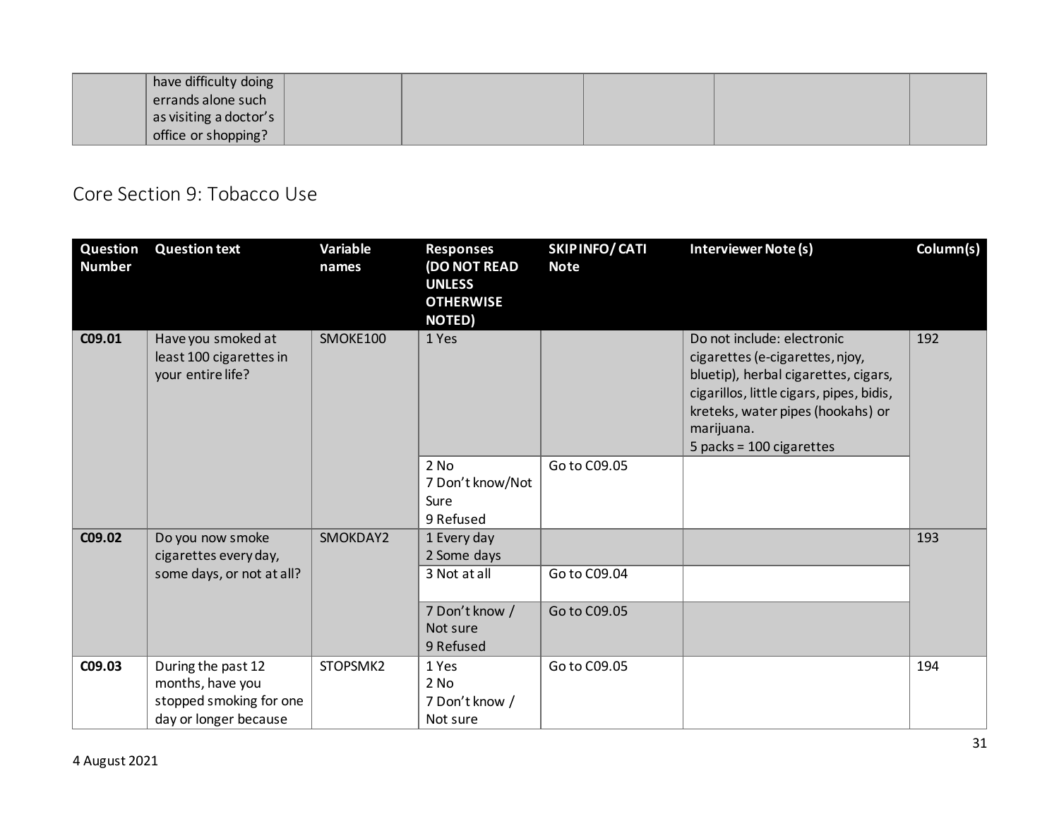| | have difficulty doing errands alone such as visiting a doctor's office or shopping? | | | | | |
|---|---|---|---|---|---|---|

## Core Section 9: Tobacco Use

| Question Number | Question text | Variable names | Responses (DO NOT READ UNLESS OTHERWISE NOTED) | SKIP INFO/ CATI Note | Interviewer Note (s) | Column(s) |
|---|---|---|---|---|---|---|
| C09.01 | Have you smoked at least 100 cigarettes in your entire life? | SMOKE100 | 1 Yes | | Do not include: electronic cigarettes (e-cigarettes, njoy, bluetip), herbal cigarettes, cigars, cigarillos, little cigars, pipes, bidis, kreteks, water pipes (hookahs) or marijuana.<br>5 packs = 100 cigarettes | 192 |
| | | | 2 No<br>7 Don't know/Not Sure<br>9 Refused | Go to C09.05 | | |
| C09.02 | Do you now smoke cigarettes every day, some days, or not at all? | SMOKDAY2 | 1 Every day<br>2 Some days | | | 193 |
| | | | 3 Not at all | Go to C09.04 | | |
| | | | 7 Don't know / Not sure<br>9 Refused | Go to C09.05 | | |
| C09.03 | During the past 12 months, have you stopped smoking for one day or longer because | STOPSMK2 | 1 Yes<br>2 No<br>7 Don't know / Not sure | Go to C09.05 | | 194 |

4 August 2021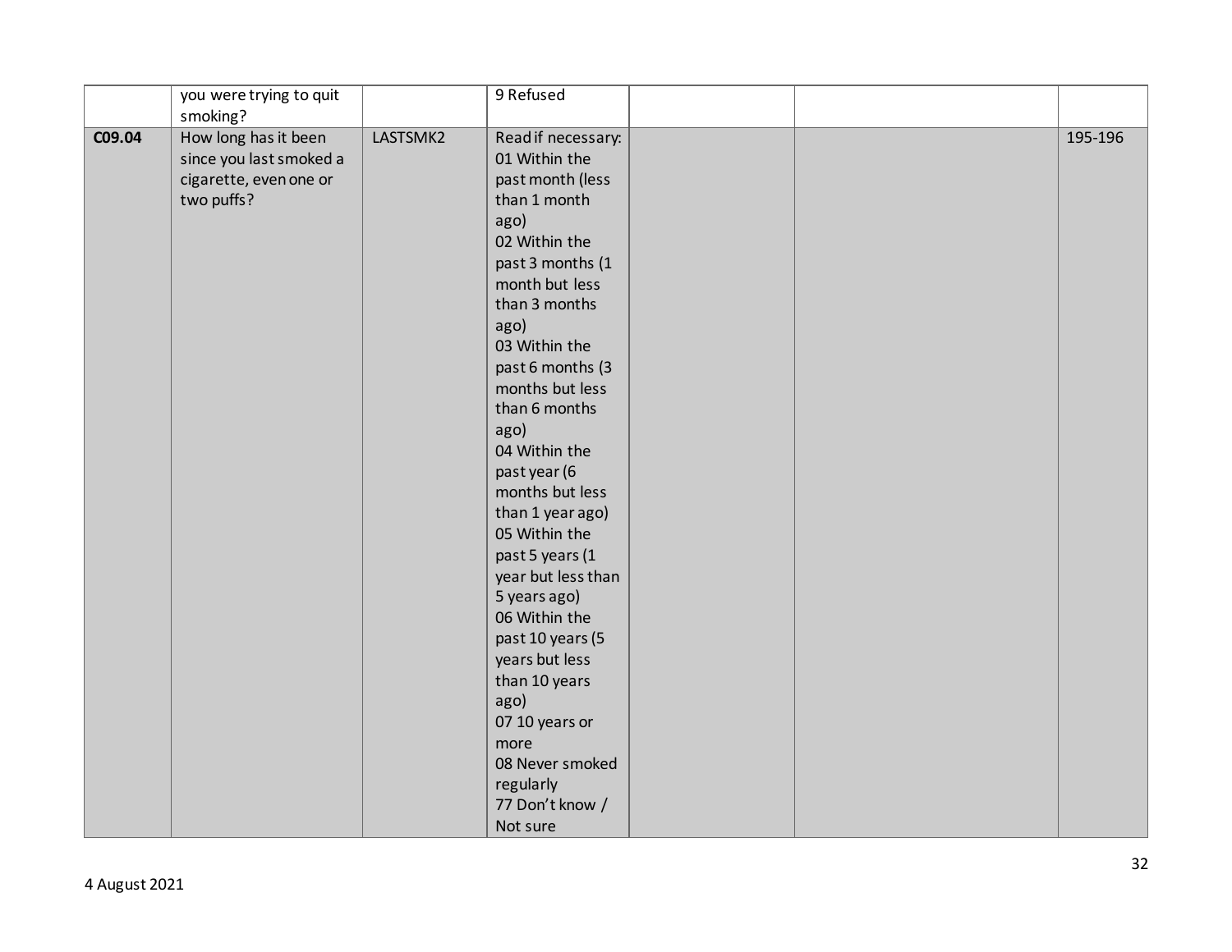|  |  |  |  |  |  |  |
|---|---|---|---|---|---|---|
|  | you were trying to quit smoking? |  | 9 Refused |  |  |  |
| **C09.04** | How long has it been since you last smoked a cigarette, even one or two puffs? | LASTSMK2 | Read if necessary:<br>01 Within the past month (less than 1 month ago)<br>02 Within the past 3 months (1 month but less than 3 months ago)<br>03 Within the past 6 months (3 months but less than 6 months ago)<br>04 Within the past year (6 months but less than 1 year ago)<br>05 Within the past 5 years (1 year but less than 5 years ago)<br>06 Within the past 10 years (5 years but less than 10 years ago)<br>07 10 years or more<br>08 Never smoked regularly<br>77 Don't know / Not sure |  |  | 195-196 |

4 August 2021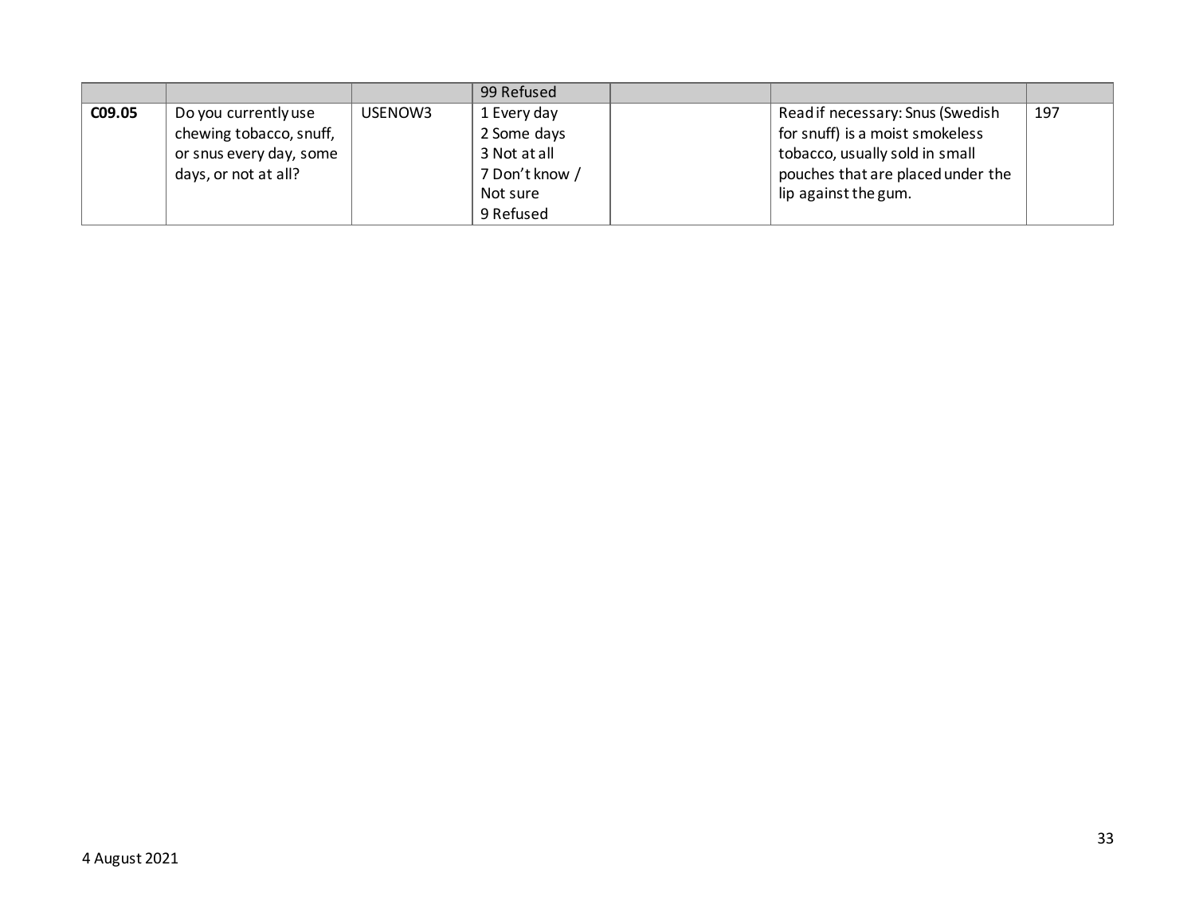| | | | 99 Refused | | | |
|---|---|---|---|---|---|---|
| **C09.05** | Do you currently use chewing tobacco, snuff, or snus every day, some days, or not at all? | USENOW3 | 1 Every day<br>2 Some days<br>3 Not at all<br>7 Don't know / Not sure<br>9 Refused | | Read if necessary: Snus (Swedish for snuff) is a moist smokeless tobacco, usually sold in small pouches that are placed under the lip against the gum. | 197 |

4 August 2021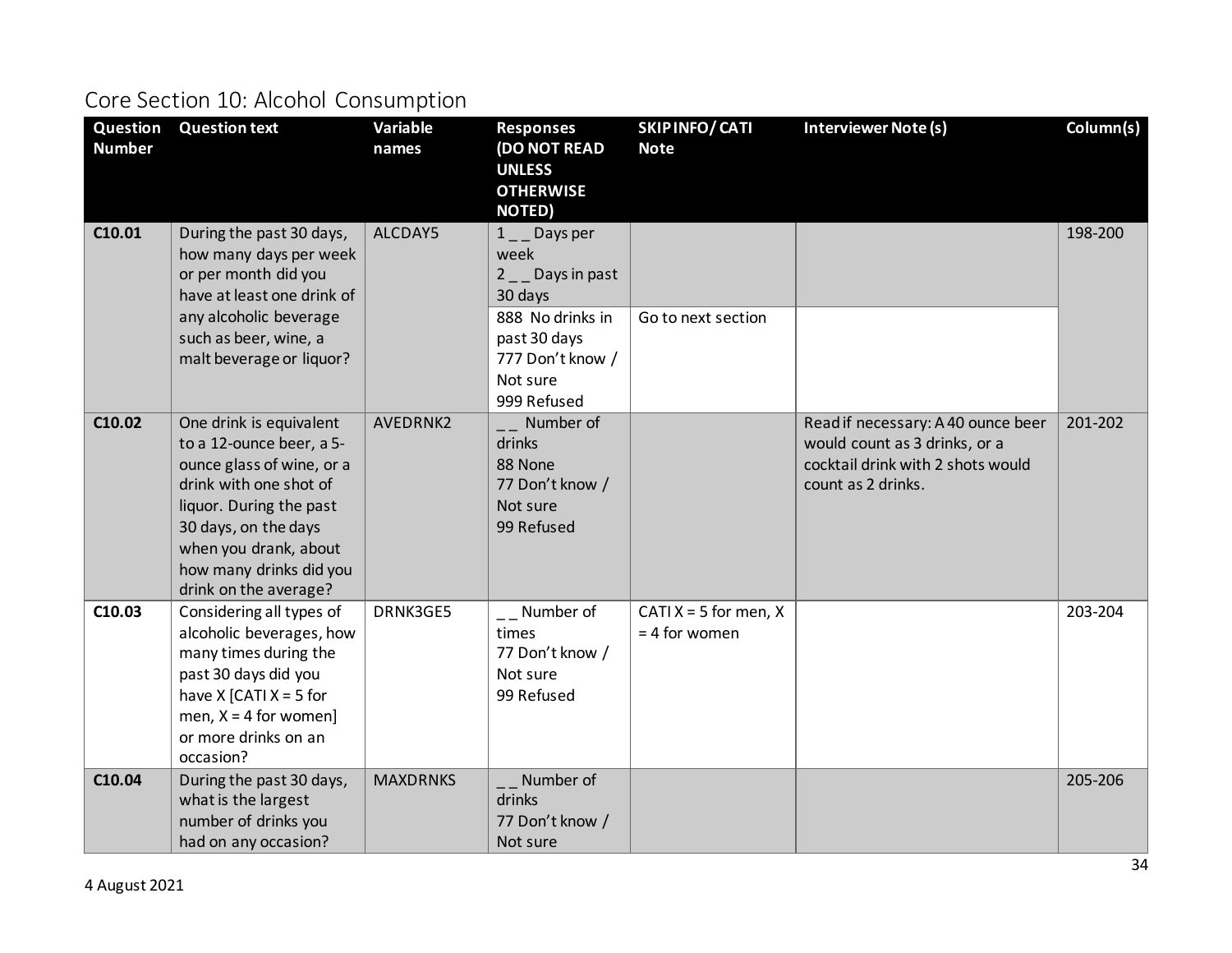## Core Section 10: Alcohol Consumption

| Question Number | Question text | Variable names | Responses (DO NOT READ UNLESS OTHERWISE NOTED) | SKIP INFO/ CATI Note | Interviewer Note (s) | Column(s) |
|---|---|---|---|---|---|---|
| C10.01 | During the past 30 days, how many days per week or per month did you have at least one drink of any alcoholic beverage such as beer, wine, a malt beverage or liquor? | ALCDAY5 | 1 _ _ Days per week<br>2 _ _ Days in past 30 days | | | 198-200 |
| | | | 888 No drinks in past 30 days<br>777 Don't know / Not sure<br>999 Refused | Go to next section | | |
| C10.02 | One drink is equivalent to a 12-ounce beer, a 5-ounce glass of wine, or a drink with one shot of liquor. During the past 30 days, on the days when you drank, about how many drinks did you drink on the average? | AVEDRNK2 | _ _ Number of drinks<br>88 None<br>77 Don't know / Not sure<br>99 Refused | | Read if necessary: A 40 ounce beer would count as 3 drinks, or a cocktail drink with 2 shots would count as 2 drinks. | 201-202 |
| C10.03 | Considering all types of alcoholic beverages, how many times during the past 30 days did you have X [CATI X = 5 for men, X = 4 for women] or more drinks on an occasion? | DRNK3GE5 | _ _ Number of times<br>77 Don't know / Not sure<br>99 Refused | CATI X = 5 for men, X = 4 for women | | 203-204 |
| C10.04 | During the past 30 days, what is the largest number of drinks you had on any occasion? | MAXDRNKS | _ _ Number of drinks<br>77 Don't know / Not sure | | | 205-206 |

4 August 2021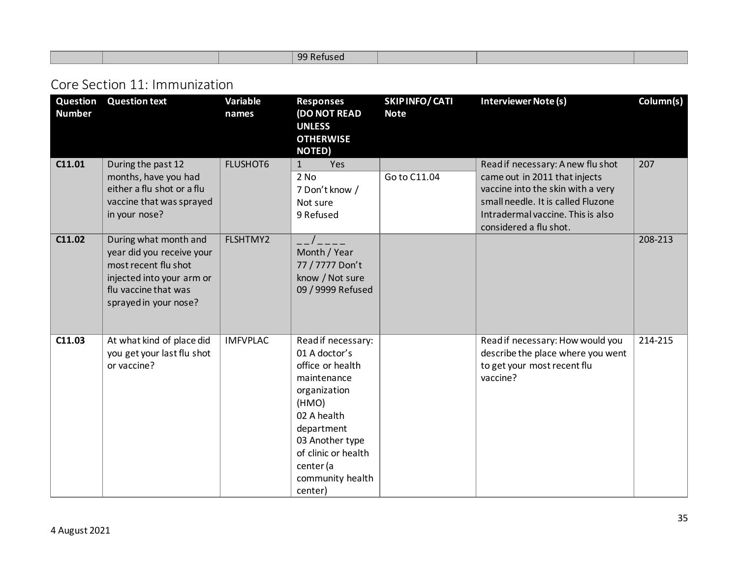| | | | 99 Refused | | | |
|---|---|---|---|---|---|---|

## Core Section 11: Immunization

| Question Number | Question text | Variable names | Responses (DO NOT READ UNLESS OTHERWISE NOTED) | SKIP INFO/ CATI Note | Interviewer Note (s) | Column(s) |
|---|---|---|---|---|---|---|
| C11.01 | During the past 12 months, have you had either a flu shot or a flu vaccine that was sprayed in your nose? | FLUSHOT6 | 1 Yes | | Read if necessary: A new flu shot came out in 2011 that injects vaccine into the skin with a very small needle. It is called Fluzone Intradermal vaccine. This is also considered a flu shot. | 207 |
| | | | 2 No<br>7 Don't know / Not sure<br>9 Refused | Go to C11.04 | | |
| C11.02 | During what month and year did you receive your most recent flu shot injected into your arm or flu vaccine that was sprayed in your nose? | FLSHTMY2 | _ _ / _ _ _ _<br>Month / Year<br>77 / 7777 Don't know / Not sure<br>09 / 9999 Refused | | | 208-213 |
| C11.03 | At what kind of place did you get your last flu shot or vaccine? | IMFVPLAC | Read if necessary:<br>01 A doctor's office or health maintenance organization (HMO)<br>02 A health department<br>03 Another type of clinic or health center (a community health center) | | Read if necessary: How would you describe the place where you went to get your most recent flu vaccine? | 214-215 |

4 August 2021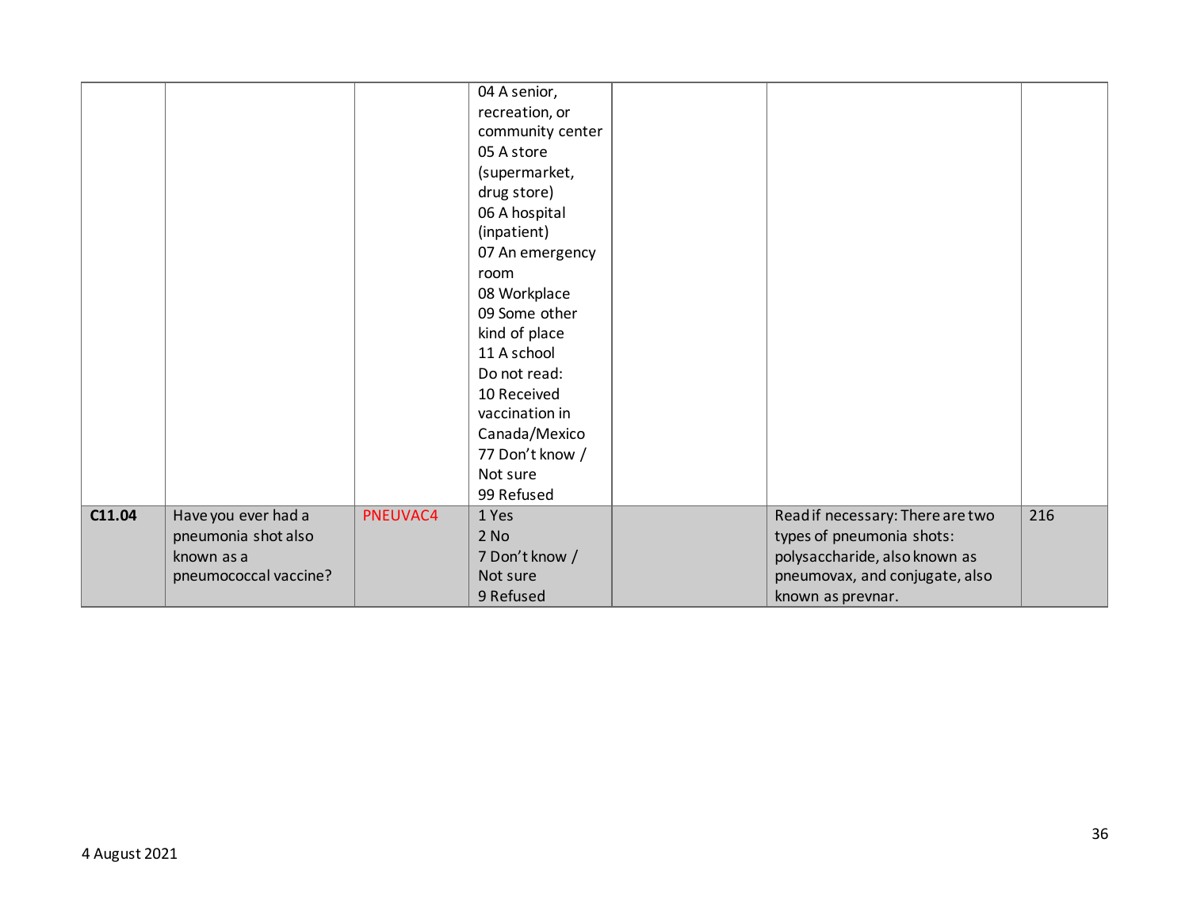|  |  |  |  |  |  |  |
|---|---|---|---|---|---|---|
|  |  |  | 04 A senior, recreation, or community center<br>05 A store (supermarket, drug store)<br>06 A hospital (inpatient)<br>07 An emergency room<br>08 Workplace<br>09 Some other kind of place<br>11 A school<br>Do not read:<br>10 Received vaccination in Canada/Mexico<br>77 Don't know / Not sure<br>99 Refused |  |  |  |
| **C11.04** | Have you ever had a pneumonia shot also known as a pneumococcal vaccine? | PNEUVAC4 | 1 Yes<br>2 No<br>7 Don't know / Not sure<br>9 Refused |  | Read if necessary: There are two types of pneumonia shots: polysaccharide, also known as pneumovax, and conjugate, also known as prevnar. | 216 |

4 August 2021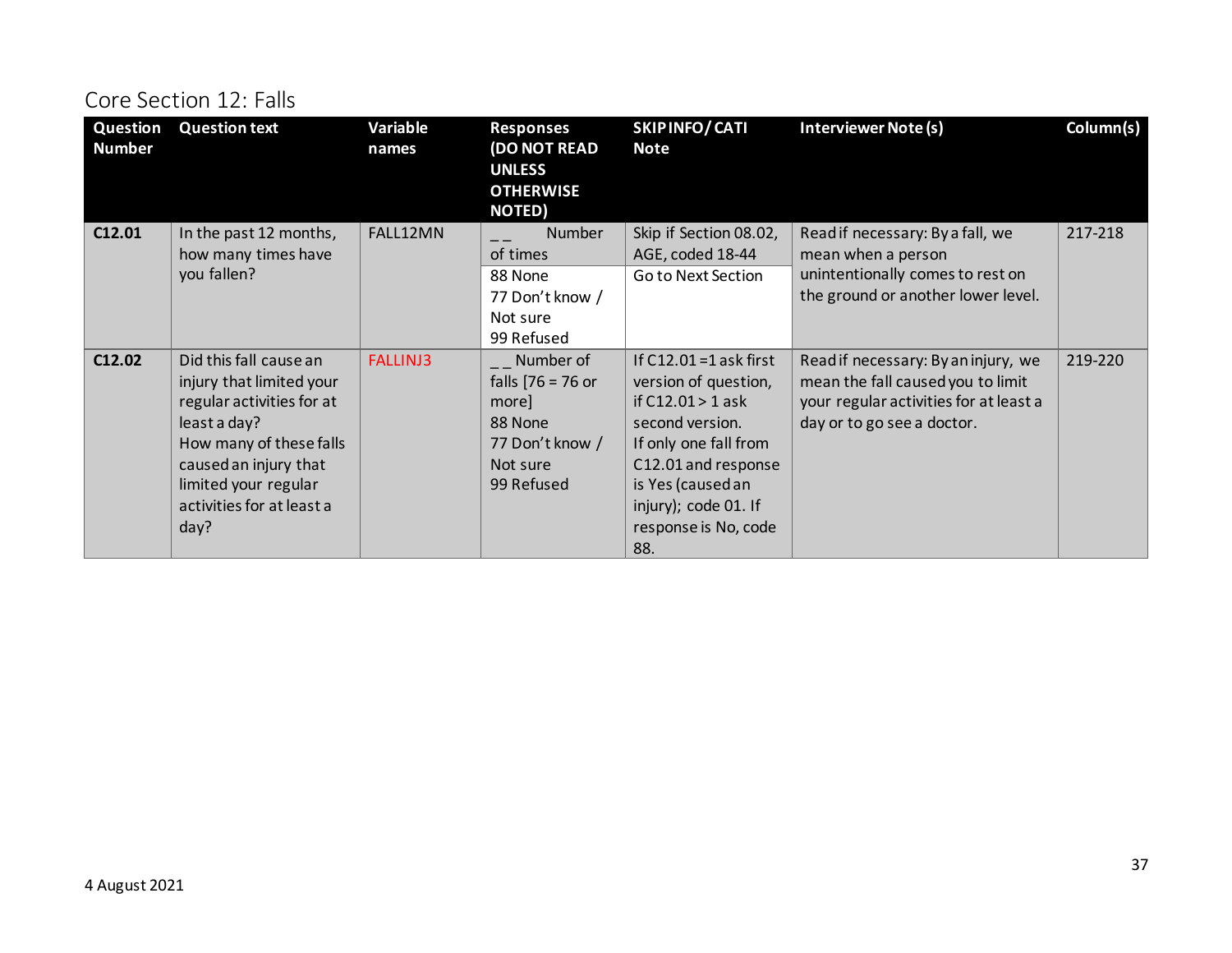## Core Section 12: Falls

| Question Number | Question text | Variable names | Responses (DO NOT READ UNLESS OTHERWISE NOTED) | SKIP INFO/ CATI Note | Interviewer Note (s) | Column(s) |
|---|---|---|---|---|---|---|
| **C12.01** | In the past 12 months, how many times have you fallen? | FALL12MN | _ _ Number of times | Skip if Section 08.02, AGE, coded 18-44 | Read if necessary: By a fall, we mean when a person unintentionally comes to rest on the ground or another lower level. | 217-218 |
| | | | 88 None<br>77 Don't know / Not sure<br>99 Refused | Go to Next Section | | |
| **C12.02** | Did this fall cause an injury that limited your regular activities for at least a day?<br>How many of these falls caused an injury that limited your regular activities for at least a day? | FALLINJ3 | _ _ Number of falls [76 = 76 or more]<br>88 None<br>77 Don't know / Not sure<br>99 Refused | If C12.01 =1 ask first version of question, if C12.01 > 1 ask second version.<br>If only one fall from C12.01 and response is Yes (caused an injury); code 01. If response is No, code 88. | Read if necessary: By an injury, we mean the fall caused you to limit your regular activities for at least a day or to go see a doctor. | 219-220 |

4 August 2021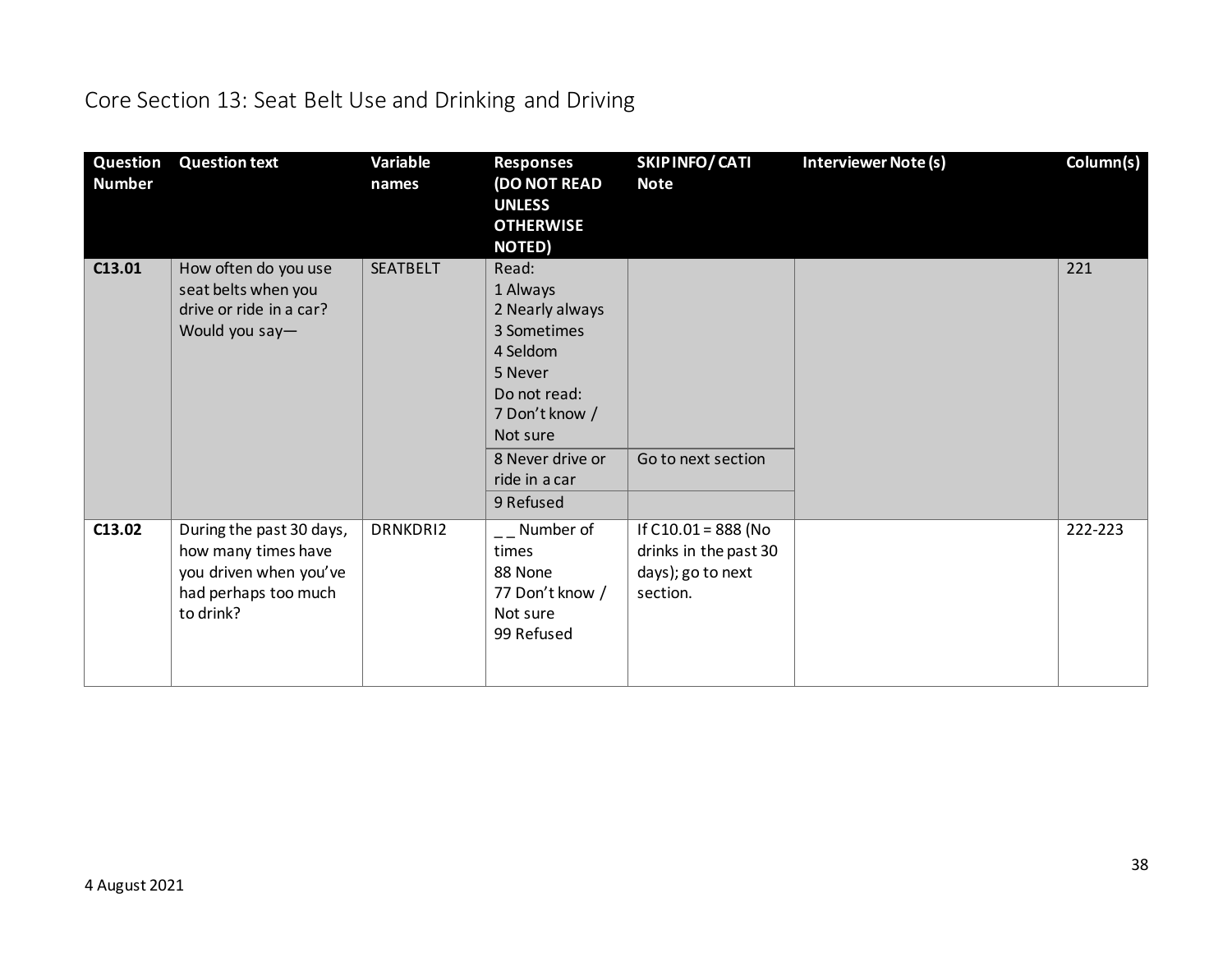# Core Section 13: Seat Belt Use and Drinking and Driving

| Question Number | Question text | Variable names | Responses (DO NOT READ UNLESS OTHERWISE NOTED) | SKIP INFO/ CATI Note | Interviewer Note (s) | Column(s) |
|---|---|---|---|---|---|---|
| C13.01 | How often do you use seat belts when you drive or ride in a car? Would you say— | SEATBELT | Read:<br>1 Always<br>2 Nearly always<br>3 Sometimes<br>4 Seldom<br>5 Never<br>Do not read:<br>7 Don't know / Not sure | | | 221 |
| | | | 8 Never drive or ride in a car | Go to next section | | |
| | | | 9 Refused | | | |
| C13.02 | During the past 30 days, how many times have you driven when you've had perhaps too much to drink? | DRNKDRI2 | _ _ Number of times<br>88 None<br>77 Don't know / Not sure<br>99 Refused | If C10.01 = 888 (No drinks in the past 30 days); go to next section. | | 222-223 |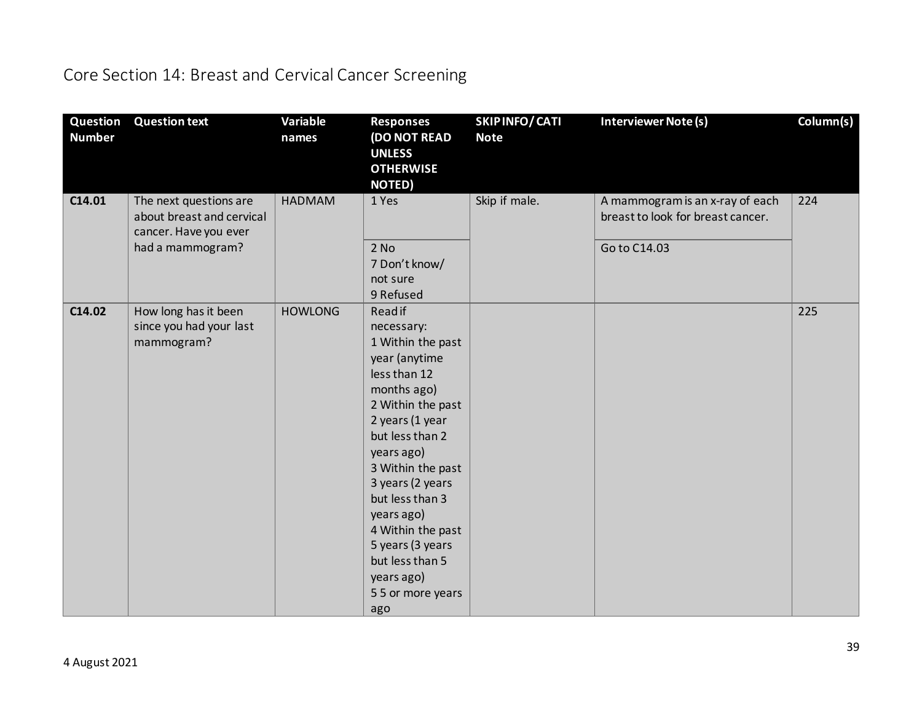## Core Section 14: Breast and Cervical Cancer Screening

| Question Number | Question text | Variable names | Responses (DO NOT READ UNLESS OTHERWISE NOTED) | SKIP INFO/ CATI Note | Interviewer Note (s) | Column(s) |
|---|---|---|---|---|---|---|
| **C14.01** | The next questions are about breast and cervical cancer. Have you ever had a mammogram? | HADMAM | 1 Yes | Skip if male. | A mammogram is an x-ray of each breast to look for breast cancer. | 224 |
| | | | 2 No<br>7 Don't know/ not sure<br>9 Refused | | Go to C14.03 | |
| **C14.02** | How long has it been since you had your last mammogram? | HOWLONG | Read if necessary:<br>1 Within the past year (anytime less than 12 months ago)<br>2 Within the past 2 years (1 year but less than 2 years ago)<br>3 Within the past 3 years (2 years but less than 3 years ago)<br>4 Within the past 5 years (3 years but less than 5 years ago)<br>5 5 or more years ago | | | 225 |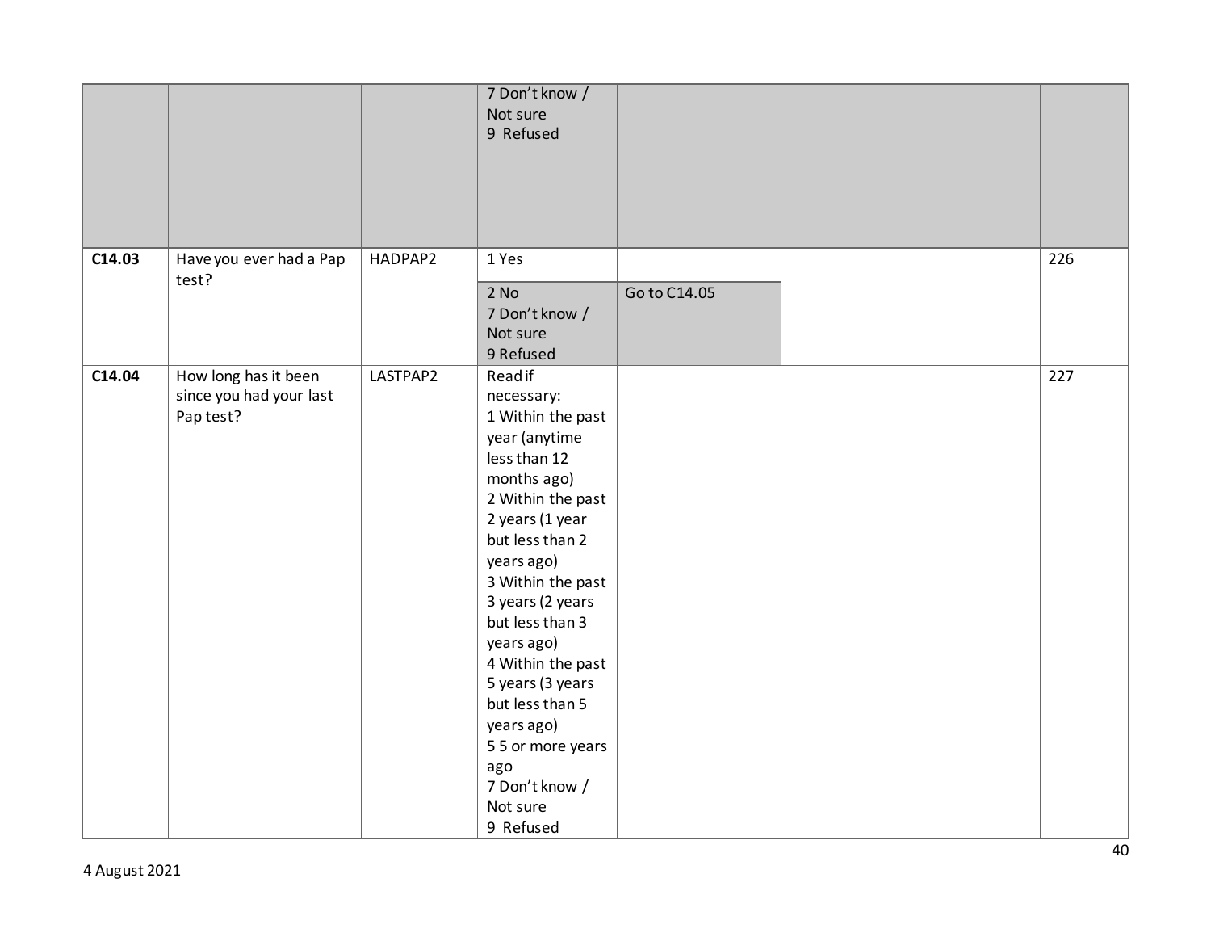| | | | | | | |
|---|---|---|---|---|---|---|
| | | | 7 Don't know / Not sure<br>9 Refused | | | |
| **C14.03** | Have you ever had a Pap test? | HADPAP2 | 1 Yes | | | 226 |
| | | | 2 No<br>7 Don't know / Not sure<br>9 Refused | Go to C14.05 | | |
| **C14.04** | How long has it been since you had your last Pap test? | LASTPAP2 | Read if necessary:<br>1 Within the past year (anytime less than 12 months ago)<br>2 Within the past 2 years (1 year but less than 2 years ago)<br>3 Within the past 3 years (2 years but less than 3 years ago)<br>4 Within the past 5 years (3 years but less than 5 years ago)<br>5 5 or more years ago<br>7 Don't know / Not sure<br>9 Refused | | | 227 |

4 August 2021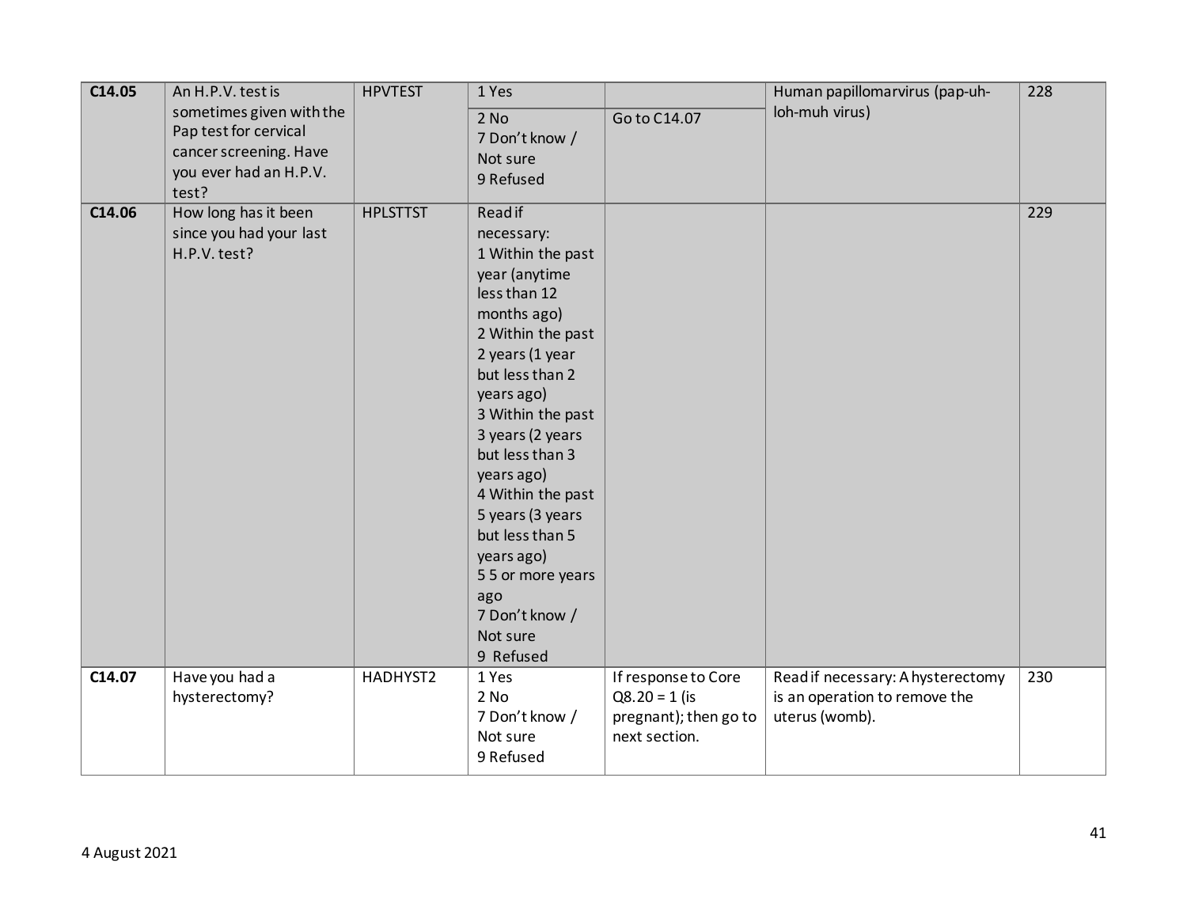| C14.05 | An H.P.V. test is sometimes given with the Pap test for cervical cancer screening. Have you ever had an H.P.V. test? | HPVTEST | 1 Yes | | Human papillomarvirus (pap-uh-loh-muh virus) | 228 |
|---|---|---|---|---|---|---|
| | | | 2 No<br>7 Don't know / Not sure<br>9 Refused | Go to C14.07 | | |
| C14.06 | How long has it been since you had your last H.P.V. test? | HPLSTTST | Read if necessary:<br>1 Within the past year (anytime less than 12 months ago)<br>2 Within the past 2 years (1 year but less than 2 years ago)<br>3 Within the past 3 years (2 years but less than 3 years ago)<br>4 Within the past 5 years (3 years but less than 5 years ago)<br>5 5 or more years ago<br>7 Don't know / Not sure<br>9 Refused | | | 229 |
| C14.07 | Have you had a hysterectomy? | HADHYST2 | 1 Yes<br>2 No<br>7 Don't know / Not sure<br>9 Refused | If response to Core Q8.20 = 1 (is pregnant); then go to next section. | Read if necessary: A hysterectomy is an operation to remove the uterus (womb). | 230 |

4 August 2021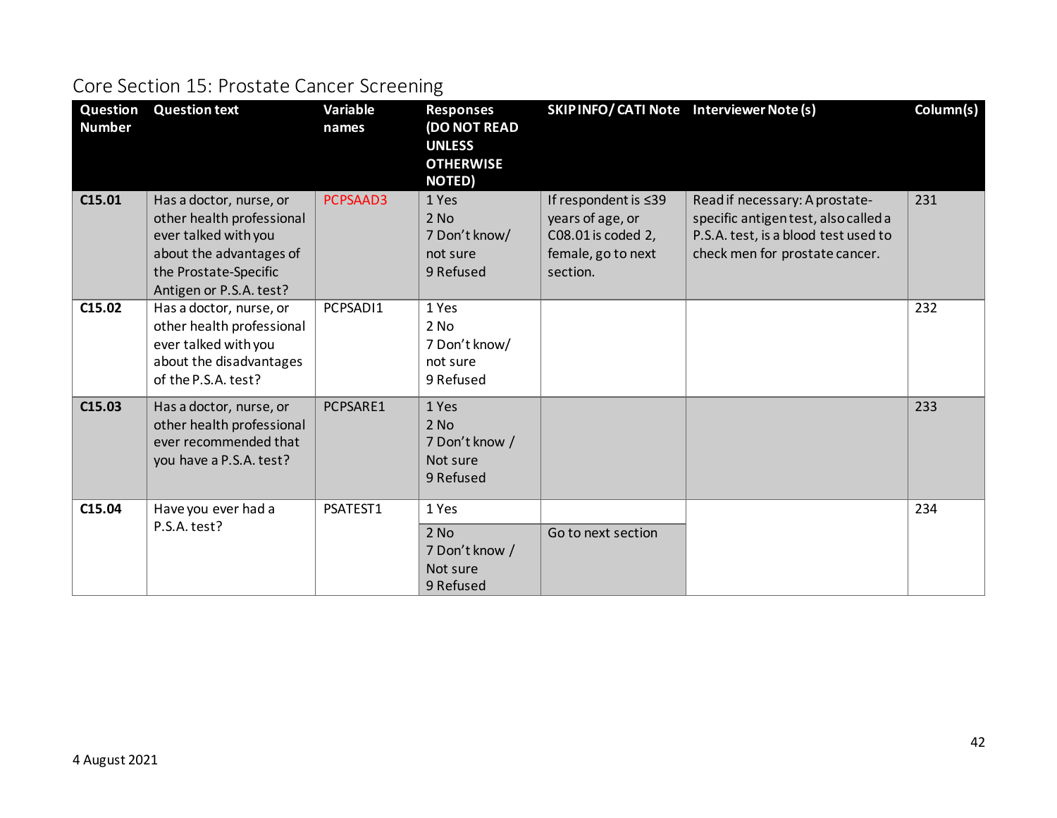## Core Section 15: Prostate Cancer Screening

| Question Number | Question text | Variable names | Responses (DO NOT READ UNLESS OTHERWISE NOTED) | SKIP INFO/ CATI Note | Interviewer Note (s) | Column(s) |
|---|---|---|---|---|---|---|
| **C15.01** | Has a doctor, nurse, or other health professional ever talked with you about the advantages of the Prostate-Specific Antigen or P.S.A. test? | PCPSAAD3 | 1 Yes<br>2 No<br>7 Don't know/ not sure<br>9 Refused | If respondent is ≤39 years of age, or C08.01 is coded 2, female, go to next section. | Read if necessary: A prostate-specific antigen test, also called a P.S.A. test, is a blood test used to check men for prostate cancer. | 231 |
| **C15.02** | Has a doctor, nurse, or other health professional ever talked with you about the disadvantages of the P.S.A. test? | PCPSADI1 | 1 Yes<br>2 No<br>7 Don't know/ not sure<br>9 Refused | | | 232 |
| **C15.03** | Has a doctor, nurse, or other health professional ever recommended that you have a P.S.A. test? | PCPSARE1 | 1 Yes<br>2 No<br>7 Don't know / Not sure<br>9 Refused | | | 233 |
| **C15.04** | Have you ever had a P.S.A. test? | PSATEST1 | 1 Yes | | | 234 |
| | | | 2 No<br>7 Don't know / Not sure<br>9 Refused | Go to next section | | |

4 August 2021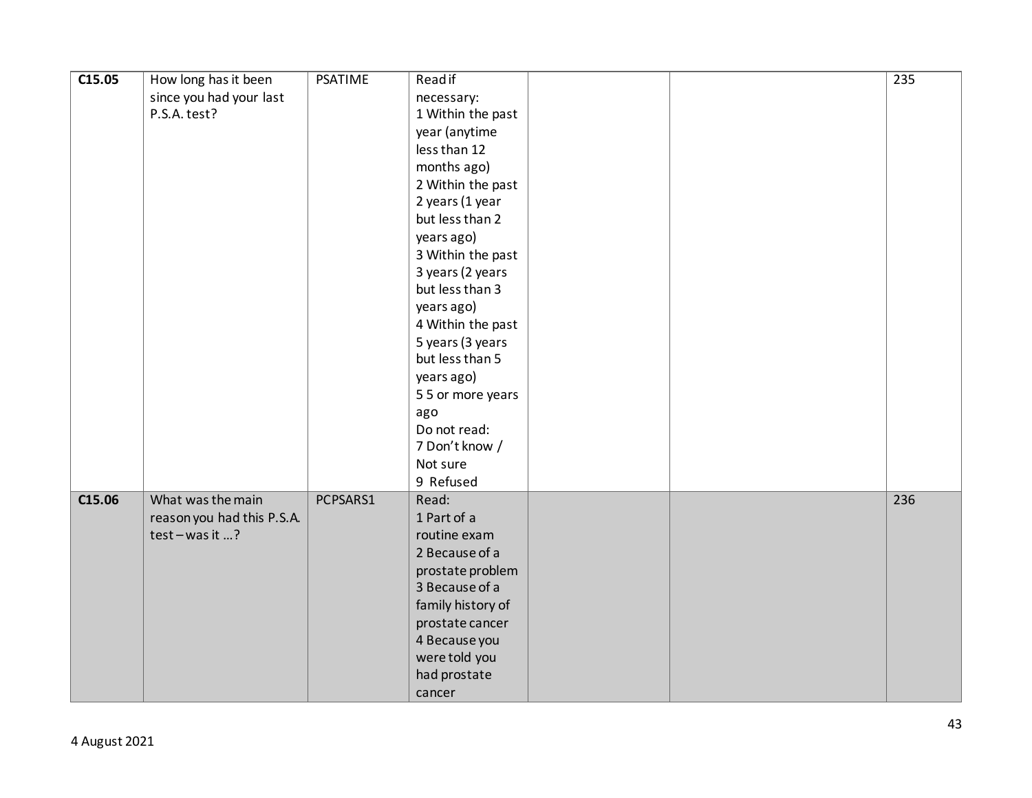| C15.05 | How long has it been since you had your last P.S.A. test? | PSATIME | Read if necessary:<br>1 Within the past year (anytime less than 12 months ago)<br>2 Within the past 2 years (1 year but less than 2 years ago)<br>3 Within the past 3 years (2 years but less than 3 years ago)<br>4 Within the past 5 years (3 years but less than 5 years ago)<br>5 5 or more years ago<br>Do not read:<br>7 Don't know / Not sure<br>9 Refused | | | 235 |
|---|---|---|---|---|---|---|
| **C15.06** | What was the main reason you had this P.S.A. test – was it …? | PCPSARS1 | Read:<br>1 Part of a routine exam<br>2 Because of a prostate problem<br>3 Because of a family history of prostate cancer<br>4 Because you were told you had prostate cancer | | | 236 |

4 August 2021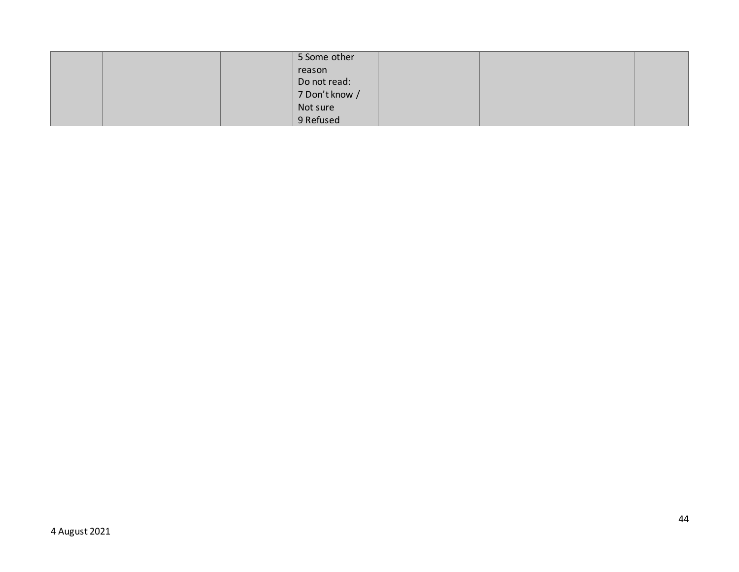| | | | | | | |
|---|---|---|---|---|---|---|
| | | | 5 Some other reason<br>Do not read:<br>7 Don't know / Not sure<br>9 Refused | | | |

4 August 2021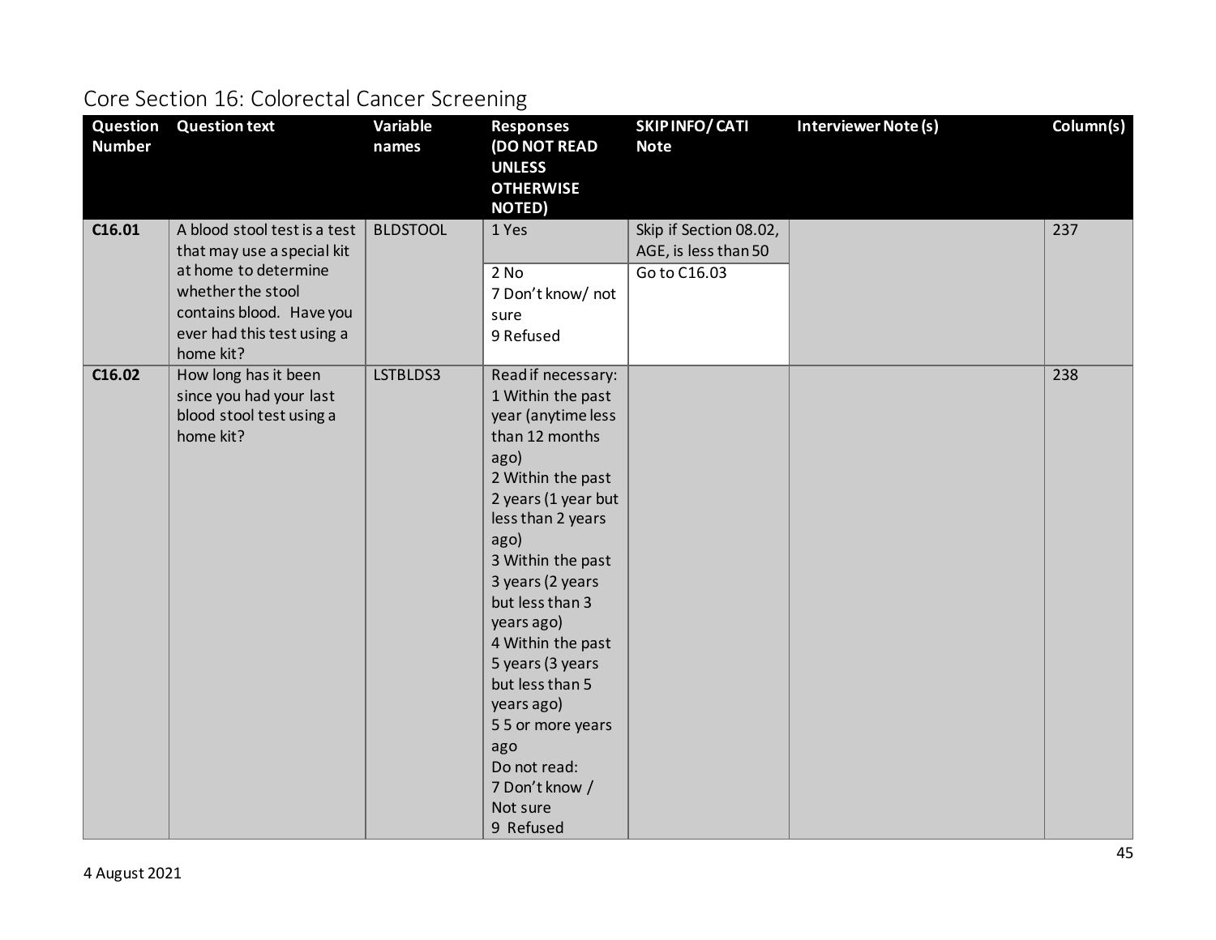## Core Section 16: Colorectal Cancer Screening

| Question Number | Question text | Variable names | Responses (DO NOT READ UNLESS OTHERWISE NOTED) | SKIP INFO/ CATI Note | Interviewer Note (s) | Column(s) |
|---|---|---|---|---|---|---|
| **C16.01** | A blood stool test is a test that may use a special kit at home to determine whether the stool contains blood. Have you ever had this test using a home kit? | BLDSTOOL | 1 Yes | Skip if Section 08.02, AGE, is less than 50 | | 237 |
| | | | 2 No<br>7 Don't know/ not sure<br>9 Refused | Go to C16.03 | | |
| **C16.02** | How long has it been since you had your last blood stool test using a home kit? | LSTBLDS3 | Read if necessary:<br>1 Within the past year (anytime less than 12 months ago)<br>2 Within the past 2 years (1 year but less than 2 years ago)<br>3 Within the past 3 years (2 years but less than 3 years ago)<br>4 Within the past 5 years (3 years but less than 5 years ago)<br>5 5 or more years ago<br>Do not read:<br>7 Don't know / Not sure<br>9 Refused | | | 238 |

4 August 2021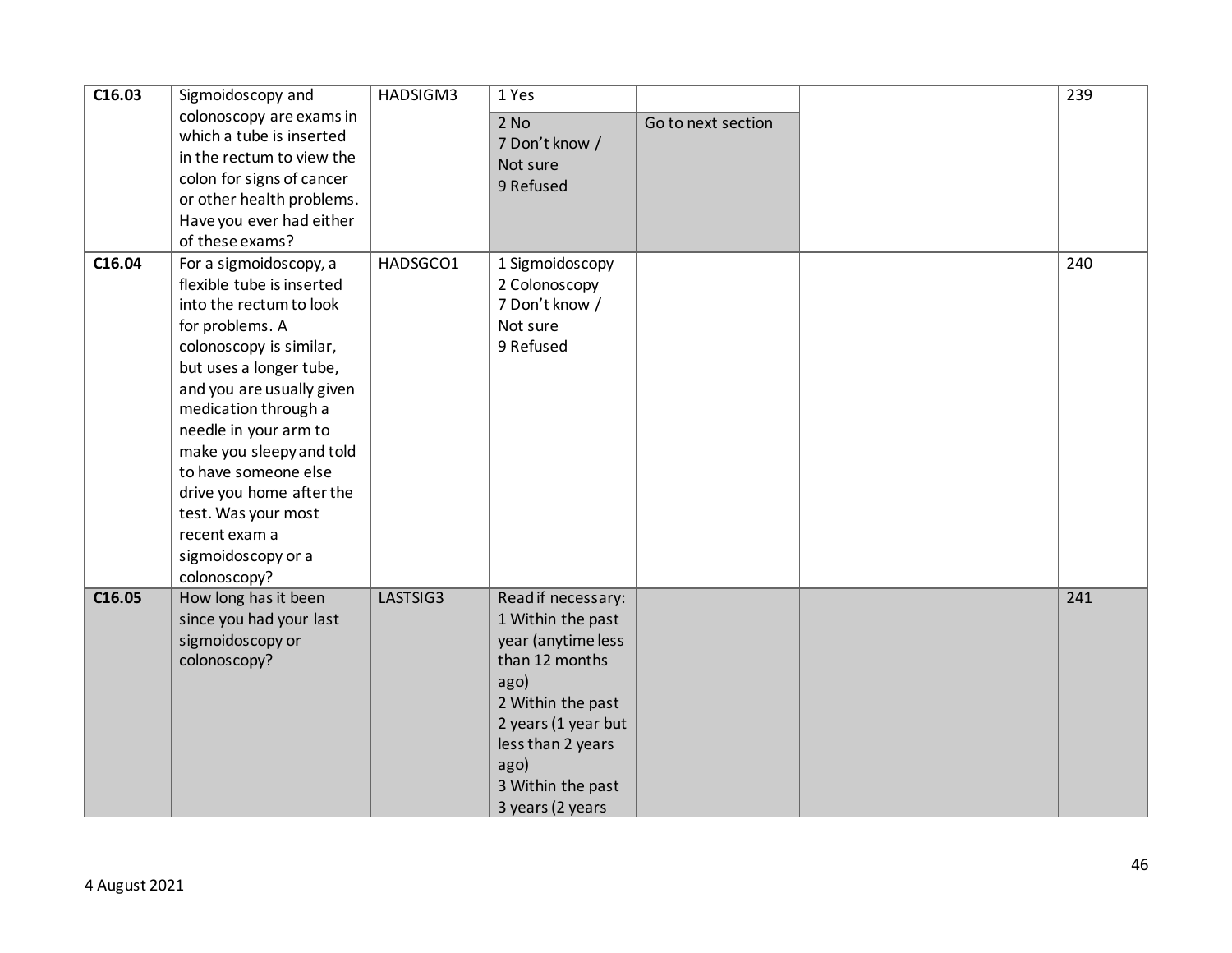| C16.03 | Sigmoidoscopy and colonoscopy are exams in which a tube is inserted in the rectum to view the colon for signs of cancer or other health problems. Have you ever had either of these exams? | HADSIGM3 | 1 Yes | | | 239 |
|---|---|---|---|---|---|---|
| | | | 2 No<br>7 Don't know / Not sure<br>9 Refused | Go to next section | | |
| C16.04 | For a sigmoidoscopy, a flexible tube is inserted into the rectum to look for problems. A colonoscopy is similar, but uses a longer tube, and you are usually given medication through a needle in your arm to make you sleepy and told to have someone else drive you home after the test. Was your most recent exam a sigmoidoscopy or a colonoscopy? | HADSGCO1 | 1 Sigmoidoscopy<br>2 Colonoscopy<br>7 Don't know / Not sure<br>9 Refused | | | 240 |
| C16.05 | How long has it been since you had your last sigmoidoscopy or colonoscopy? | LASTSIG3 | Read if necessary:<br>1 Within the past year (anytime less than 12 months ago)<br>2 Within the past 2 years (1 year but less than 2 years ago)<br>3 Within the past 3 years (2 years | | | 241 |

4 August 2021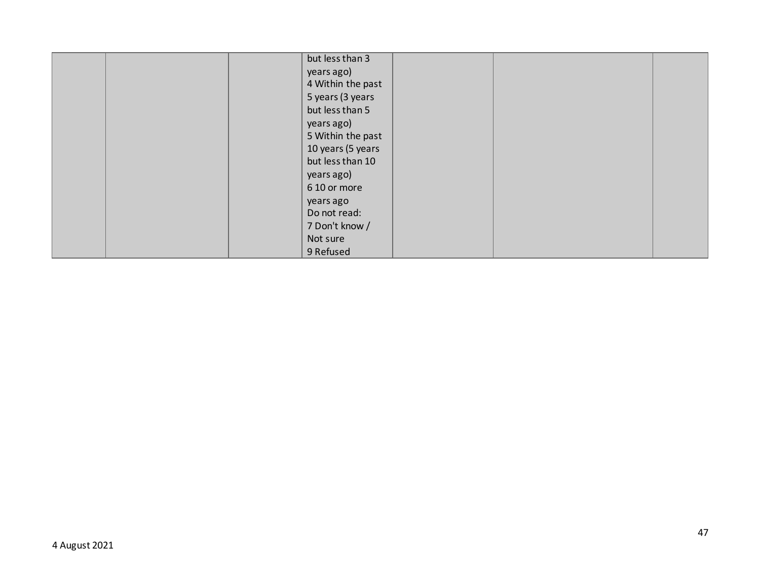| | | | | | | |
|---|---|---|---|---|---|---|
| | | | but less than 3 years ago)<br>4 Within the past 5 years (3 years but less than 5 years ago)<br>5 Within the past 10 years (5 years but less than 10 years ago)<br>6 10 or more years ago<br>Do not read:<br>7 Don't know / Not sure<br>9 Refused | | | |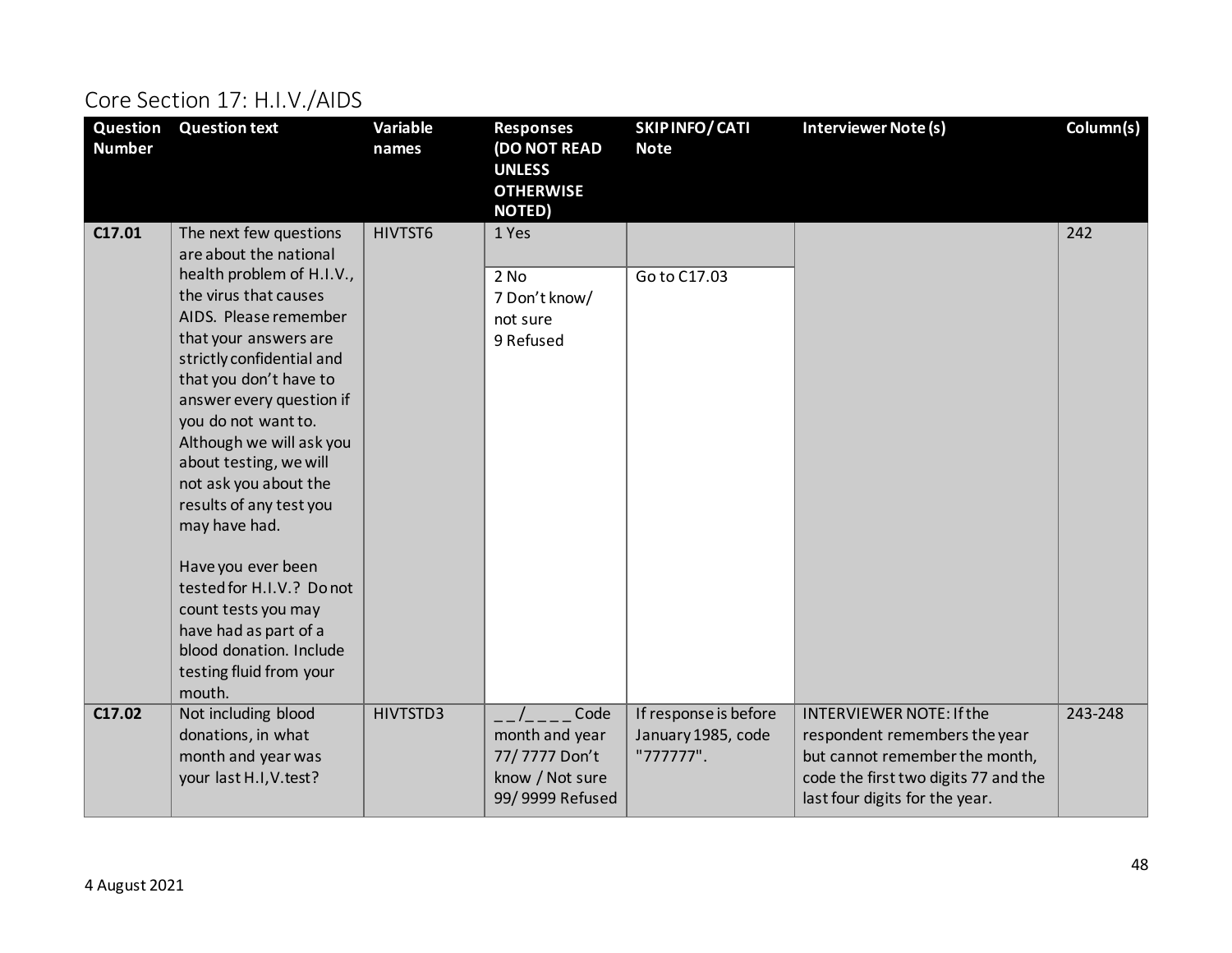## Core Section 17: H.I.V./AIDS

| Question Number | Question text | Variable names | Responses (DO NOT READ UNLESS OTHERWISE NOTED) | SKIP INFO/ CATI Note | Interviewer Note (s) | Column(s) |
|---|---|---|---|---|---|---|
| C17.01 | The next few questions are about the national health problem of H.I.V., the virus that causes AIDS. Please remember that your answers are strictly confidential and that you don't have to answer every question if you do not want to. Although we will ask you about testing, we will not ask you about the results of any test you may have had.<br><br>Have you ever been tested for H.I.V.? Do not count tests you may have had as part of a blood donation. Include testing fluid from your mouth. | HIVTST6 | 1 Yes | | | 242 |
| | | | 2 No<br>7 Don't know/ not sure<br>9 Refused | Go to C17.03 | | |
| C17.02 | Not including blood donations, in what month and year was your last H.I,V.test? | HIVTSTD3 | _ _/_ _ _ _ Code month and year<br>77/ 7777 Don't know / Not sure<br>99/ 9999 Refused | If response is before January 1985, code "777777". | INTERVIEWER NOTE: If the respondent remembers the year but cannot remember the month, code the first two digits 77 and the last four digits for the year. | 243-248 |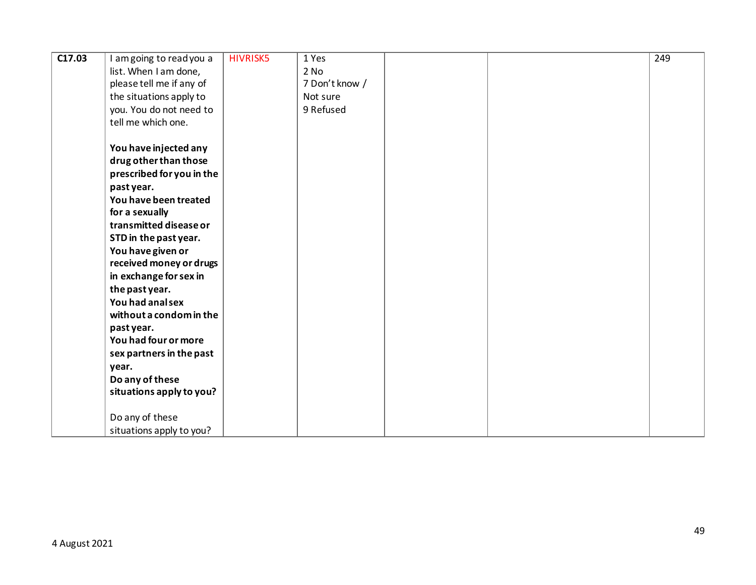| C17.03 | I am going to read you a list. When I am done, please tell me if any of the situations apply to you. You do not need to tell me which one.<br><br>**You have injected any drug other than those prescribed for you in the past year.**<br>**You have been treated for a sexually transmitted disease or STD in the past year.**<br>**You have given or received money or drugs in exchange for sex in the past year.**<br>**You had anal sex without a condom in the past year.**<br>**You had four or more sex partners in the past year.**<br>**Do any of these situations apply to you?**<br><br>Do any of these situations apply to you? | HIVRISK5 | 1 Yes<br>2 No<br>7 Don't know / Not sure<br>9 Refused | | | 249 |
|---|---|---|---|---|---|---|

4 August 2021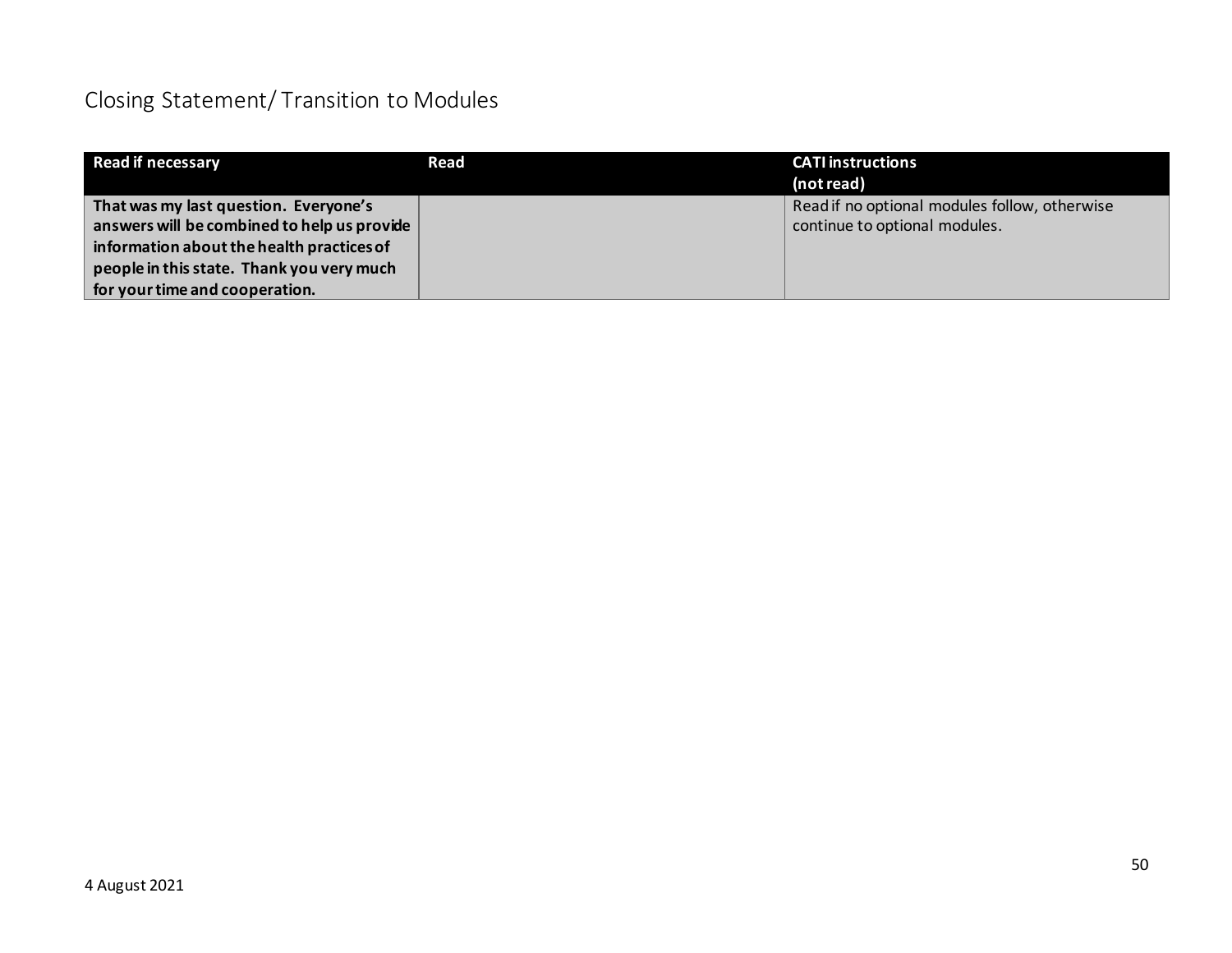## Closing Statement/ Transition to Modules

| Read if necessary | Read | CATI instructions (not read) |
|---|---|---|
| **That was my last question. Everyone's answers will be combined to help us provide information about the health practices of people in this state. Thank you very much for your time and cooperation.** | | Read if no optional modules follow, otherwise continue to optional modules. |

4 August 2021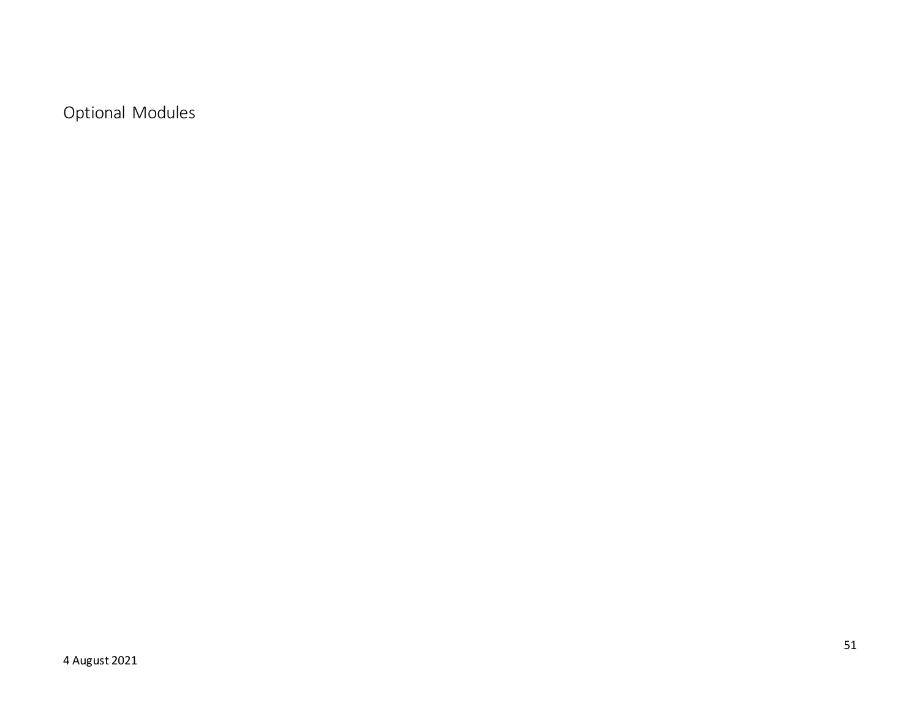# Optional Modules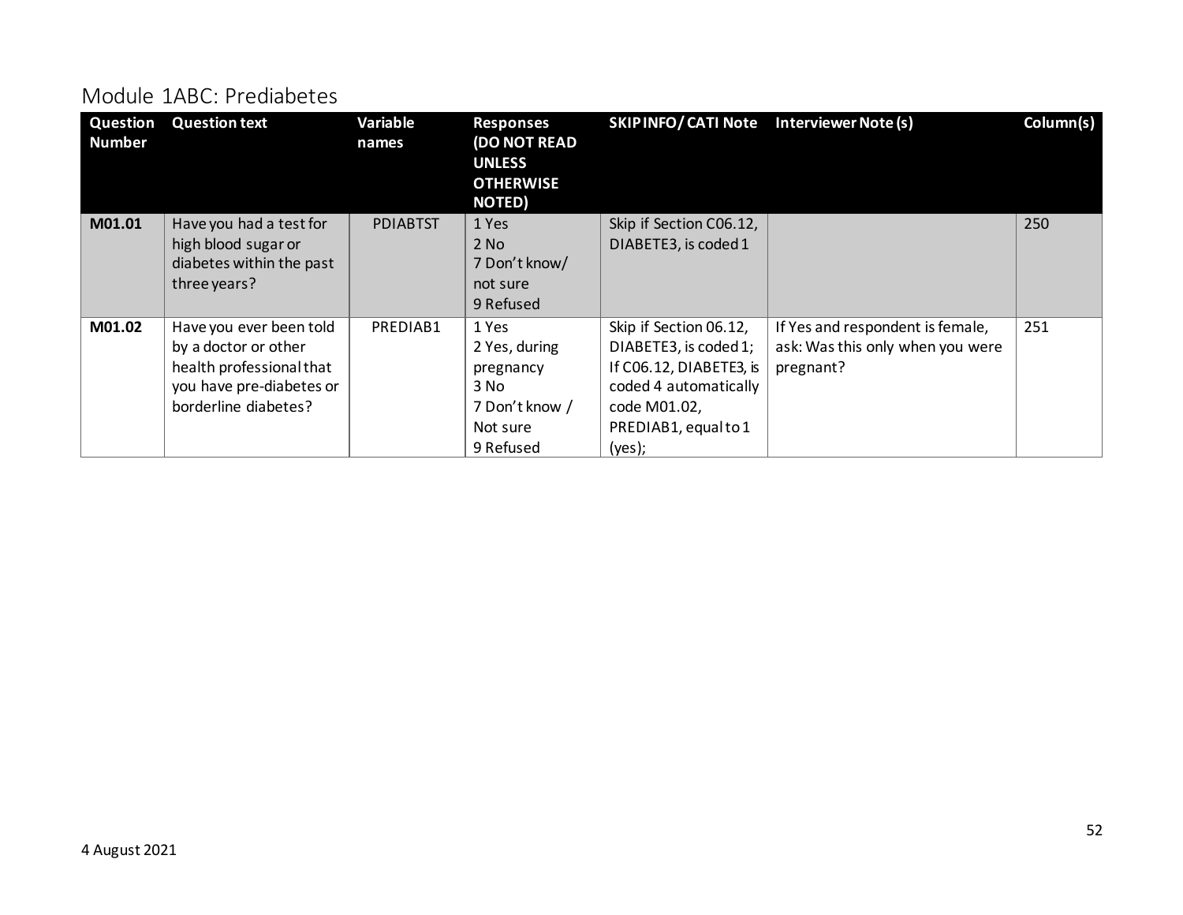## Module 1ABC: Prediabetes

| Question Number | Question text | Variable names | Responses (DO NOT READ UNLESS OTHERWISE NOTED) | SKIP INFO/ CATI Note | Interviewer Note (s) | Column(s) |
|---|---|---|---|---|---|---|
| **M01.01** | Have you had a test for high blood sugar or diabetes within the past three years? | PDIABTST | 1 Yes<br>2 No<br>7 Don't know/ not sure<br>9 Refused | Skip if Section C06.12, DIABETE3, is coded 1 | | 250 |
| **M01.02** | Have you ever been told by a doctor or other health professional that you have pre-diabetes or borderline diabetes? | PREDIAB1 | 1 Yes<br>2 Yes, during pregnancy<br>3 No<br>7 Don't know / Not sure<br>9 Refused | Skip if Section 06.12, DIABETE3, is coded 1; If C06.12, DIABETE3, is coded 4 automatically code M01.02, PREDIAB1, equal to 1 (yes); | If Yes and respondent is female, ask: Was this only when you were pregnant? | 251 |

4 August 2021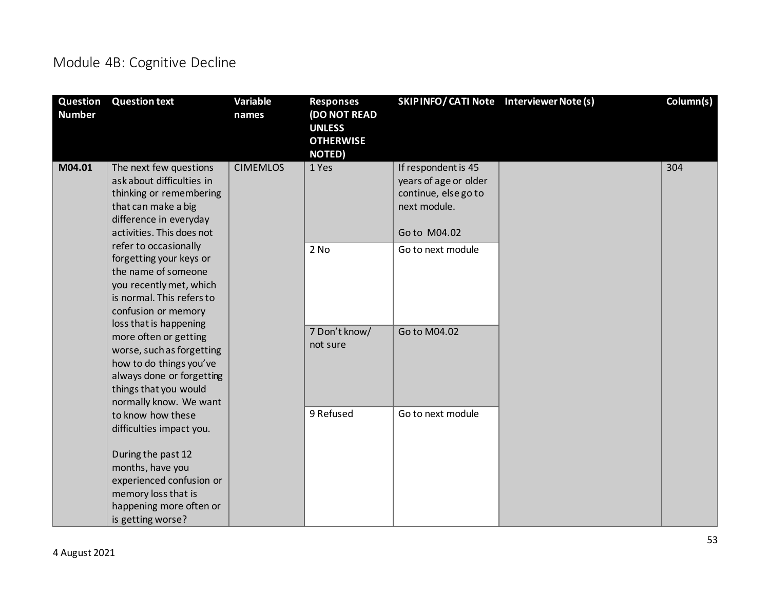# Module 4B: Cognitive Decline

| Question Number | Question text | Variable names | Responses (DO NOT READ UNLESS OTHERWISE NOTED) | SKIP INFO/ CATI Note | Interviewer Note (s) | Column(s) |
|---|---|---|---|---|---|---|
| M04.01 | The next few questions ask about difficulties in thinking or remembering that can make a big difference in everyday activities. This does not refer to occasionally forgetting your keys or the name of someone you recently met, which is normal. This refers to confusion or memory loss that is happening more often or getting worse, such as forgetting how to do things you've always done or forgetting things that you would normally know. We want to know how these difficulties impact you.<br><br>During the past 12 months, have you experienced confusion or memory loss that is happening more often or is getting worse? | CIMEMLOS | 1 Yes | If respondent is 45 years of age or older continue, else go to next module.<br><br>Go to M04.02 | | 304 |
| | | | 2 No | Go to next module | | |
| | | | 7 Don't know/ not sure | Go to M04.02 | | |
| | | | 9 Refused | Go to next module | | |

4 August 2021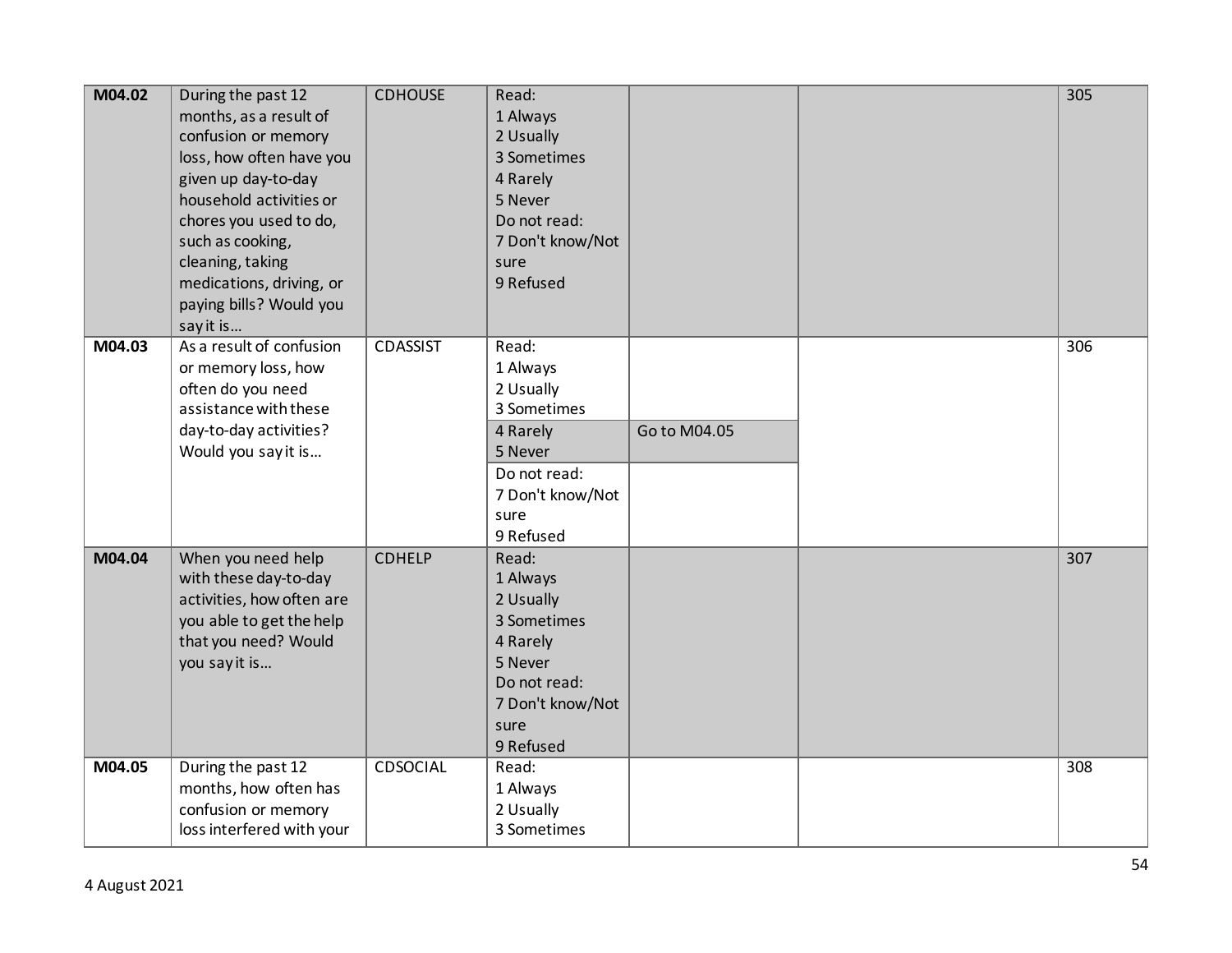| M04.02 | During the past 12 months, as a result of confusion or memory loss, how often have you given up day-to-day household activities or chores you used to do, such as cooking, cleaning, taking medications, driving, or paying bills? Would you say it is… | CDHOUSE | Read:<br>1 Always<br>2 Usually<br>3 Sometimes<br>4 Rarely<br>5 Never<br>Do not read:<br>7 Don't know/Not sure<br>9 Refused | | | 305 |
|---|---|---|---|---|---|---|
| M04.03 | As a result of confusion or memory loss, how often do you need assistance with these day-to-day activities? Would you say it is… | CDASSIST | Read:<br>1 Always<br>2 Usually<br>3 Sometimes | | | 306 |
| | | | 4 Rarely<br>5 Never | Go to M04.05 | | |
| | | | Do not read:<br>7 Don't know/Not sure<br>9 Refused | | | |
| M04.04 | When you need help with these day-to-day activities, how often are you able to get the help that you need? Would you say it is… | CDHELP | Read:<br>1 Always<br>2 Usually<br>3 Sometimes<br>4 Rarely<br>5 Never<br>Do not read:<br>7 Don't know/Not sure<br>9 Refused | | | 307 |
| M04.05 | During the past 12 months, how often has confusion or memory loss interfered with your | CDSOCIAL | Read:<br>1 Always<br>2 Usually<br>3 Sometimes | | | 308 |

4 August 2021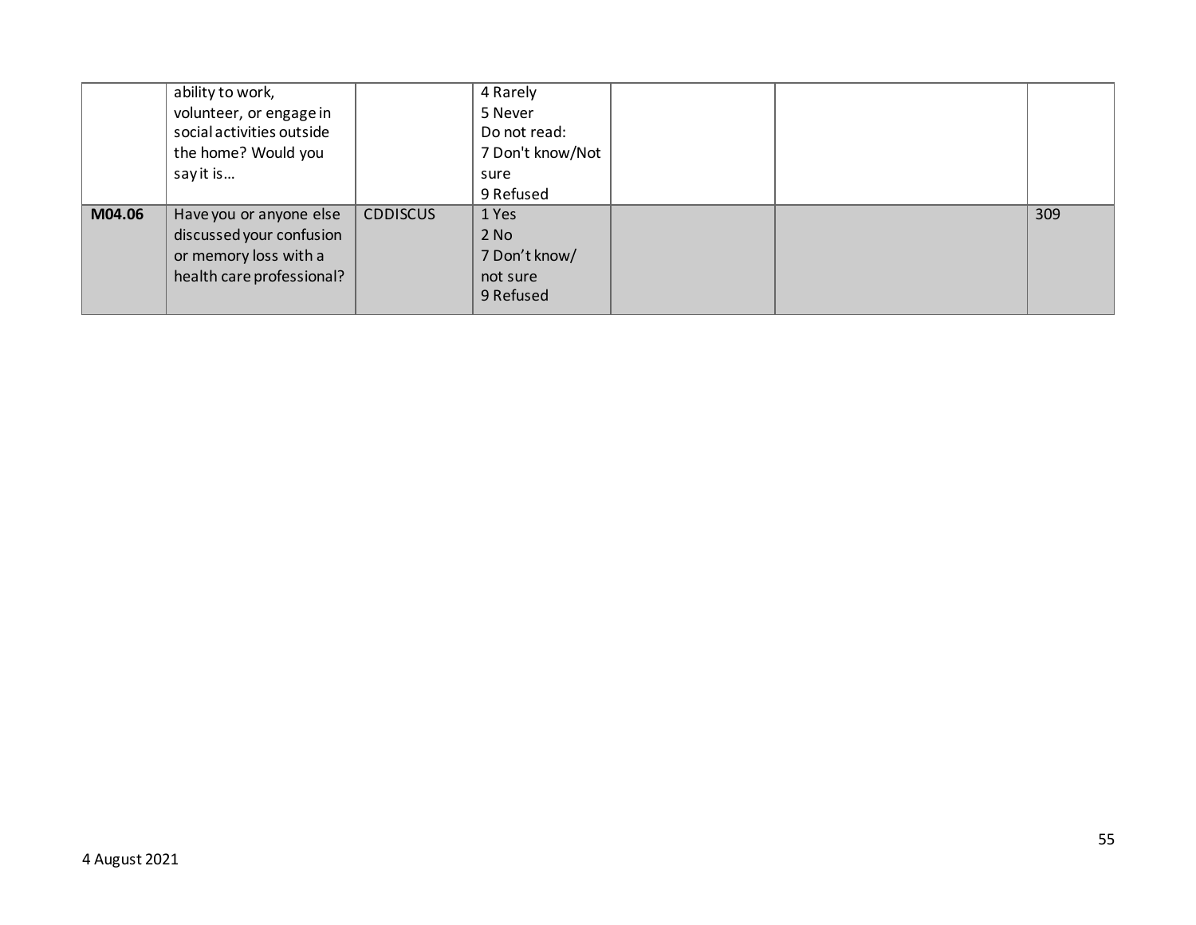|  |  |  |  |  |  |  |
|---|---|---|---|---|---|---|
|  | ability to work, volunteer, or engage in social activities outside the home? Would you say it is… |  | 4 Rarely<br>5 Never<br>Do not read:<br>7 Don't know/Not sure<br>9 Refused |  |  |  |
| **M04.06** | Have you or anyone else discussed your confusion or memory loss with a health care professional? | CDDISCUS | 1 Yes<br>2 No<br>7 Don't know/ not sure<br>9 Refused |  |  | 309 |

4 August 2021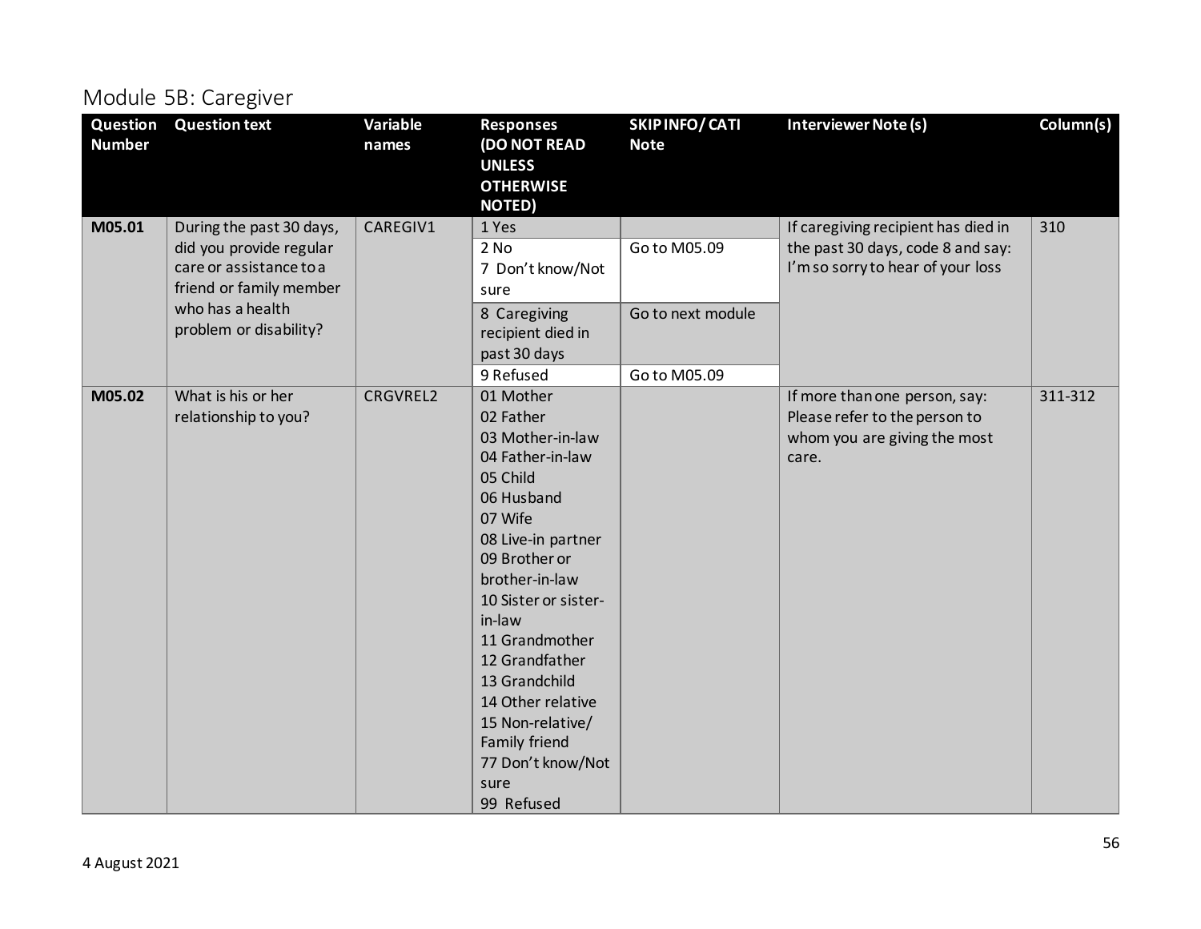## Module 5B: Caregiver

| Question Number | Question text | Variable names | Responses (DO NOT READ UNLESS OTHERWISE NOTED) | SKIP INFO/ CATI Note | Interviewer Note (s) | Column(s) |
|---|---|---|---|---|---|---|
| M05.01 | During the past 30 days, did you provide regular care or assistance to a friend or family member who has a health problem or disability? | CAREGIV1 | 1 Yes | | If caregiving recipient has died in the past 30 days, code 8 and say: I'm so sorry to hear of your loss | 310 |
| | | | 2 No<br>7 Don't know/Not sure | Go to M05.09 | | |
| | | | 8 Caregiving recipient died in past 30 days | Go to next module | | |
| | | | 9 Refused | Go to M05.09 | | |
| M05.02 | What is his or her relationship to you? | CRGVREL2 | 01 Mother<br>02 Father<br>03 Mother-in-law<br>04 Father-in-law<br>05 Child<br>06 Husband<br>07 Wife<br>08 Live-in partner<br>09 Brother or brother-in-law<br>10 Sister or sister-in-law<br>11 Grandmother<br>12 Grandfather<br>13 Grandchild<br>14 Other relative<br>15 Non-relative/ Family friend<br>77 Don't know/Not sure<br>99 Refused | | If more than one person, say: Please refer to the person to whom you are giving the most care. | 311-312 |

4 August 2021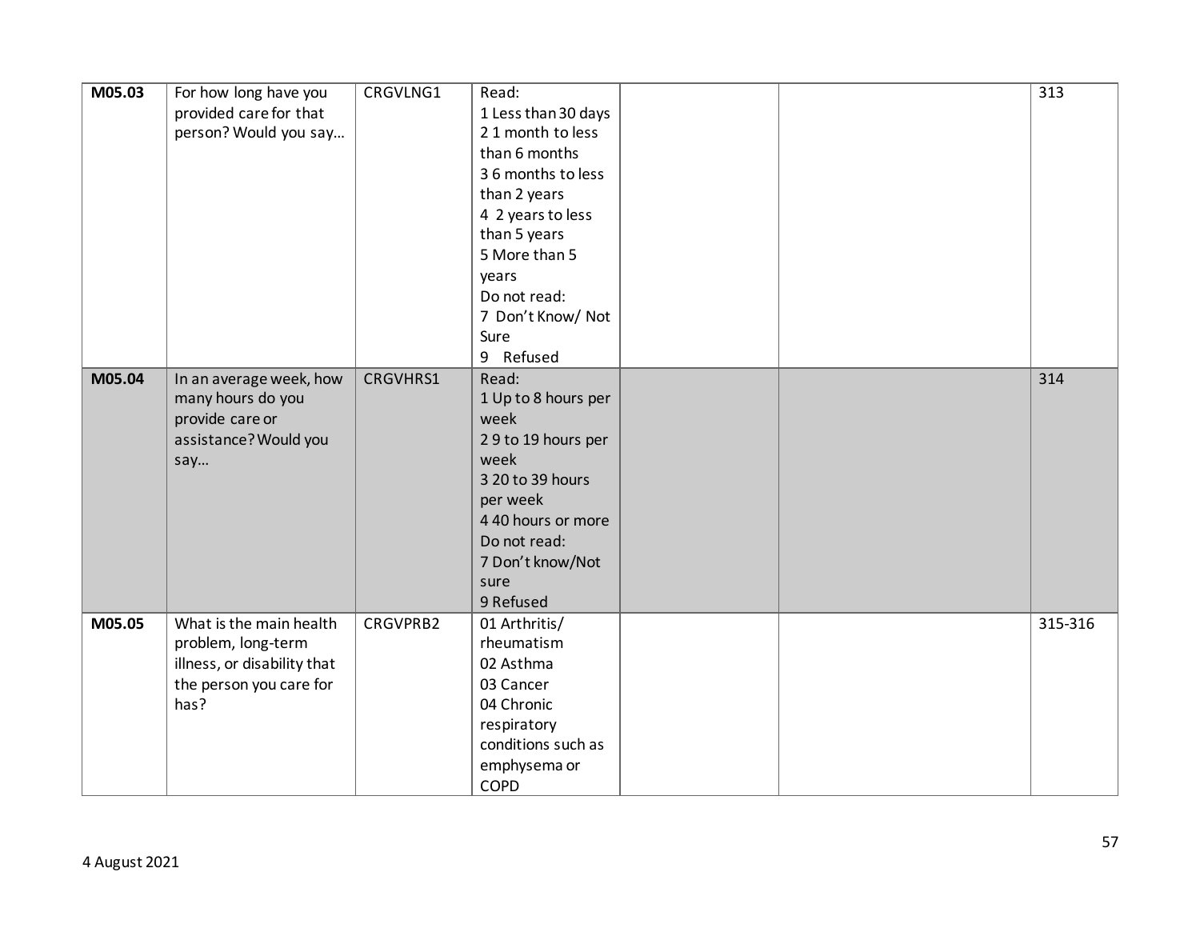| M05.03 | For how long have you provided care for that person? Would you say… | CRGVLNG1 | Read:<br>1 Less than 30 days<br>2 1 month to less than 6 months<br>3 6 months to less than 2 years<br>4 2 years to less than 5 years<br>5 More than 5 years<br>Do not read:<br>7 Don't Know/ Not Sure<br>9 Refused | | | 313 |
|---|---|---|---|---|---|---|
| M05.04 | In an average week, how many hours do you provide care or assistance? Would you say… | CRGVHRS1 | Read:<br>1 Up to 8 hours per week<br>2 9 to 19 hours per week<br>3 20 to 39 hours per week<br>4 40 hours or more<br>Do not read:<br>7 Don't know/Not sure<br>9 Refused | | | 314 |
| M05.05 | What is the main health problem, long-term illness, or disability that the person you care for has? | CRGVPRB2 | 01 Arthritis/ rheumatism<br>02 Asthma<br>03 Cancer<br>04 Chronic respiratory conditions such as emphysema or COPD | | | 315-316 |

4 August 2021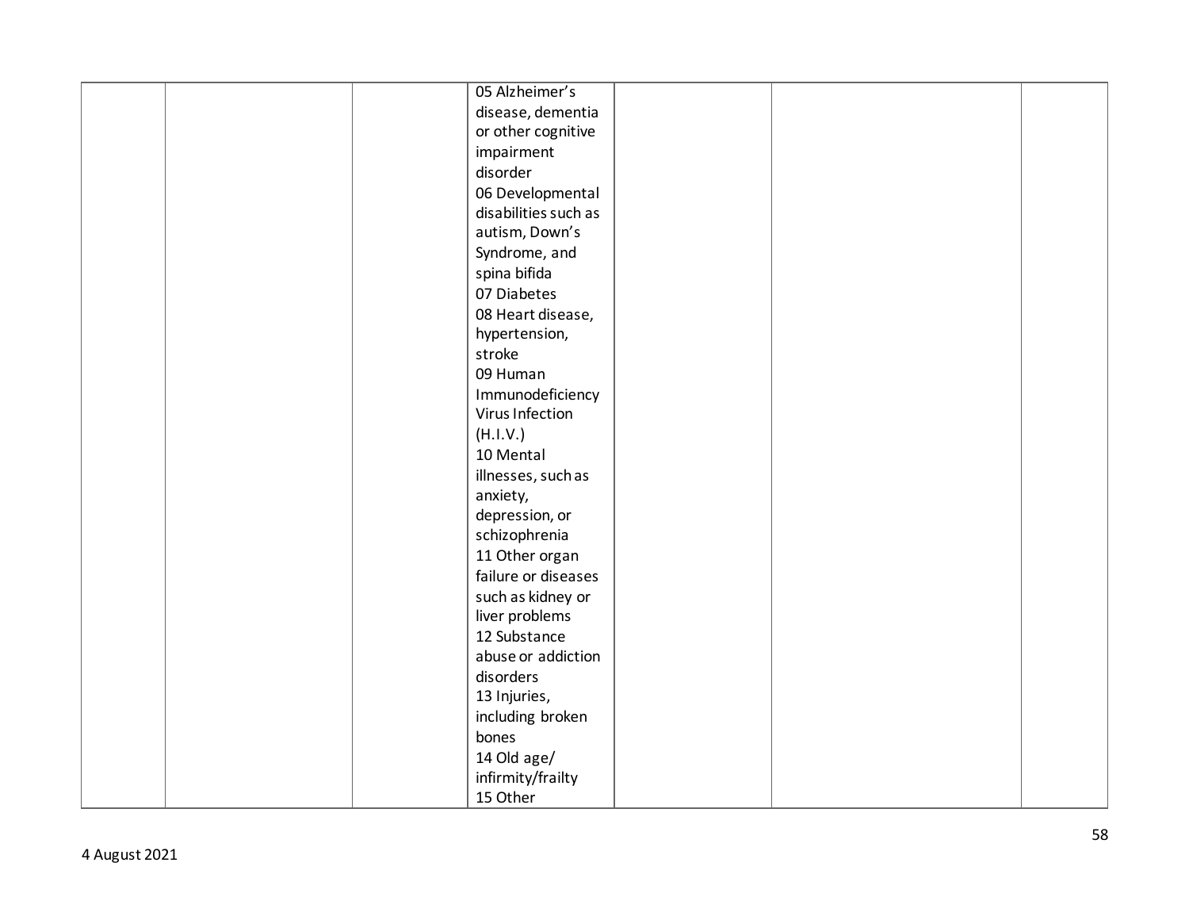|  |  |  |  |  |  |  |
|---|---|---|---|---|---|---|
|  |  |  | 05 Alzheimer's disease, dementia or other cognitive impairment disorder<br>06 Developmental disabilities such as autism, Down's Syndrome, and spina bifida<br>07 Diabetes<br>08 Heart disease, hypertension, stroke<br>09 Human Immunodeficiency Virus Infection (H.I.V.)<br>10 Mental illnesses, such as anxiety, depression, or schizophrenia<br>11 Other organ failure or diseases such as kidney or liver problems<br>12 Substance abuse or addiction disorders<br>13 Injuries, including broken bones<br>14 Old age/ infirmity/frailty<br>15 Other |  |  |  |

4 August 2021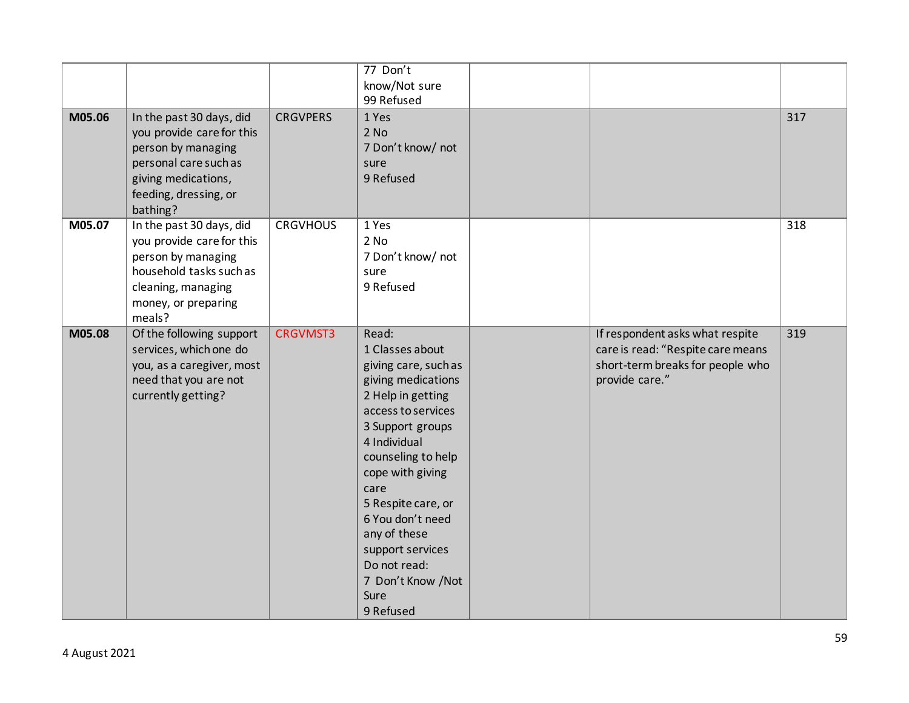| | | | | | | |
|---|---|---|---|---|---|---|
| | | | 77 Don't know/Not sure<br>99 Refused | | | |
| **M05.06** | In the past 30 days, did you provide care for this person by managing personal care such as giving medications, feeding, dressing, or bathing? | CRGVPERS | 1 Yes<br>2 No<br>7 Don't know/ not sure<br>9 Refused | | | 317 |
| **M05.07** | In the past 30 days, did you provide care for this person by managing household tasks such as cleaning, managing money, or preparing meals? | CRGVHOUS | 1 Yes<br>2 No<br>7 Don't know/ not sure<br>9 Refused | | | 318 |
| **M05.08** | Of the following support services, which one do you, as a caregiver, most need that you are not currently getting? | CRGVMST3 | Read:<br>1 Classes about giving care, such as giving medications<br>2 Help in getting access to services<br>3 Support groups<br>4 Individual counseling to help cope with giving care<br>5 Respite care, or<br>6 You don't need any of these support services<br>Do not read:<br>7 Don't Know /Not Sure<br>9 Refused | | If respondent asks what respite care is read: "Respite care means short-term breaks for people who provide care." | 319 |

4 August 2021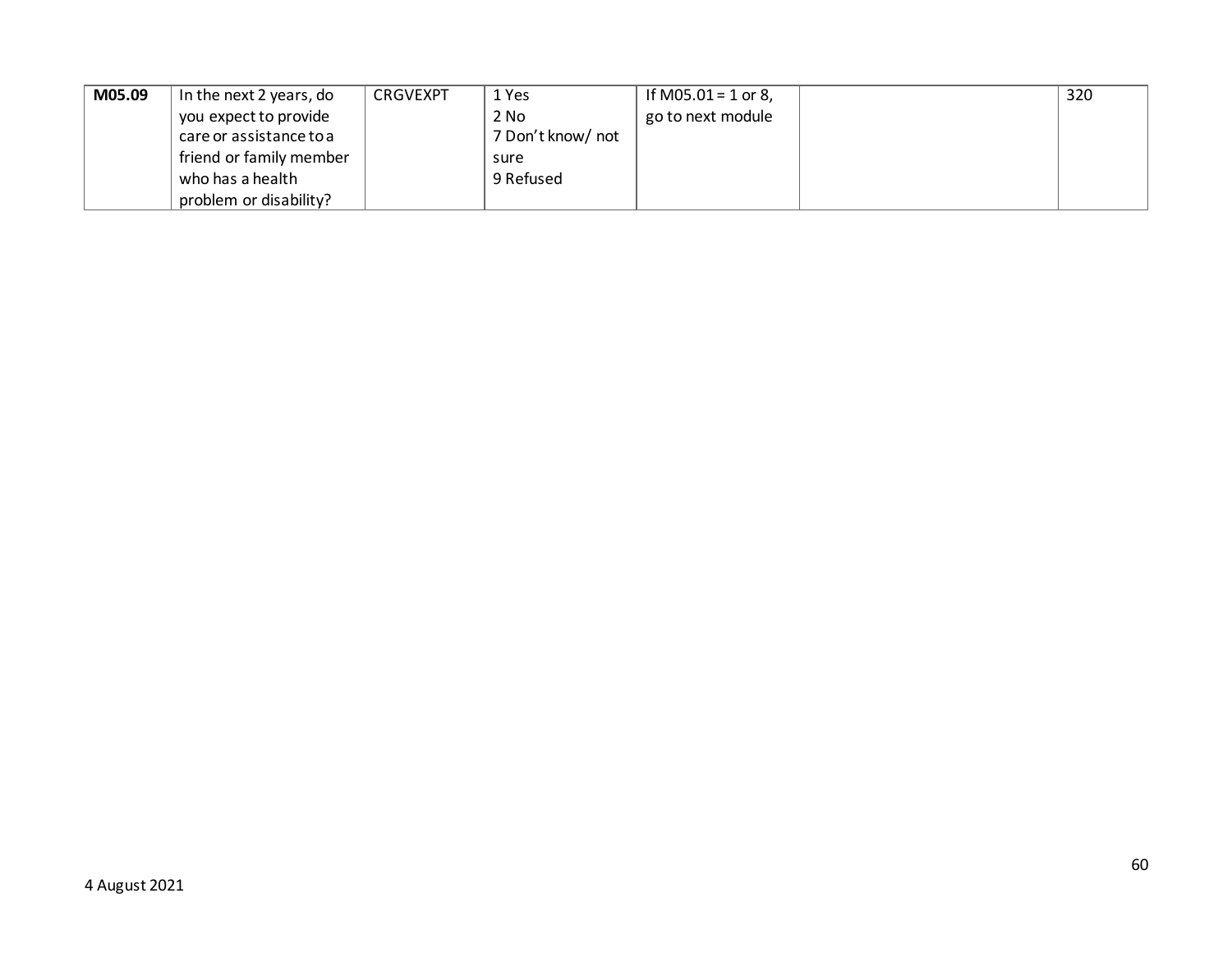| **M05.09** | In the next 2 years, do you expect to provide care or assistance to a friend or family member who has a health problem or disability? | CRGVEXPT | 1 Yes<br>2 No<br>7 Don't know/ not sure<br>9 Refused | If M05.01 = 1 or 8, go to next module | | 320 |
|---|---|---|---|---|---|---|

4 August 2021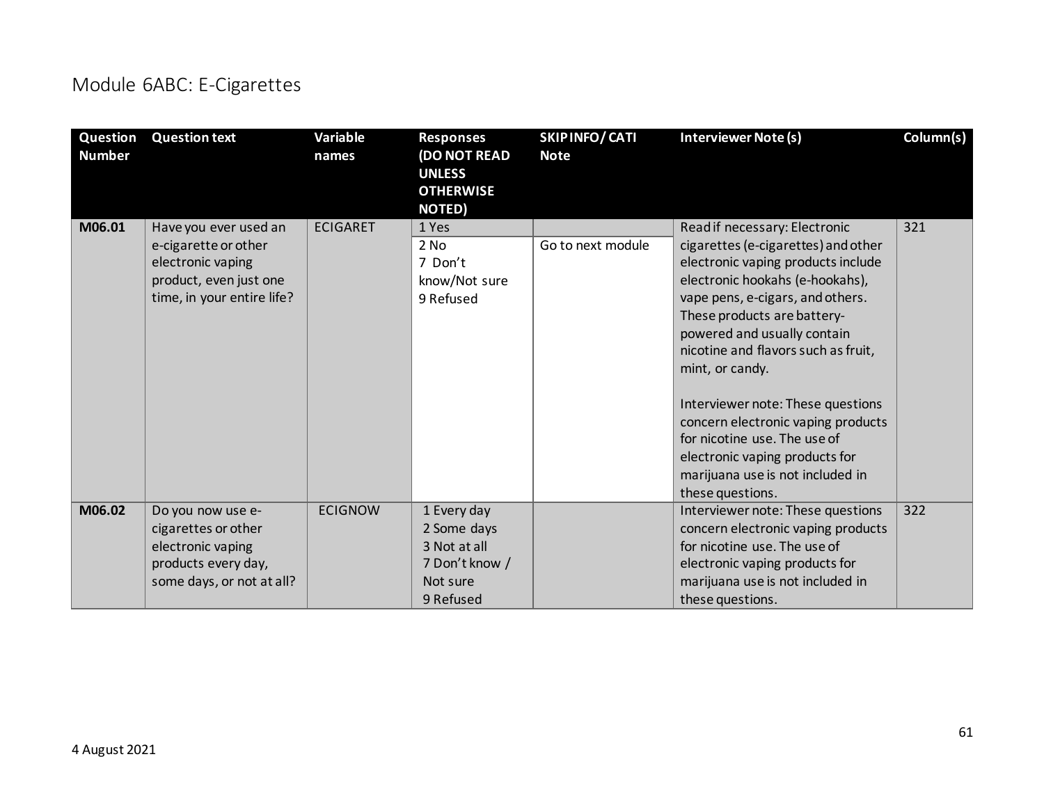## Module 6ABC: E-Cigarettes

| Question Number | Question text | Variable names | Responses (DO NOT READ UNLESS OTHERWISE NOTED) | SKIP INFO/ CATI Note | Interviewer Note (s) | Column(s) |
|---|---|---|---|---|---|---|
| M06.01 | Have you ever used an e-cigarette or other electronic vaping product, even just one time, in your entire life? | ECIGARET | 1 Yes | | Read if necessary: Electronic cigarettes (e-cigarettes) and other electronic vaping products include electronic hookahs (e-hookahs), vape pens, e-cigars, and others. These products are battery-powered and usually contain nicotine and flavors such as fruit, mint, or candy.<br><br>Interviewer note: These questions concern electronic vaping products for nicotine use. The use of electronic vaping products for marijuana use is not included in these questions. | 321 |
| | | | 2 No<br>7 Don't know/Not sure<br>9 Refused | Go to next module | | |
| M06.02 | Do you now use e-cigarettes or other electronic vaping products every day, some days, or not at all? | ECIGNOW | 1 Every day<br>2 Some days<br>3 Not at all<br>7 Don't know / Not sure<br>9 Refused | | Interviewer note: These questions concern electronic vaping products for nicotine use. The use of electronic vaping products for marijuana use is not included in these questions. | 322 |

4 August 2021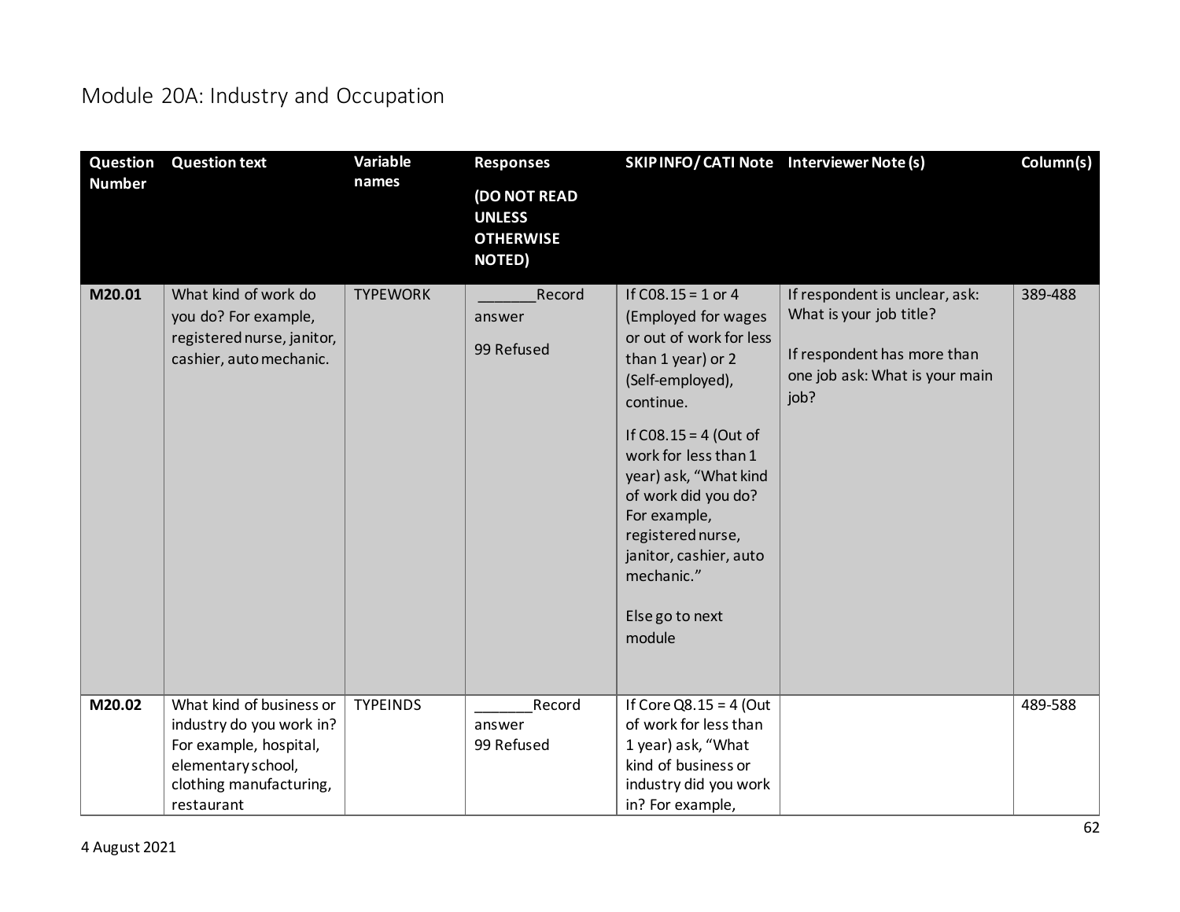# Module 20A: Industry and Occupation

| Question Number | Question text | Variable names | Responses (DO NOT READ UNLESS OTHERWISE NOTED) | SKIP INFO/ CATI Note | Interviewer Note (s) | Column(s) |
|---|---|---|---|---|---|---|
| M20.01 | What kind of work do you do? For example, registered nurse, janitor, cashier, auto mechanic. | TYPEWORK | _______Record answer<br><br>99 Refused | If C08.15 = 1 or 4 (Employed for wages or out of work for less than 1 year) or 2 (Self-employed), continue.<br><br>If C08.15 = 4 (Out of work for less than 1 year) ask, "What kind of work did you do? For example, registered nurse, janitor, cashier, auto mechanic."<br><br>Else go to next module | If respondent is unclear, ask: What is your job title?<br><br>If respondent has more than one job ask: What is your main job? | 389-488 |
| M20.02 | What kind of business or industry do you work in? For example, hospital, elementary school, clothing manufacturing, restaurant | TYPEINDS | _______Record answer<br>99 Refused | If Core Q8.15 = 4 (Out of work for less than 1 year) ask, "What kind of business or industry did you work in? For example, | | 489-588 |

4 August 2021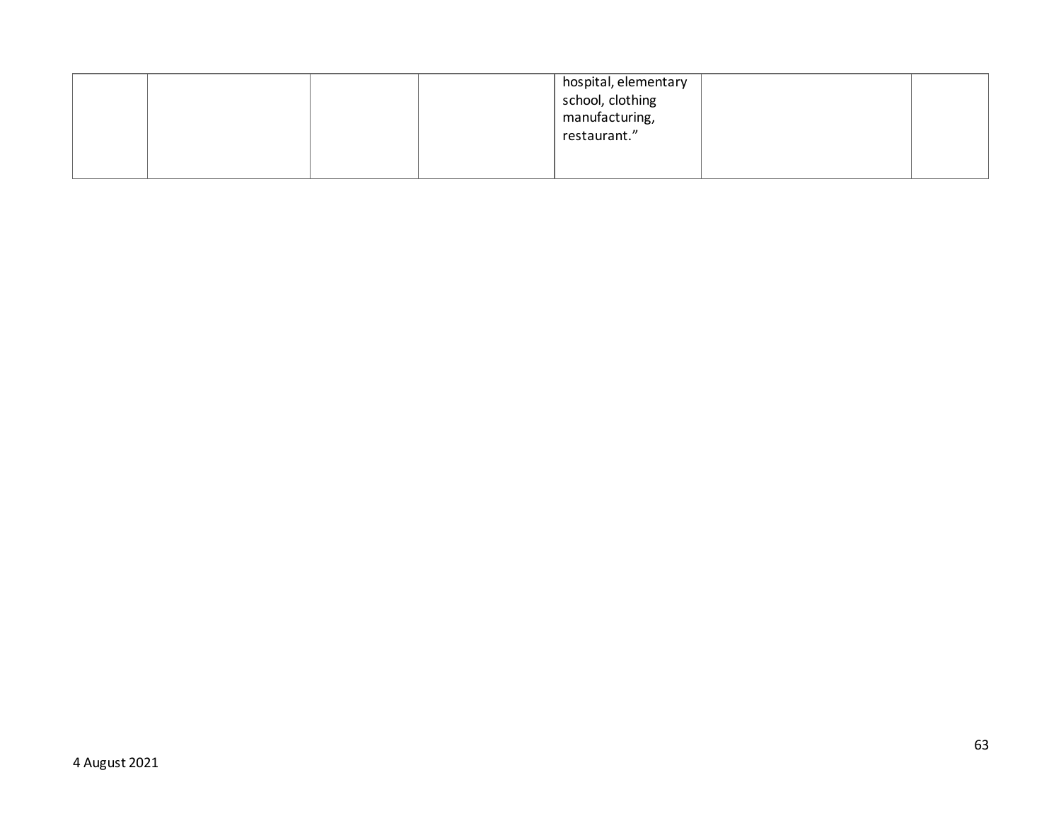| | | | | | | |
|---|---|---|---|---|---|---|
| | | | | hospital, elementary school, clothing manufacturing, restaurant.” | | |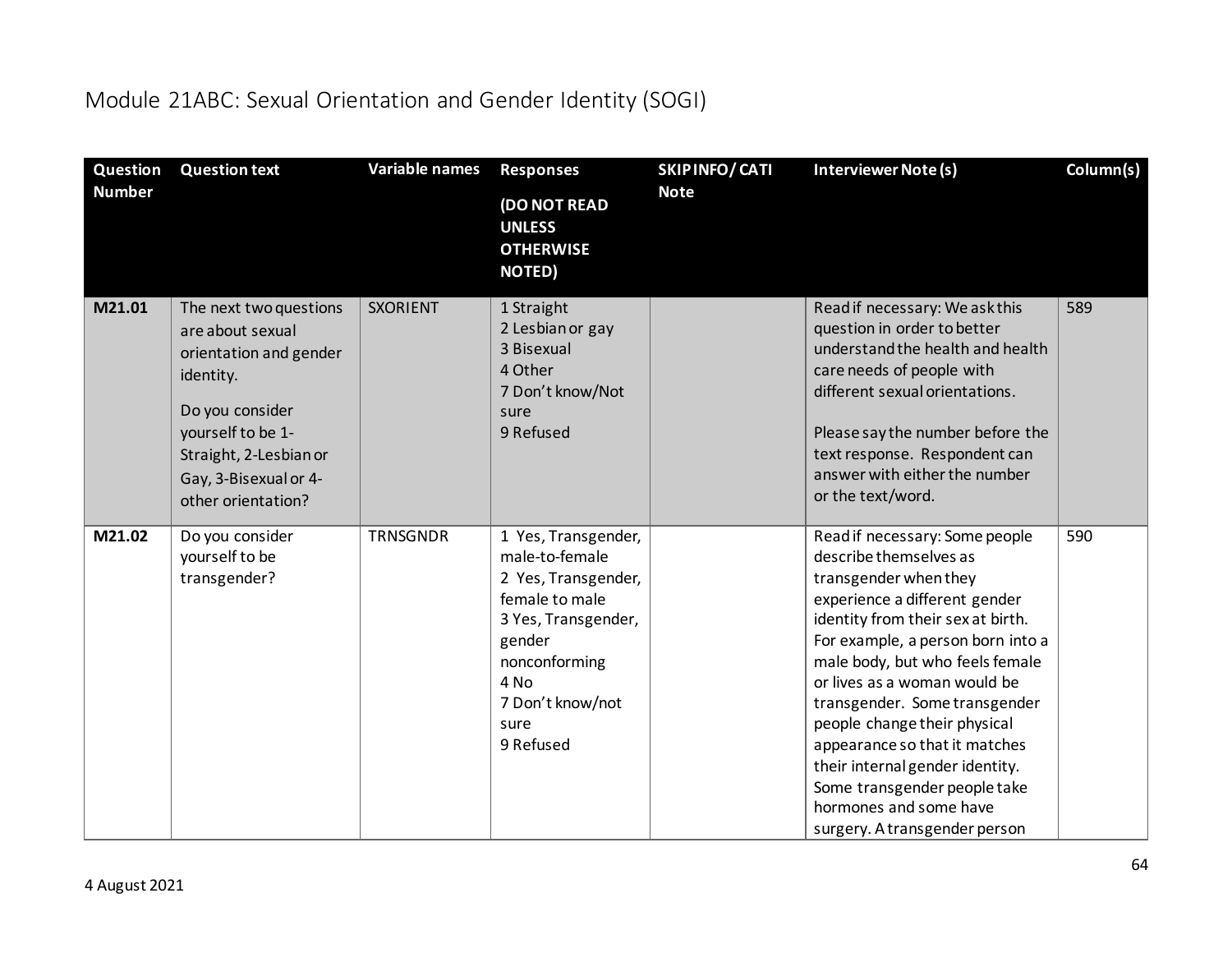# Module 21ABC: Sexual Orientation and Gender Identity (SOGI)

| Question Number | Question text | Variable names | Responses (DO NOT READ UNLESS OTHERWISE NOTED) | SKIP INFO/ CATI Note | Interviewer Note (s) | Column(s) |
|---|---|---|---|---|---|---|
| **M21.01** | The next two questions are about sexual orientation and gender identity.<br><br>Do you consider yourself to be 1-Straight, 2-Lesbian or Gay, 3-Bisexual or 4-other orientation? | SXORIENT | 1 Straight<br>2 Lesbian or gay<br>3 Bisexual<br>4 Other<br>7 Don't know/Not sure<br>9 Refused | | Read if necessary: We ask this question in order to better understand the health and health care needs of people with different sexual orientations.<br><br>Please say the number before the text response. Respondent can answer with either the number or the text/word. | 589 |
| **M21.02** | Do you consider yourself to be transgender? | TRNSGNDR | 1 Yes, Transgender, male-to-female<br>2 Yes, Transgender, female to male<br>3 Yes, Transgender, gender nonconforming<br>4 No<br>7 Don't know/not sure<br>9 Refused | | Read if necessary: Some people describe themselves as transgender when they experience a different gender identity from their sex at birth. For example, a person born into a male body, but who feels female or lives as a woman would be transgender. Some transgender people change their physical appearance so that it matches their internal gender identity. Some transgender people take hormones and some have surgery. A transgender person | 590 |

4 August 2021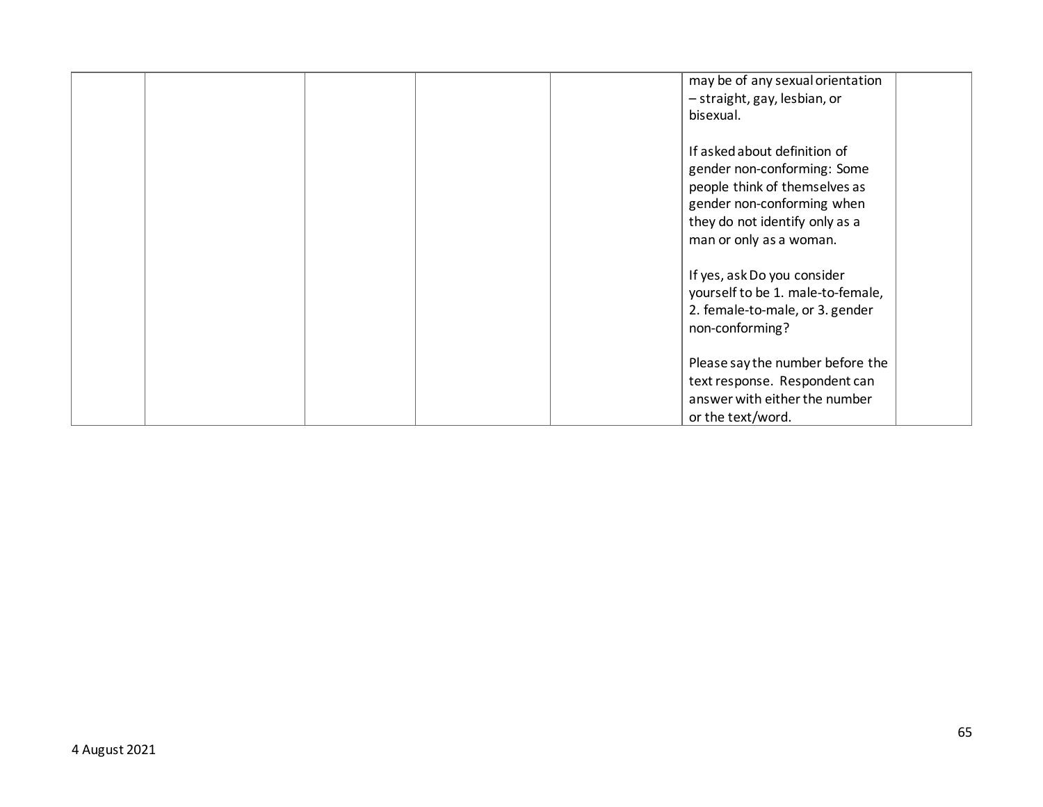| | | | | | | |
|---|---|---|---|---|---|---|
| | | | | | may be of any sexual orientation – straight, gay, lesbian, or bisexual.<br><br>If asked about definition of gender non-conforming: Some people think of themselves as gender non-conforming when they do not identify only as a man or only as a woman.<br><br>If yes, ask Do you consider yourself to be 1. male-to-female, 2. female-to-male, or 3. gender non-conforming?<br><br>Please say the number before the text response. Respondent can answer with either the number or the text/word. | |

4 August 2021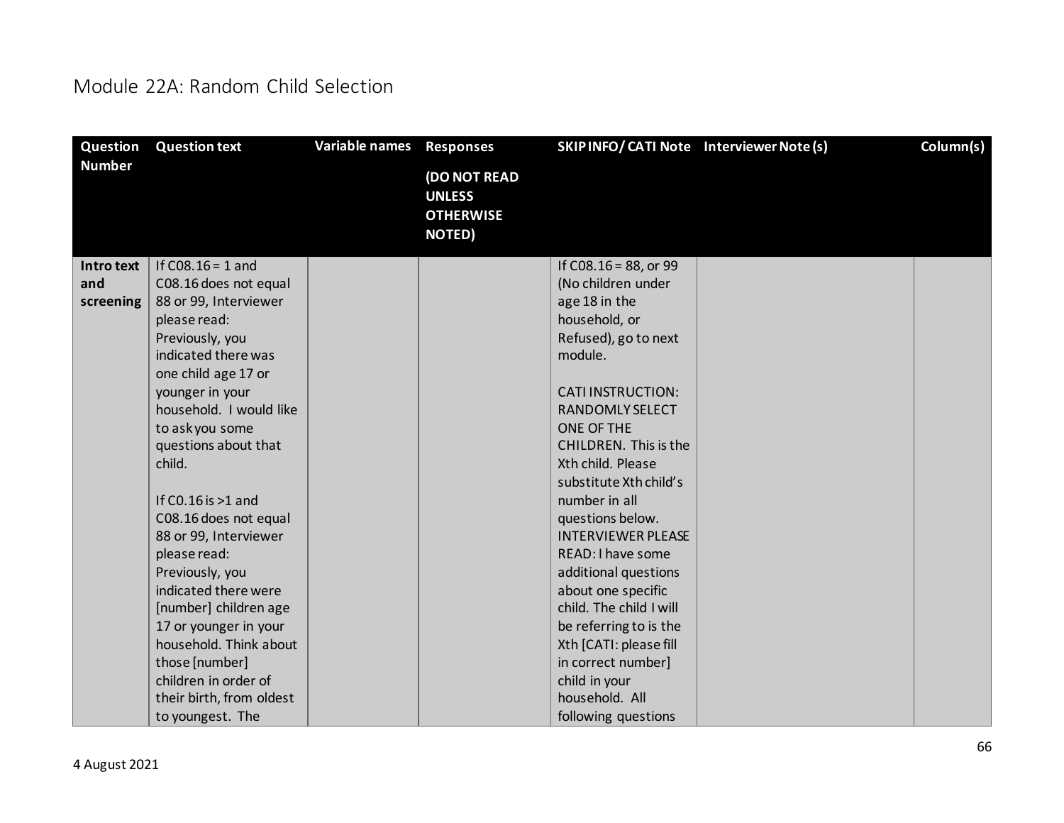# Module 22A: Random Child Selection

| Question Number | Question text | Variable names | Responses (DO NOT READ UNLESS OTHERWISE NOTED) | SKIP INFO/ CATI Note | Interviewer Note (s) | Column(s) |
|---|---|---|---|---|---|---|
| **Intro text and screening** | If C08.16 = 1 and C08.16 does not equal 88 or 99, Interviewer please read: Previously, you indicated there was one child age 17 or younger in your household. I would like to ask you some questions about that child.<br><br>If C0.16 is >1 and C08.16 does not equal 88 or 99, Interviewer please read: Previously, you indicated there were [number] children age 17 or younger in your household. Think about those [number] children in order of their birth, from oldest to youngest. The | | | If C08.16 = 88, or 99 (No children under age 18 in the household, or Refused), go to next module.<br><br>CATI INSTRUCTION: RANDOMLY SELECT ONE OF THE CHILDREN. This is the Xth child. Please substitute Xth child's number in all questions below. INTERVIEWER PLEASE READ: I have some additional questions about one specific child. The child I will be referring to is the Xth [CATI: please fill in correct number] child in your household. All following questions | | |

4 August 2021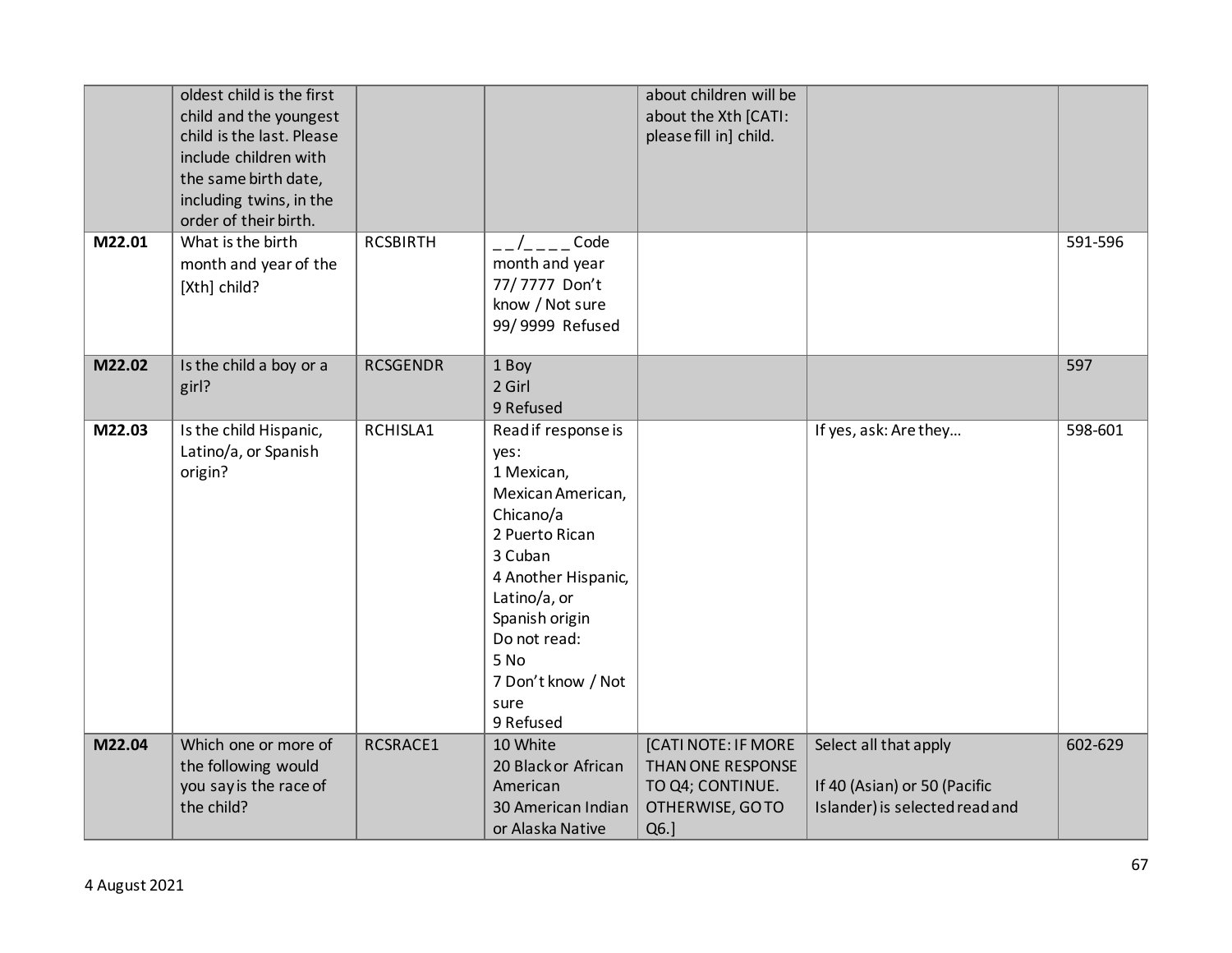| | | | | | | |
|---|---|---|---|---|---|---|
| | oldest child is the first child and the youngest child is the last. Please include children with the same birth date, including twins, in the order of their birth. | | | about children will be about the Xth [CATI: please fill in] child. | | |
| **M22.01** | What is the birth month and year of the [Xth] child? | RCSBIRTH | _ _/_ _ _ _ Code month and year<br>77/ 7777 Don't know / Not sure<br>99/ 9999 Refused | | | 591-596 |
| **M22.02** | Is the child a boy or a girl? | RCSGENDR | 1 Boy<br>2 Girl<br>9 Refused | | | 597 |
| **M22.03** | Is the child Hispanic, Latino/a, or Spanish origin? | RCHISLA1 | Read if response is yes:<br>1 Mexican, Mexican American, Chicano/a<br>2 Puerto Rican<br>3 Cuban<br>4 Another Hispanic, Latino/a, or Spanish origin<br>Do not read:<br>5 No<br>7 Don't know / Not sure<br>9 Refused | | If yes, ask: Are they… | 598-601 |
| **M22.04** | Which one or more of the following would you say is the race of the child? | RCSRACE1 | 10 White<br>20 Black or African American<br>30 American Indian or Alaska Native | [CATI NOTE: IF MORE THAN ONE RESPONSE TO Q4; CONTINUE. OTHERWISE, GO TO Q6.] | Select all that apply<br><br>If 40 (Asian) or 50 (Pacific Islander) is selected read and | 602-629 |

4 August 2021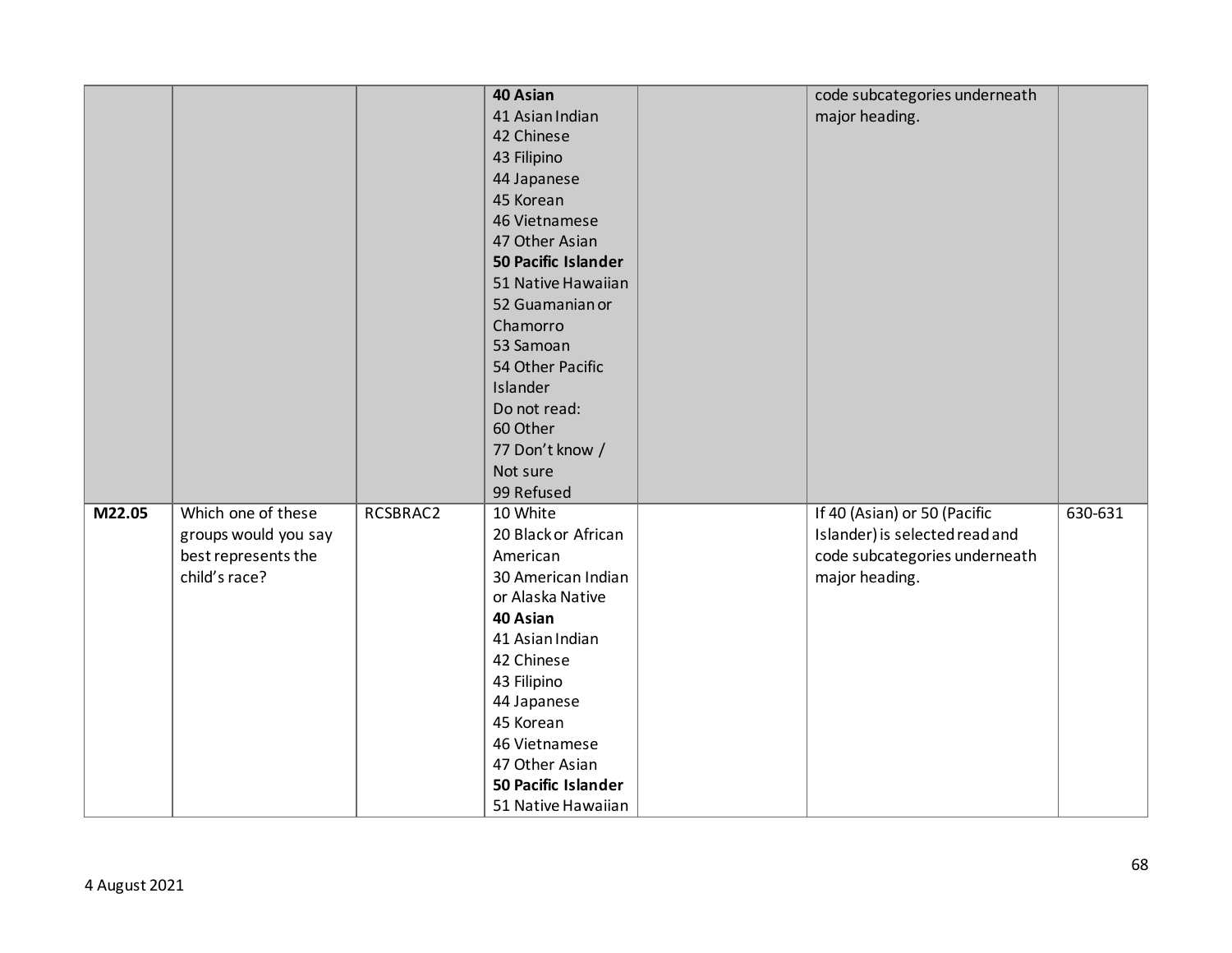| | | | **40 Asian**<br>41 Asian Indian<br>42 Chinese<br>43 Filipino<br>44 Japanese<br>45 Korean<br>46 Vietnamese<br>47 Other Asian<br>**50 Pacific Islander**<br>51 Native Hawaiian<br>52 Guamanian or Chamorro<br>53 Samoan<br>54 Other Pacific Islander<br>Do not read:<br>60 Other<br>77 Don't know / Not sure<br>99 Refused | | code subcategories underneath major heading. | |
|---|---|---|---|---|---|---|
| **M22.05** | Which one of these groups would you say best represents the child's race? | RCSBRAC2 | 10 White<br>20 Black or African American<br>30 American Indian or Alaska Native<br>**40 Asian**<br>41 Asian Indian<br>42 Chinese<br>43 Filipino<br>44 Japanese<br>45 Korean<br>46 Vietnamese<br>47 Other Asian<br>**50 Pacific Islander**<br>51 Native Hawaiian | | If 40 (Asian) or 50 (Pacific Islander) is selected read and code subcategories underneath major heading. | 630-631 |

4 August 2021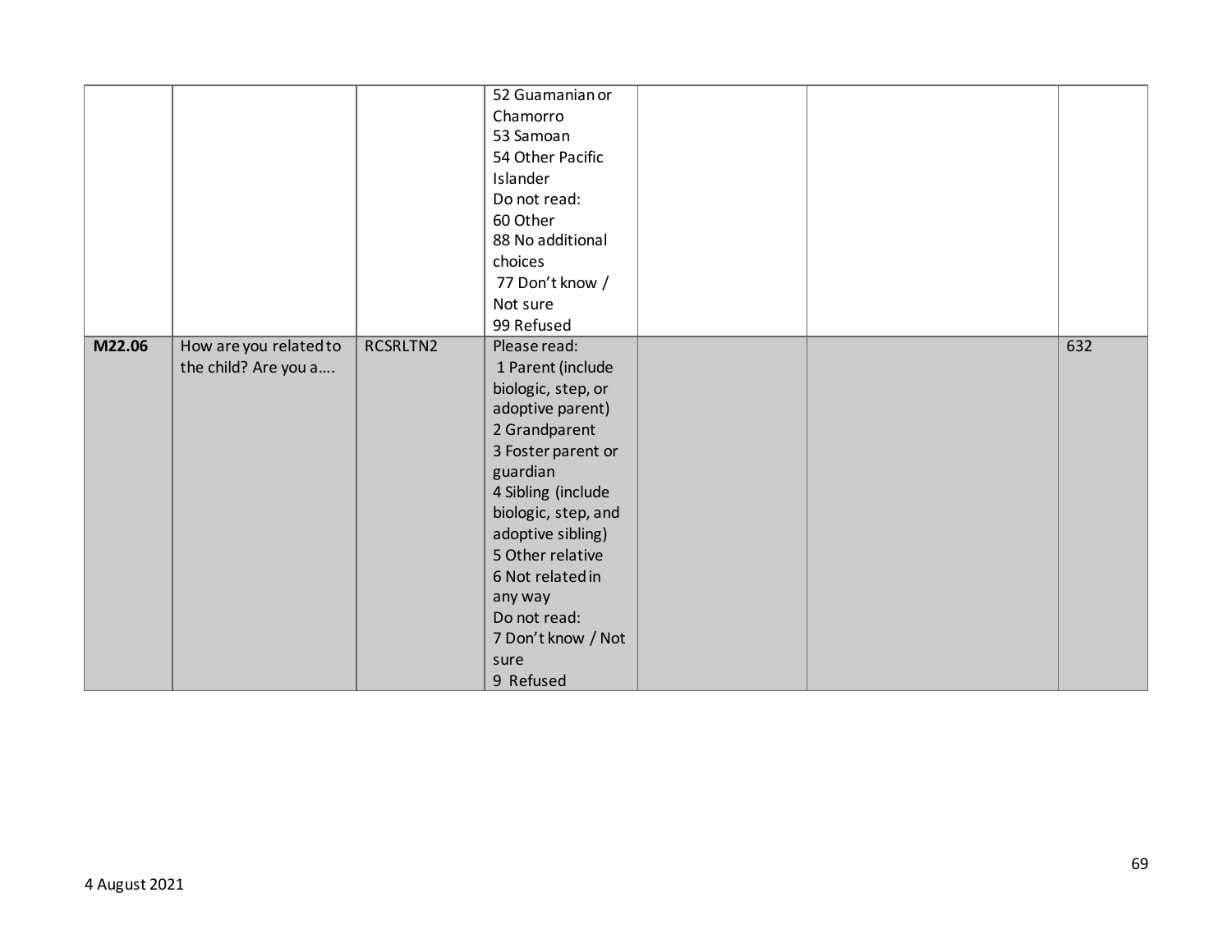| | | | | | | |
|---|---|---|---|---|---|---|
| | | | 52 Guamanian or Chamorro<br>53 Samoan<br>54 Other Pacific Islander<br>Do not read:<br>60 Other<br>88 No additional choices<br>77 Don't know / Not sure<br>99 Refused | | | |
| **M22.06** | How are you related to the child? Are you a…. | RCSRLTN2 | Please read:<br>1 Parent (include biologic, step, or adoptive parent)<br>2 Grandparent<br>3 Foster parent or guardian<br>4 Sibling (include biologic, step, and adoptive sibling)<br>5 Other relative<br>6 Not related in any way<br>Do not read:<br>7 Don't know / Not sure<br>9 Refused | | | 632 |

4 August 2021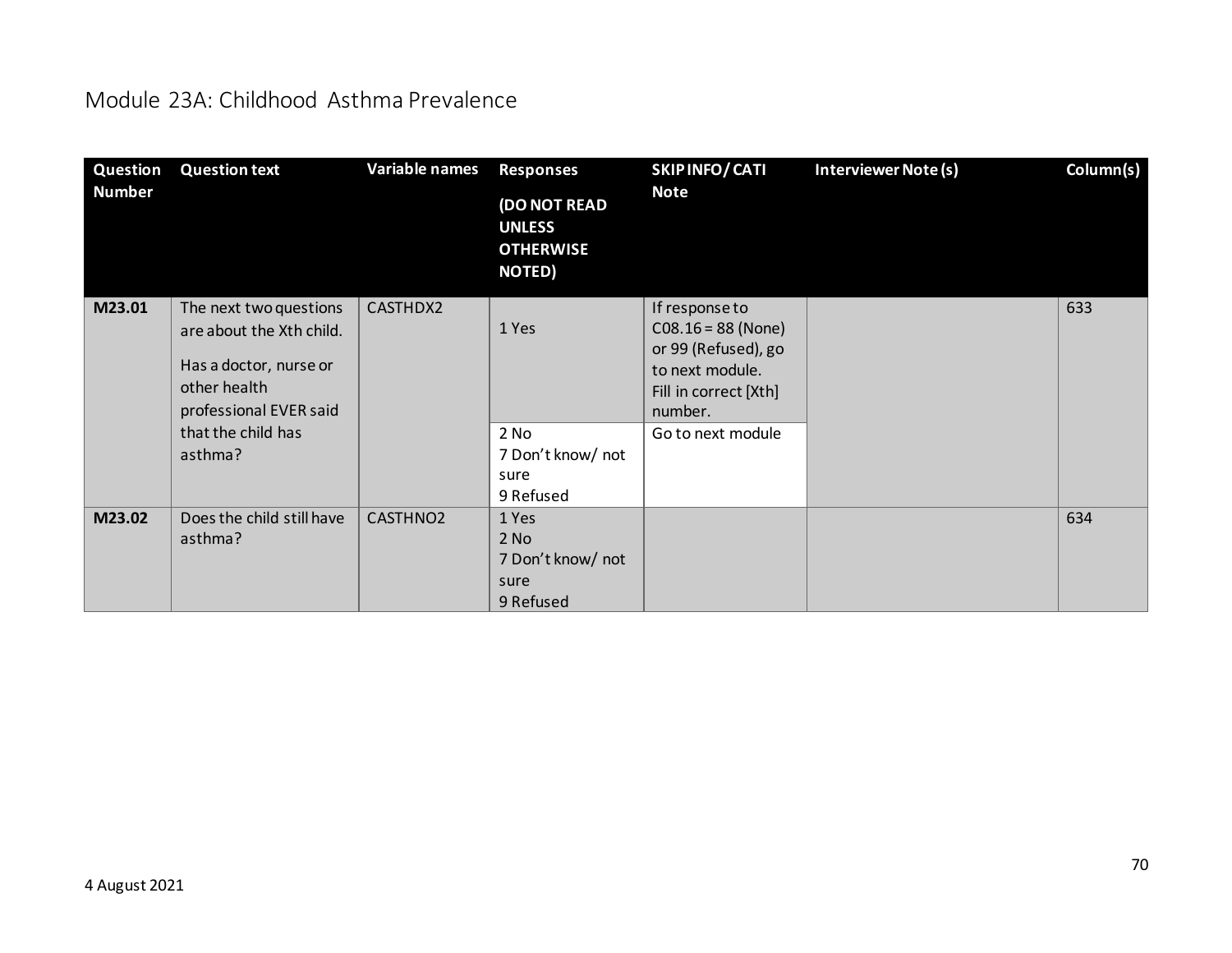# Module 23A: Childhood Asthma Prevalence

| Question Number | Question text | Variable names | Responses (DO NOT READ UNLESS OTHERWISE NOTED) | SKIP INFO/ CATI Note | Interviewer Note (s) | Column(s) |
|---|---|---|---|---|---|---|
| M23.01 | The next two questions are about the Xth child. Has a doctor, nurse or other health professional EVER said that the child has asthma? | CASTHDX2 | 1 Yes | If response to C08.16 = 88 (None) or 99 (Refused), go to next module. Fill in correct [Xth] number. | | 633 |
| | | | 2 No<br>7 Don't know/ not sure<br>9 Refused | Go to next module | | |
| M23.02 | Does the child still have asthma? | CASTHNO2 | 1 Yes<br>2 No<br>7 Don't know/ not sure<br>9 Refused | | | 634 |

4 August 2021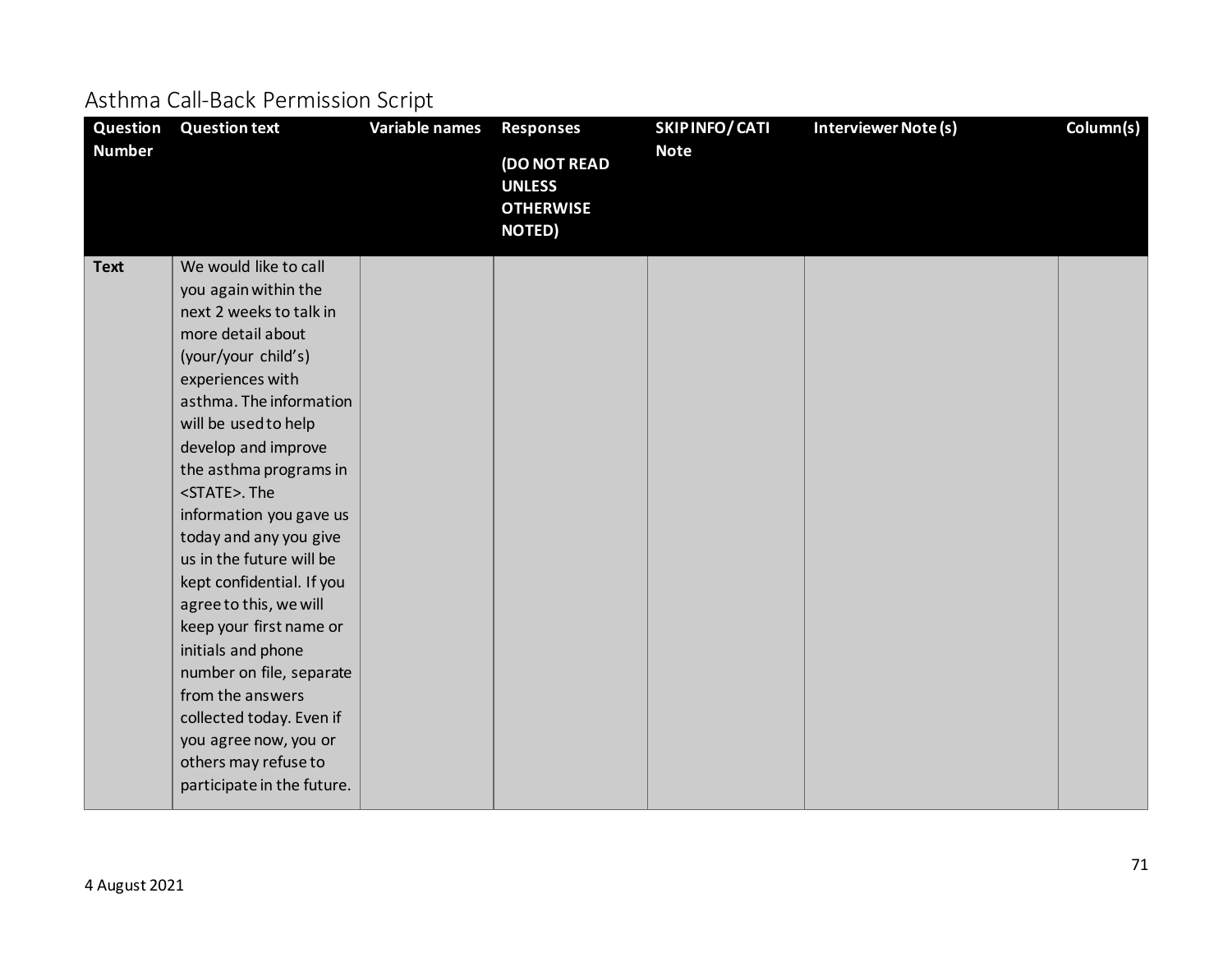# Asthma Call-Back Permission Script

| Question Number | Question text | Variable names | Responses (DO NOT READ UNLESS OTHERWISE NOTED) | SKIP INFO/ CATI Note | Interviewer Note (s) | Column(s) |
|---|---|---|---|---|---|---|
| **Text** | We would like to call you again within the next 2 weeks to talk in more detail about (your/your child's) experiences with asthma. The information will be used to help develop and improve the asthma programs in <STATE>. The information you gave us today and any you give us in the future will be kept confidential. If you agree to this, we will keep your first name or initials and phone number on file, separate from the answers collected today. Even if you agree now, you or others may refuse to participate in the future. | | | | | |

4 August 2021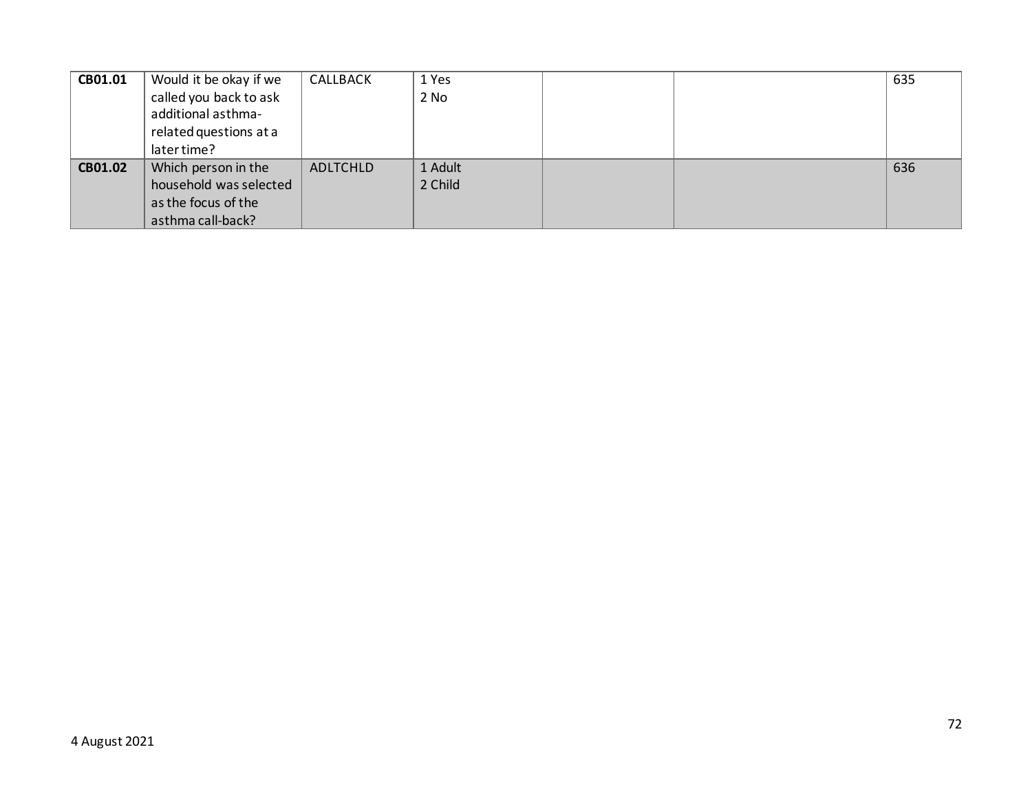| | | | | | | |
|---|---|---|---|---|---|---|
| **CB01.01** | Would it be okay if we called you back to ask additional asthma-related questions at a later time? | CALLBACK | 1 Yes<br>2 No | | | 635 |
| **CB01.02** | Which person in the household was selected as the focus of the asthma call-back? | ADLTCHLD | 1 Adult<br>2 Child | | | 636 |

4 August 2021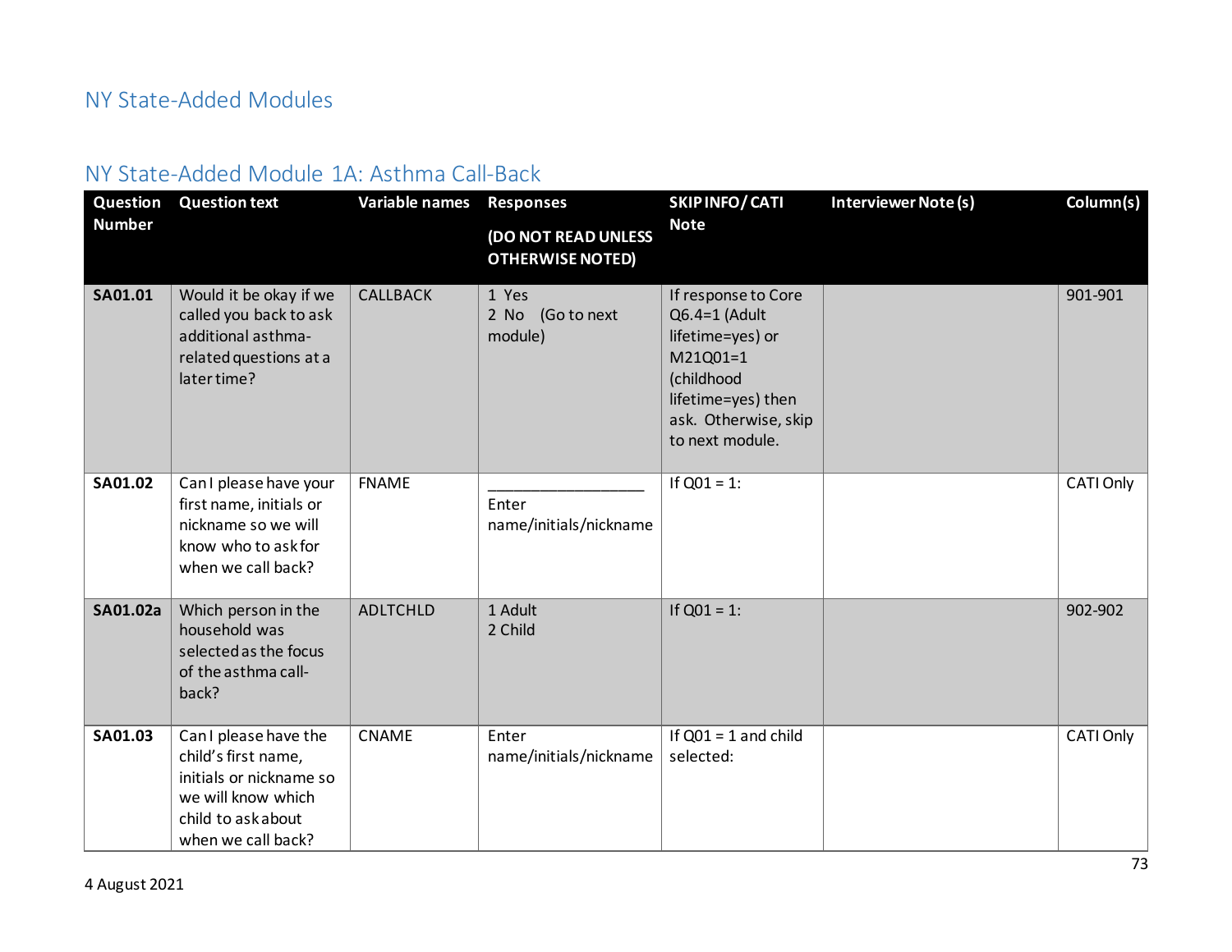# NY State-Added Modules

## NY State-Added Module 1A: Asthma Call-Back

| Question Number | Question text | Variable names | Responses (DO NOT READ UNLESS OTHERWISE NOTED) | SKIP INFO/ CATI Note | Interviewer Note (s) | Column(s) |
|---|---|---|---|---|---|---|
| **SA01.01** | Would it be okay if we called you back to ask additional asthma-related questions at a later time? | CALLBACK | 1 Yes<br>2 No (Go to next module) | If response to Core Q6.4=1 (Adult lifetime=yes) or M21Q01=1 (childhood lifetime=yes) then ask. Otherwise, skip to next module. | | 901-901 |
| **SA01.02** | Can I please have your first name, initials or nickname so we will know who to ask for when we call back? | FNAME | \_\_\_\_\_\_\_\_\_\_\_\_\_\_\_\_\_\_<br>Enter name/initials/nickname | If Q01 = 1: | | CATI Only |
| **SA01.02a** | Which person in the household was selected as the focus of the asthma call-back? | ADLTCHLD | 1 Adult<br>2 Child | If Q01 = 1: | | 902-902 |
| **SA01.03** | Can I please have the child's first name, initials or nickname so we will know which child to ask about when we call back? | CNAME | Enter name/initials/nickname | If Q01 = 1 and child selected: | | CATI Only |

4 August 2021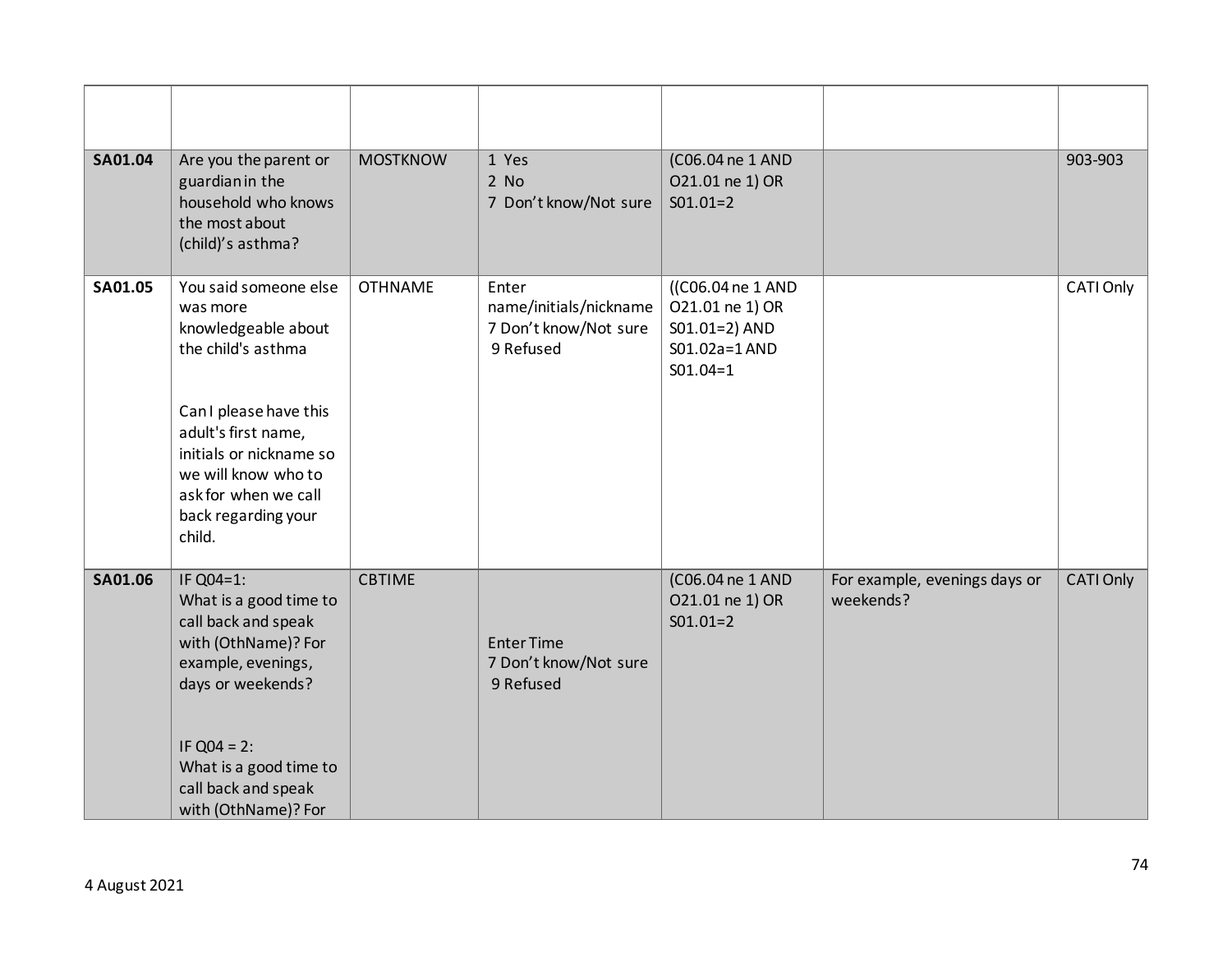| | | | | | | |
|---|---|---|---|---|---|---|
| **SA01.04** | Are you the parent or guardian in the household who knows the most about (child)'s asthma? | MOSTKNOW | 1 Yes<br>2 No<br>7 Don't know/Not sure | (C06.04 ne 1 AND O21.01 ne 1) OR S01.01=2 | | 903-903 |
| **SA01.05** | You said someone else was more knowledgeable about the child's asthma<br><br>Can I please have this adult's first name, initials or nickname so we will know who to ask for when we call back regarding your child. | OTHNAME | Enter name/initials/nickname<br>7 Don't know/Not sure<br>9 Refused | ((C06.04 ne 1 AND O21.01 ne 1) OR S01.01=2) AND S01.02a=1 AND S01.04=1 | | CATI Only |
| **SA01.06** | IF Q04=1:<br>What is a good time to call back and speak with (OthName)? For example, evenings, days or weekends?<br><br>IF Q04 = 2:<br>What is a good time to call back and speak with (OthName)? For | CBTIME | Enter Time<br>7 Don't know/Not sure<br>9 Refused | (C06.04 ne 1 AND O21.01 ne 1) OR S01.01=2 | For example, evenings days or weekends? | CATI Only |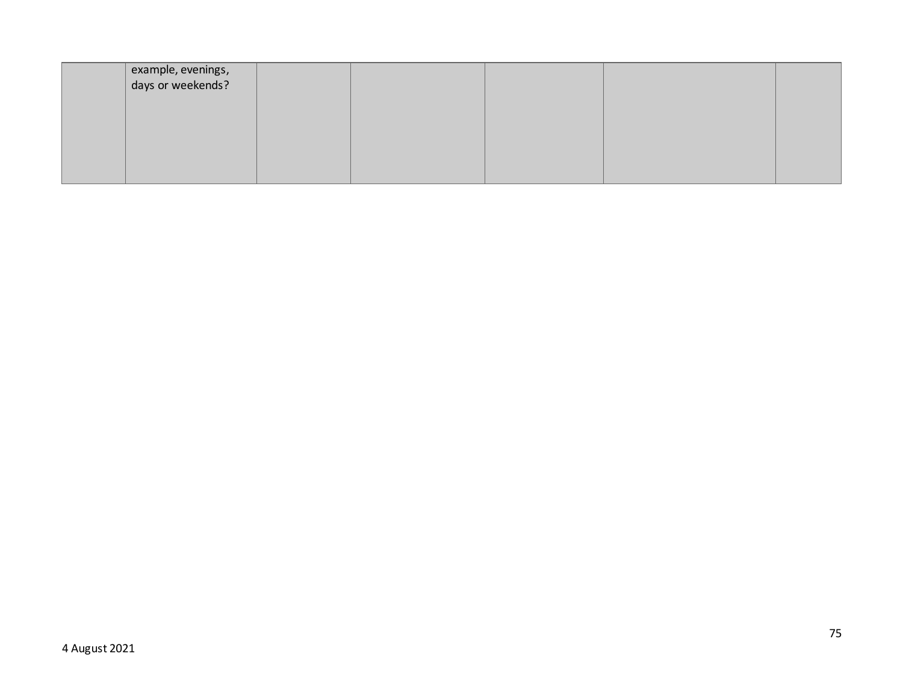| | | | | | | |
|---|---|---|---|---|---|---|
| | example, evenings, days or weekends? | | | | | |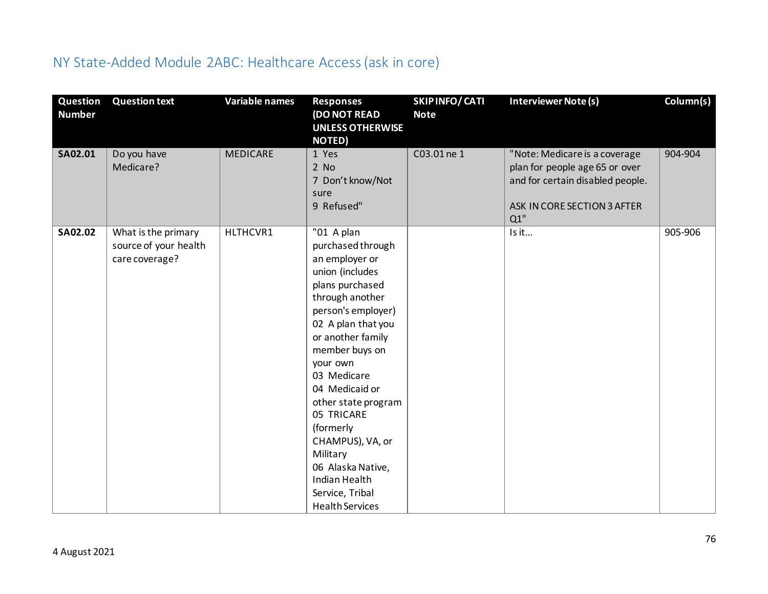## NY State-Added Module 2ABC: Healthcare Access (ask in core)

| Question Number | Question text | Variable names | Responses (DO NOT READ UNLESS OTHERWISE NOTED) | SKIP INFO/ CATI Note | Interviewer Note (s) | Column(s) |
|---|---|---|---|---|---|---|
| **SA02.01** | Do you have Medicare? | MEDICARE | 1 Yes<br>2 No<br>7 Don't know/Not sure<br>9 Refused" | C03.01 ne 1 | "Note: Medicare is a coverage plan for people age 65 or over and for certain disabled people.<br><br>ASK IN CORE SECTION 3 AFTER Q1" | 904-904 |
| **SA02.02** | What is the primary source of your health care coverage? | HLTHCVR1 | "01 A plan purchased through an employer or union (includes plans purchased through another person's employer)<br>02 A plan that you or another family member buys on your own<br>03 Medicare<br>04 Medicaid or other state program<br>05 TRICARE (formerly CHAMPUS), VA, or Military<br>06 Alaska Native, Indian Health Service, Tribal Health Services | | Is it… | 905-906 |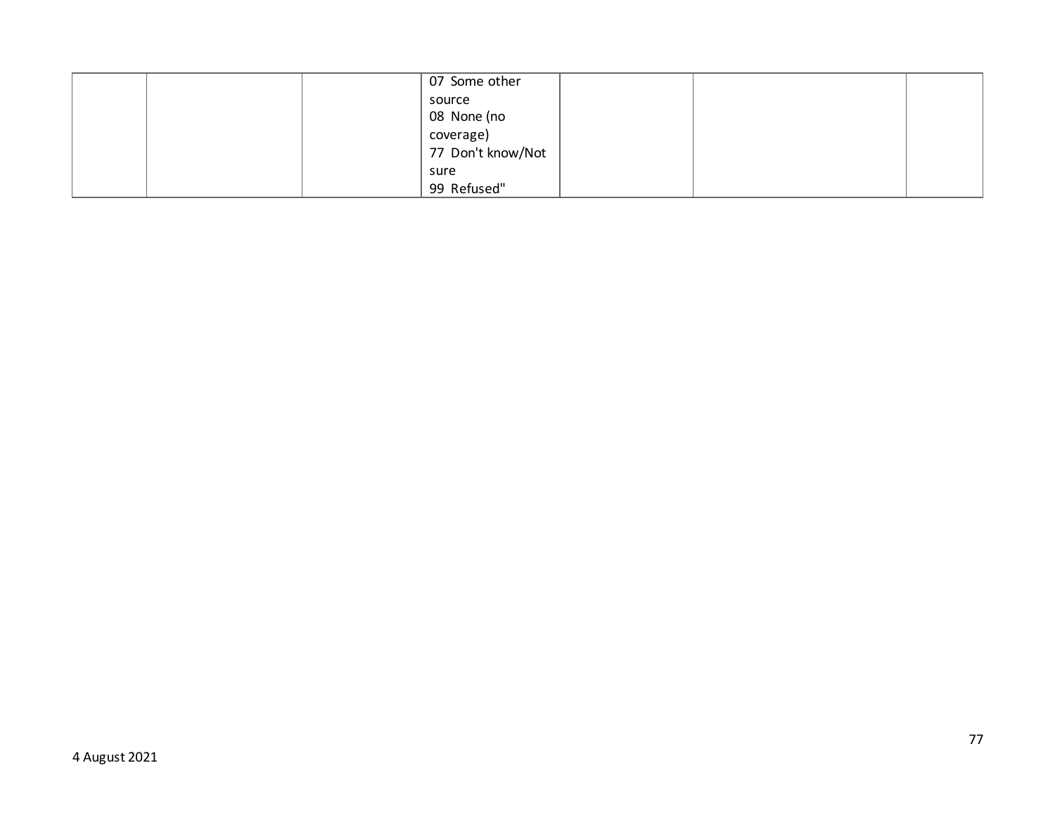| | | | | | | |
|---|---|---|---|---|---|---|
| | | | 07 Some other source<br>08 None (no coverage)<br>77 Don't know/Not sure<br>99 Refused" | | | |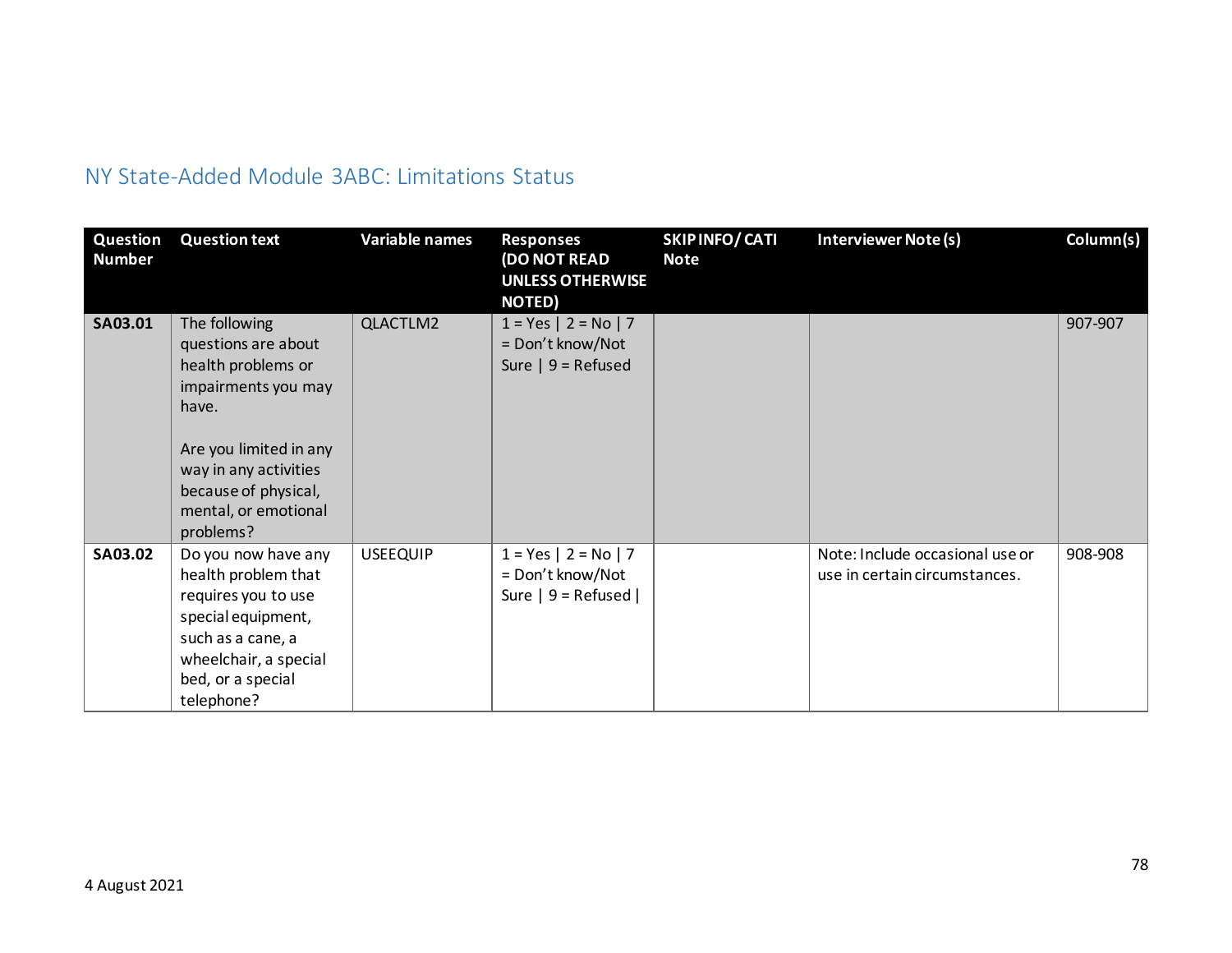## NY State-Added Module 3ABC: Limitations Status

| Question Number | Question text | Variable names | Responses (DO NOT READ UNLESS OTHERWISE NOTED) | SKIP INFO/ CATI Note | Interviewer Note (s) | Column(s) |
|---|---|---|---|---|---|---|
| **SA03.01** | The following questions are about health problems or impairments you may have.<br><br>Are you limited in any way in any activities because of physical, mental, or emotional problems? | QLACTLM2 | 1 = Yes \| 2 = No \| 7 = Don't know/Not Sure \| 9 = Refused | | | 907-907 |
| **SA03.02** | Do you now have any health problem that requires you to use special equipment, such as a cane, a wheelchair, a special bed, or a special telephone? | USEEQUIP | 1 = Yes \| 2 = No \| 7 = Don't know/Not Sure \| 9 = Refused \| | | Note: Include occasional use or use in certain circumstances. | 908-908 |

4 August 2021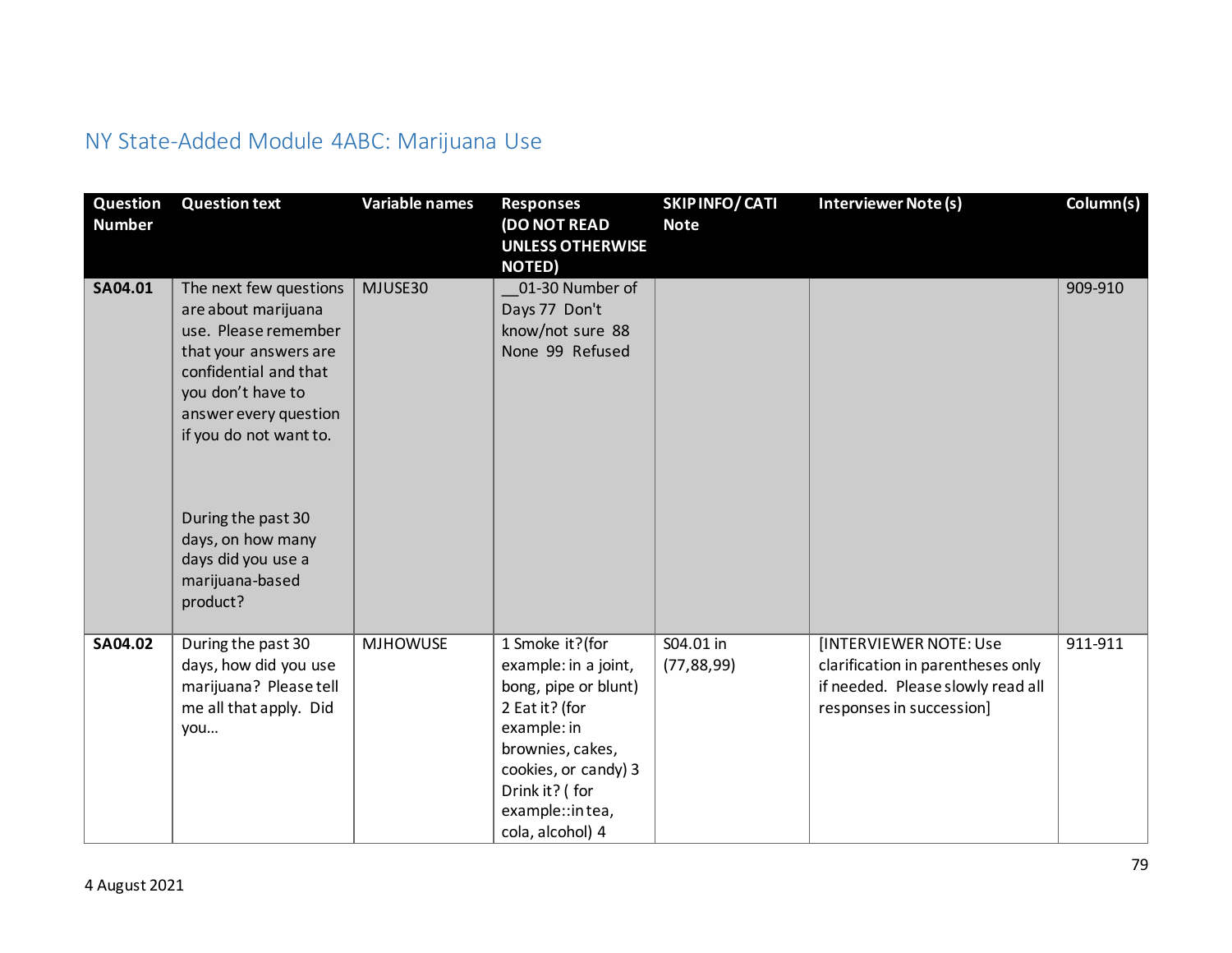## NY State-Added Module 4ABC: Marijuana Use

| Question Number | Question text | Variable names | Responses (DO NOT READ UNLESS OTHERWISE NOTED) | SKIP INFO/ CATI Note | Interviewer Note (s) | Column(s) |
|---|---|---|---|---|---|---|
| **SA04.01** | The next few questions are about marijuana use. Please remember that your answers are confidential and that you don't have to answer every question if you do not want to.<br><br>During the past 30 days, on how many days did you use a marijuana-based product? | MJUSE30 | __01-30 Number of Days 77 Don't know/not sure 88 None 99 Refused | | | 909-910 |
| **SA04.02** | During the past 30 days, how did you use marijuana? Please tell me all that apply. Did you… | MJHOWUSE | 1 Smoke it?(for example: in a joint, bong, pipe or blunt) 2 Eat it? (for example: in brownies, cakes, cookies, or candy) 3 Drink it? ( for example::in tea, cola, alcohol) 4 | S04.01 in (77,88,99) | [INTERVIEWER NOTE: Use clarification in parentheses only if needed. Please slowly read all responses in succession] | 911-911 |

4 August 2021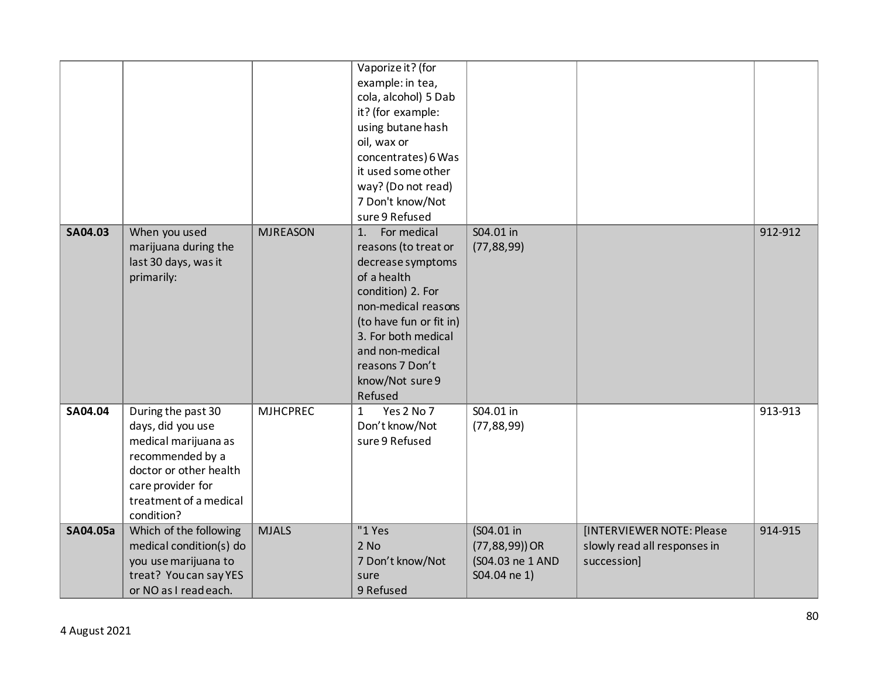| | | | Vaporize it? (for example: in tea, cola, alcohol) 5 Dab it? (for example: using butane hash oil, wax or concentrates) 6 Was it used some other way? (Do not read) 7 Don't know/Not sure 9 Refused | | | |
|---|---|---|---|---|---|---|
| **SA04.03** | When you used marijuana during the last 30 days, was it primarily: | MJREASON | 1. For medical reasons (to treat or decrease symptoms of a health condition) 2. For non-medical reasons (to have fun or fit in) 3. For both medical and non-medical reasons 7 Don't know/Not sure 9 Refused | S04.01 in (77,88,99) | | 912-912 |
| **SA04.04** | During the past 30 days, did you use medical marijuana as recommended by a doctor or other health care provider for treatment of a medical condition? | MJHCPREC | 1 Yes 2 No 7 Don't know/Not sure 9 Refused | S04.01 in (77,88,99) | | 913-913 |
| **SA04.05a** | Which of the following medical condition(s) do you use marijuana to treat? You can say YES or NO as I read each. | MJALS | "1 Yes<br>2 No<br>7 Don't know/Not sure<br>9 Refused | (S04.01 in (77,88,99)) OR (S04.03 ne 1 AND S04.04 ne 1) | [INTERVIEWER NOTE: Please slowly read all responses in succession] | 914-915 |

4 August 2021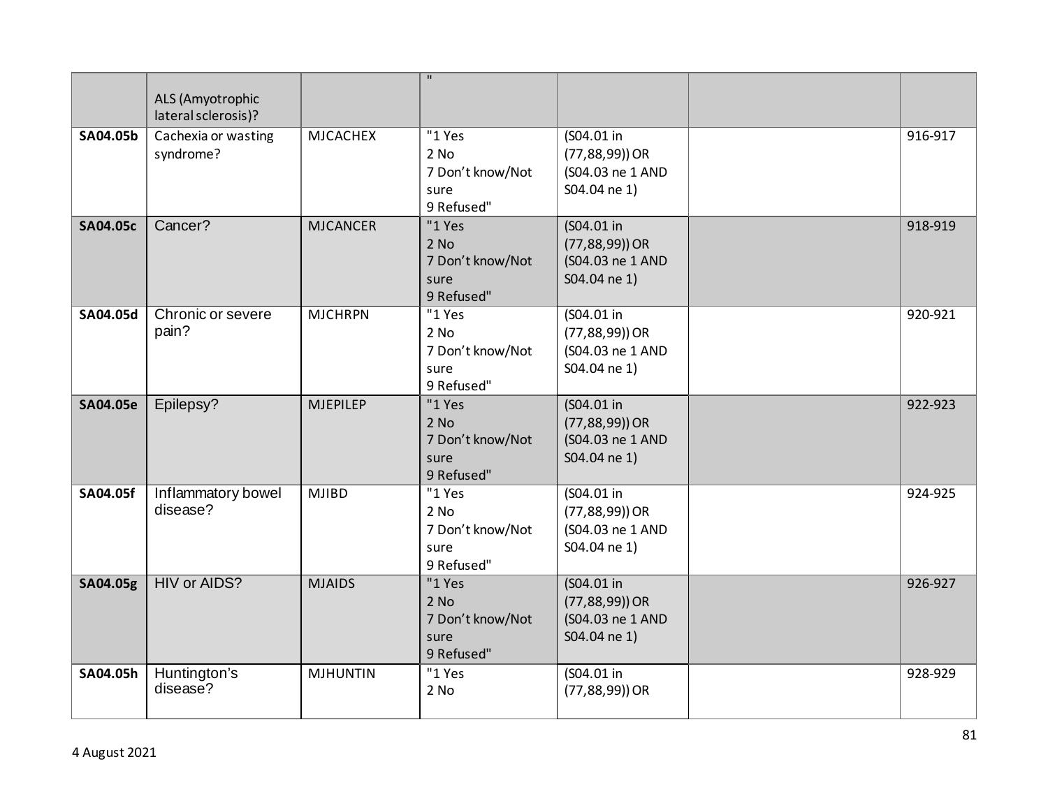|  |  |  |  |  |  |  |
|---|---|---|---|---|---|---|
|  | ALS (Amyotrophic lateral sclerosis)? |  | " |  |  |  |
| **SA04.05b** | Cachexia or wasting syndrome? | MJCACHEX | "1 Yes<br>2 No<br>7 Don't know/Not sure<br>9 Refused" | (S04.01 in (77,88,99)) OR (S04.03 ne 1 AND S04.04 ne 1) |  | 916-917 |
| **SA04.05c** | Cancer? | MJCANCER | "1 Yes<br>2 No<br>7 Don't know/Not sure<br>9 Refused" | (S04.01 in (77,88,99)) OR (S04.03 ne 1 AND S04.04 ne 1) |  | 918-919 |
| **SA04.05d** | Chronic or severe pain? | MJCHRPN | "1 Yes<br>2 No<br>7 Don't know/Not sure<br>9 Refused" | (S04.01 in (77,88,99)) OR (S04.03 ne 1 AND S04.04 ne 1) |  | 920-921 |
| **SA04.05e** | Epilepsy? | MJEPILEP | "1 Yes<br>2 No<br>7 Don't know/Not sure<br>9 Refused" | (S04.01 in (77,88,99)) OR (S04.03 ne 1 AND S04.04 ne 1) |  | 922-923 |
| **SA04.05f** | Inflammatory bowel disease? | MJIBD | "1 Yes<br>2 No<br>7 Don't know/Not sure<br>9 Refused" | (S04.01 in (77,88,99)) OR (S04.03 ne 1 AND S04.04 ne 1) |  | 924-925 |
| **SA04.05g** | HIV or AIDS? | MJAIDS | "1 Yes<br>2 No<br>7 Don't know/Not sure<br>9 Refused" | (S04.01 in (77,88,99)) OR (S04.03 ne 1 AND S04.04 ne 1) |  | 926-927 |
| **SA04.05h** | Huntington's disease? | MJHUNTIN | "1 Yes<br>2 No | (S04.01 in (77,88,99)) OR |  | 928-929 |

4 August 2021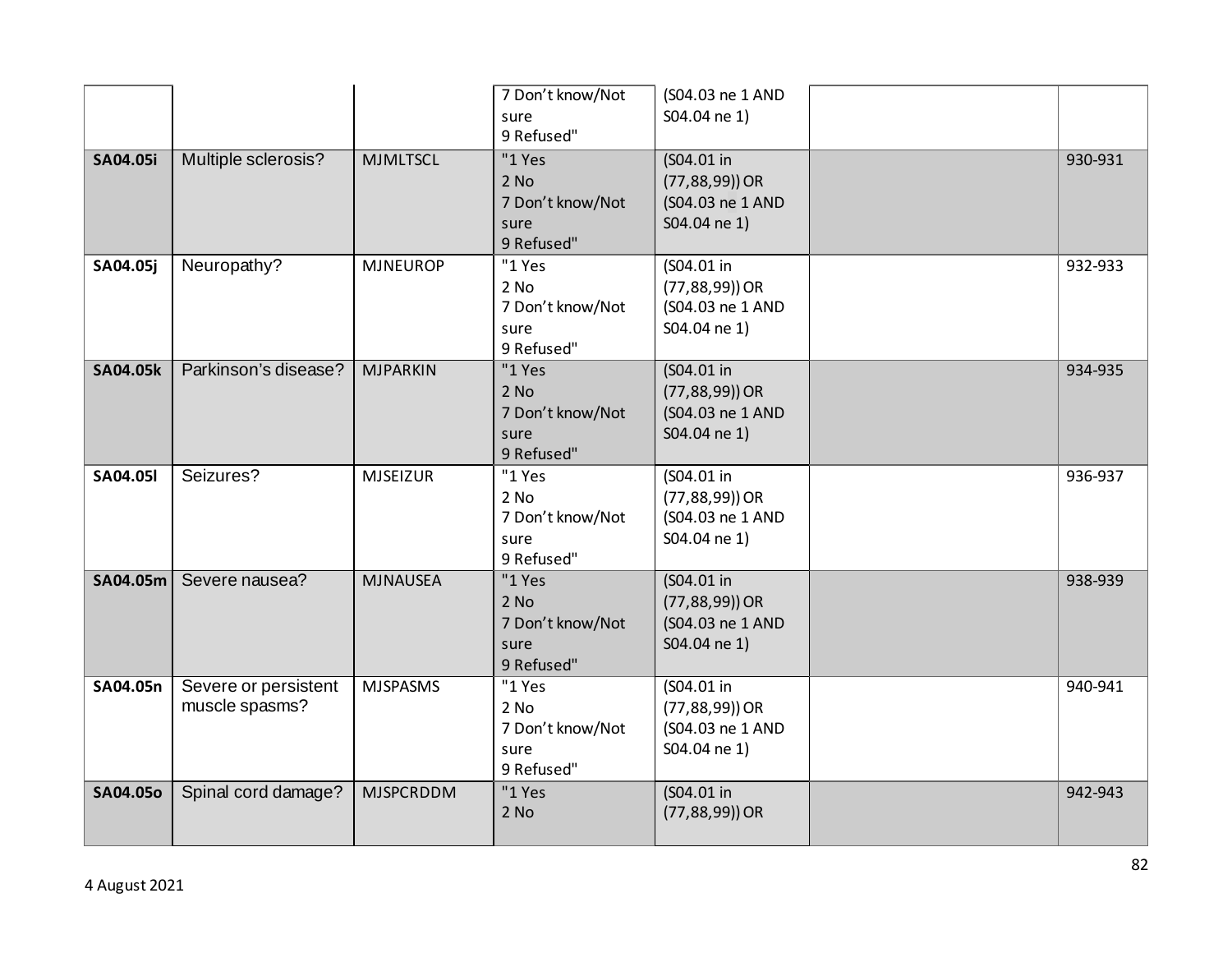| | | | 7 Don't know/Not sure<br>9 Refused" | (S04.03 ne 1 AND S04.04 ne 1) | | |
|---|---|---|---|---|---|---|
| **SA04.05i** | Multiple sclerosis? | MJMLTSCL | "1 Yes<br>2 No<br>7 Don't know/Not sure<br>9 Refused" | (S04.01 in (77,88,99)) OR (S04.03 ne 1 AND S04.04 ne 1) | | 930-931 |
| **SA04.05j** | Neuropathy? | MJNEUROP | "1 Yes<br>2 No<br>7 Don't know/Not sure<br>9 Refused" | (S04.01 in (77,88,99)) OR (S04.03 ne 1 AND S04.04 ne 1) | | 932-933 |
| **SA04.05k** | Parkinson's disease? | MJPARKIN | "1 Yes<br>2 No<br>7 Don't know/Not sure<br>9 Refused" | (S04.01 in (77,88,99)) OR (S04.03 ne 1 AND S04.04 ne 1) | | 934-935 |
| **SA04.05l** | Seizures? | MJSEIZUR | "1 Yes<br>2 No<br>7 Don't know/Not sure<br>9 Refused" | (S04.01 in (77,88,99)) OR (S04.03 ne 1 AND S04.04 ne 1) | | 936-937 |
| **SA04.05m** | Severe nausea? | MJNAUSEA | "1 Yes<br>2 No<br>7 Don't know/Not sure<br>9 Refused" | (S04.01 in (77,88,99)) OR (S04.03 ne 1 AND S04.04 ne 1) | | 938-939 |
| **SA04.05n** | Severe or persistent muscle spasms? | MJSPASMS | "1 Yes<br>2 No<br>7 Don't know/Not sure<br>9 Refused" | (S04.01 in (77,88,99)) OR (S04.03 ne 1 AND S04.04 ne 1) | | 940-941 |
| **SA04.05o** | Spinal cord damage? | MJSPCRDDM | "1 Yes<br>2 No | (S04.01 in (77,88,99)) OR | | 942-943 |

4 August 2021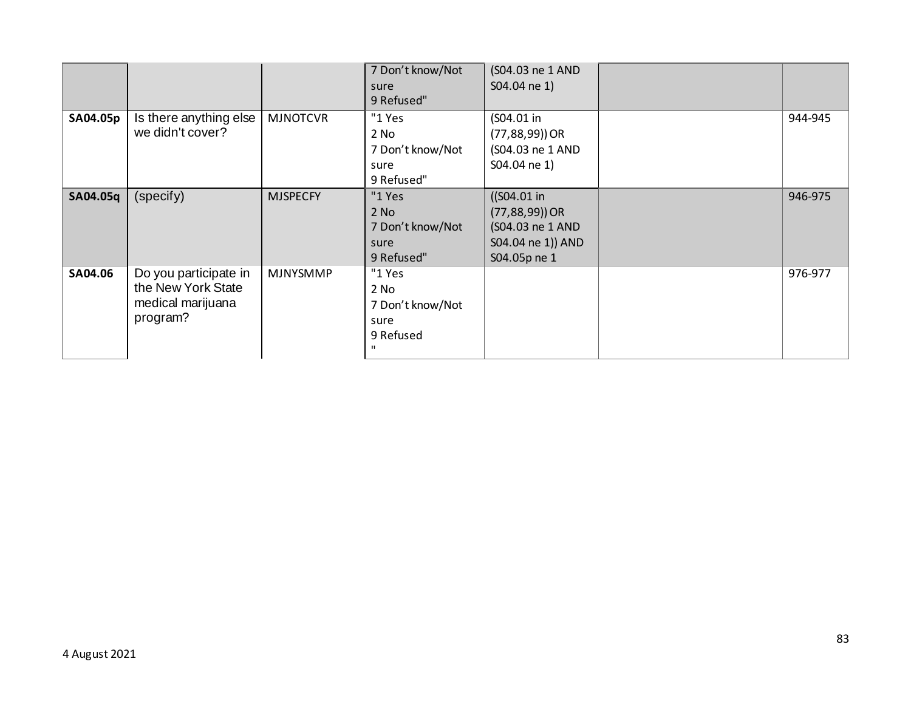| | | | 7 Don't know/Not sure<br>9 Refused" | (S04.03 ne 1 AND S04.04 ne 1) | | |
|---|---|---|---|---|---|---|
| **SA04.05p** | Is there anything else we didn't cover? | MJNOTCVR | "1 Yes<br>2 No<br>7 Don't know/Not sure<br>9 Refused" | (S04.01 in (77,88,99)) OR (S04.03 ne 1 AND S04.04 ne 1) | | 944-945 |
| **SA04.05q** | (specify) | MJSPECFY | "1 Yes<br>2 No<br>7 Don't know/Not sure<br>9 Refused" | ((S04.01 in (77,88,99)) OR (S04.03 ne 1 AND S04.04 ne 1)) AND S04.05p ne 1 | | 946-975 |
| **SA04.06** | Do you participate in the New York State medical marijuana program? | MJNYSMMP | "1 Yes<br>2 No<br>7 Don't know/Not sure<br>9 Refused<br>" | | | 976-977 |

4 August 2021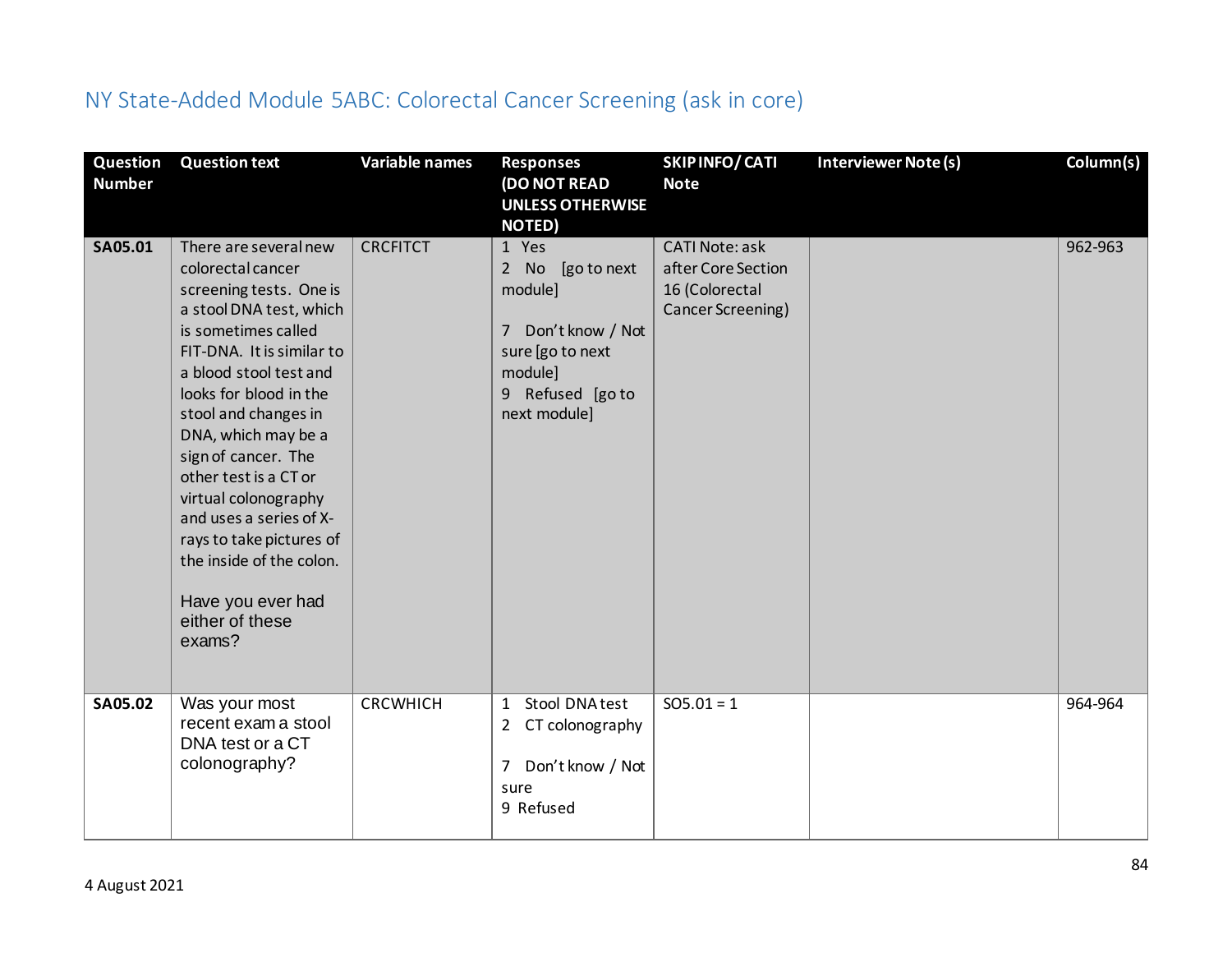## NY State-Added Module 5ABC: Colorectal Cancer Screening (ask in core)

| Question Number | Question text | Variable names | Responses (DO NOT READ UNLESS OTHERWISE NOTED) | SKIP INFO/ CATI Note | Interviewer Note (s) | Column(s) |
|---|---|---|---|---|---|---|
| **SA05.01** | There are several new colorectal cancer screening tests. One is a stool DNA test, which is sometimes called FIT-DNA. It is similar to a blood stool test and looks for blood in the stool and changes in DNA, which may be a sign of cancer. The other test is a CT or virtual colonography and uses a series of X-rays to take pictures of the inside of the colon.<br><br>Have you ever had either of these exams? | CRCFITCT | 1 Yes<br>2 No [go to next module]<br><br>7 Don't know / Not sure [go to next module]<br>9 Refused [go to next module] | CATI Note: ask after Core Section 16 (Colorectal Cancer Screening) | | 962-963 |
| **SA05.02** | Was your most recent exam a stool DNA test or a CT colonography? | CRCWHICH | 1 Stool DNA test<br>2 CT colonography<br><br>7 Don't know / Not sure<br>9 Refused | SO5.01 = 1 | | 964-964 |

4 August 2021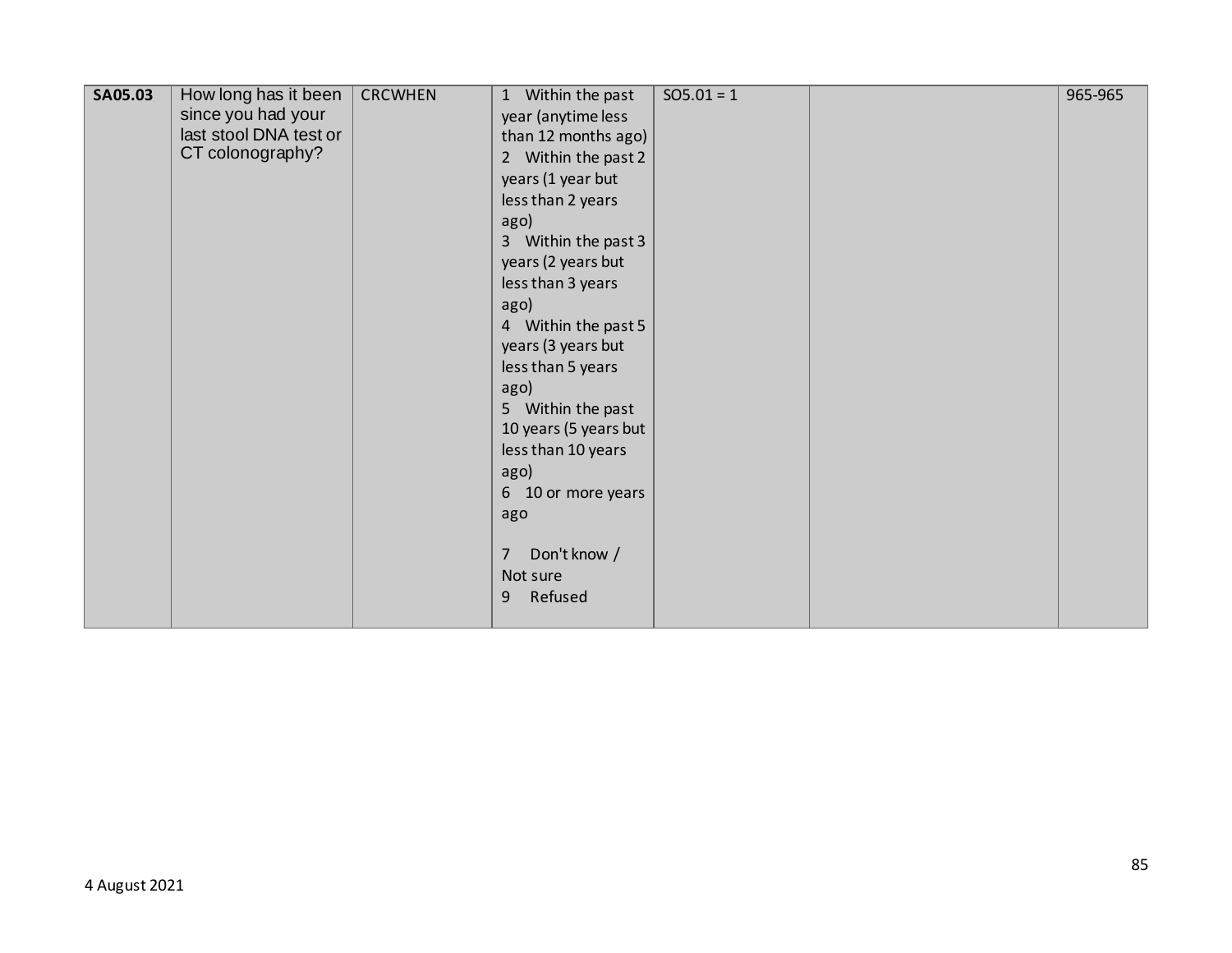| | | | | | | |
|---|---|---|---|---|---|---|
| **SA05.03** | How long has it been since you had your last stool DNA test or CT colonography? | CRCWHEN | 1 Within the past year (anytime less than 12 months ago)<br>2 Within the past 2 years (1 year but less than 2 years ago)<br>3 Within the past 3 years (2 years but less than 3 years ago)<br>4 Within the past 5 years (3 years but less than 5 years ago)<br>5 Within the past 10 years (5 years but less than 10 years ago)<br>6 10 or more years ago<br><br>7 Don't know / Not sure<br>9 Refused | SO5.01 = 1 | | 965-965 |

4 August 2021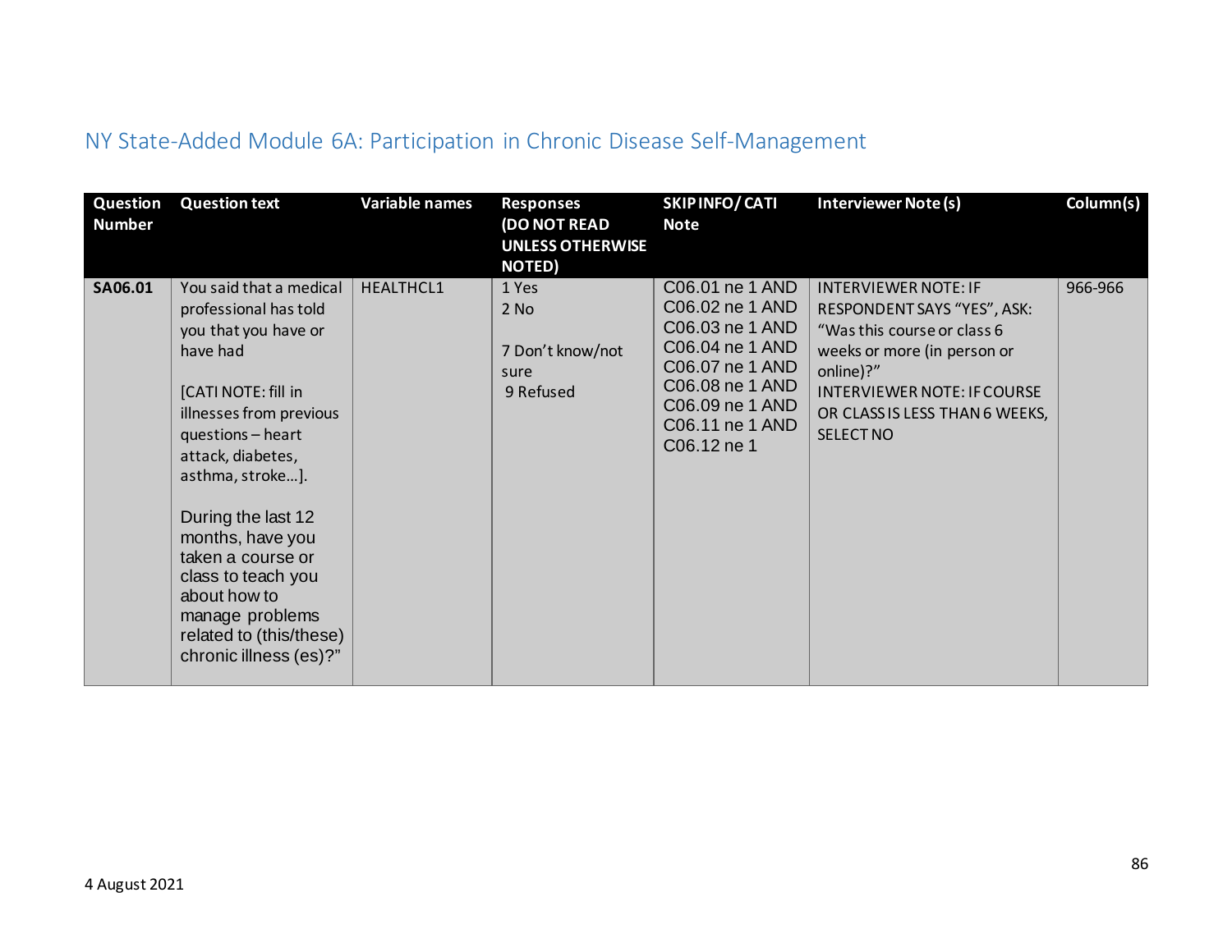## NY State-Added Module 6A: Participation in Chronic Disease Self-Management

| Question Number | Question text | Variable names | Responses (DO NOT READ UNLESS OTHERWISE NOTED) | SKIP INFO/ CATI Note | Interviewer Note (s) | Column(s) |
|---|---|---|---|---|---|---|
| **SA06.01** | You said that a medical professional has told you that you have or have had<br><br>[CATI NOTE: fill in illnesses from previous questions – heart attack, diabetes, asthma, stroke…].<br><br>During the last 12 months, have you taken a course or class to teach you about how to manage problems related to (this/these) chronic illness (es)?” | HEALTHCL1 | 1 Yes<br>2 No<br><br>7 Don't know/not sure<br>9 Refused | C06.01 ne 1 AND C06.02 ne 1 AND C06.03 ne 1 AND C06.04 ne 1 AND C06.07 ne 1 AND C06.08 ne 1 AND C06.09 ne 1 AND C06.11 ne 1 AND C06.12 ne 1 | INTERVIEWER NOTE: IF RESPONDENT SAYS "YES", ASK: "Was this course or class 6 weeks or more (in person or online)?"<br>INTERVIEWER NOTE: IF COURSE OR CLASS IS LESS THAN 6 WEEKS, SELECT NO | 966-966 |

4 August 2021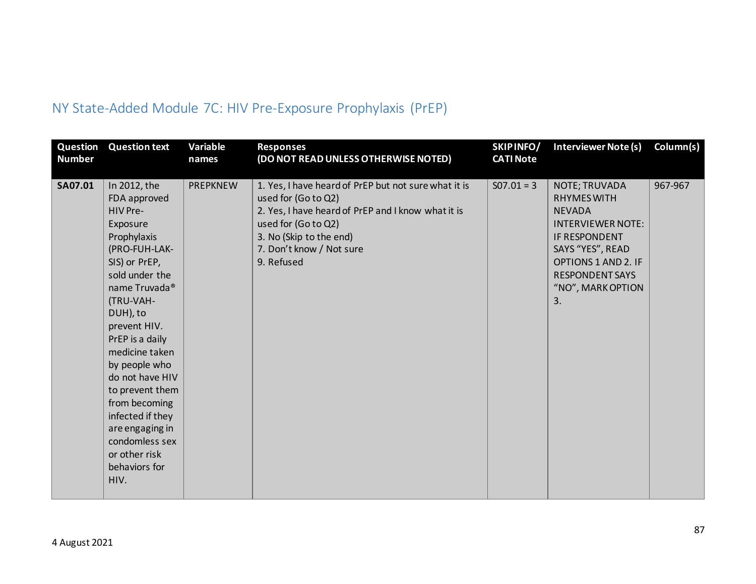## NY State-Added Module 7C: HIV Pre-Exposure Prophylaxis (PrEP)

| Question Number | Question text | Variable names | Responses (DO NOT READ UNLESS OTHERWISE NOTED) | SKIP INFO/ CATI Note | Interviewer Note (s) | Column(s) |
|---|---|---|---|---|---|---|
| **SA07.01** | In 2012, the FDA approved HIV Pre-Exposure Prophylaxis (PRO-FUH-LAK-SIS) or PrEP, sold under the name Truvada® (TRU-VAH-DUH), to prevent HIV. PrEP is a daily medicine taken by people who do not have HIV to prevent them from becoming infected if they are engaging in condomless sex or other risk behaviors for HIV. | PREPKNEW | 1. Yes, I have heard of PrEP but not sure what it is used for (Go to Q2)<br>2. Yes, I have heard of PrEP and I know what it is used for (Go to Q2)<br>3. No (Skip to the end)<br>7. Don't know / Not sure<br>9. Refused | S07.01 = 3 | NOTE; TRUVADA RHYMES WITH NEVADA<br>INTERVIEWER NOTE: IF RESPONDENT SAYS "YES", READ OPTIONS 1 AND 2. IF RESPONDENT SAYS "NO", MARK OPTION 3. | 967-967 |

4 August 2021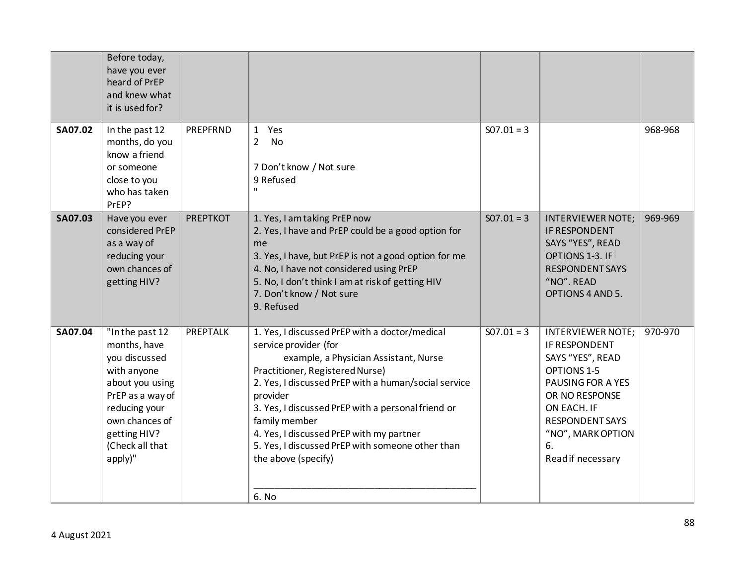| | Before today, have you ever heard of PrEP and knew what it is used for? | | | | | |
|---|---|---|---|---|---|---|
| **SA07.02** | In the past 12 months, do you know a friend or someone close to you who has taken PrEP? | PREPFRND | 1 Yes<br>2 No<br><br>7 Don't know / Not sure<br>9 Refused<br>" | S07.01 = 3 | | 968-968 |
| **SA07.03** | Have you ever considered PrEP as a way of reducing your own chances of getting HIV? | PREPTKOT | 1. Yes, I am taking PrEP now<br>2. Yes, I have and PrEP could be a good option for me<br>3. Yes, I have, but PrEP is not a good option for me<br>4. No, I have not considered using PrEP<br>5. No, I don't think I am at risk of getting HIV<br>7. Don't know / Not sure<br>9. Refused | S07.01 = 3 | INTERVIEWER NOTE; IF RESPONDENT SAYS "YES", READ OPTIONS 1-3. IF RESPONDENT SAYS "NO". READ OPTIONS 4 AND 5. | 969-969 |
| **SA07.04** | "In the past 12 months, have you discussed with anyone about you using PrEP as a way of reducing your own chances of getting HIV? (Check all that apply)" | PREPTALK | 1. Yes, I discussed PrEP with a doctor/medical service provider (for example, a Physician Assistant, Nurse Practitioner, Registered Nurse)<br>2. Yes, I discussed PrEP with a human/social service provider<br>3. Yes, I discussed PrEP with a personal friend or family member<br>4. Yes, I discussed PrEP with my partner<br>5. Yes, I discussed PrEP with someone other than the above (specify)<br><br>\_\_\_\_\_\_\_\_\_\_\_\_\_\_\_\_\_\_\_\_\_\_\_\_\_\_\_\_\_\_\_\_\_\_\_\_\_\_\_\_<br>6. No | S07.01 = 3 | INTERVIEWER NOTE; IF RESPONDENT SAYS "YES", READ OPTIONS 1-5 PAUSING FOR A YES OR NO RESPONSE ON EACH. IF RESPONDENT SAYS "NO", MARK OPTION 6.<br>Read if necessary | 970-970 |

4 August 2021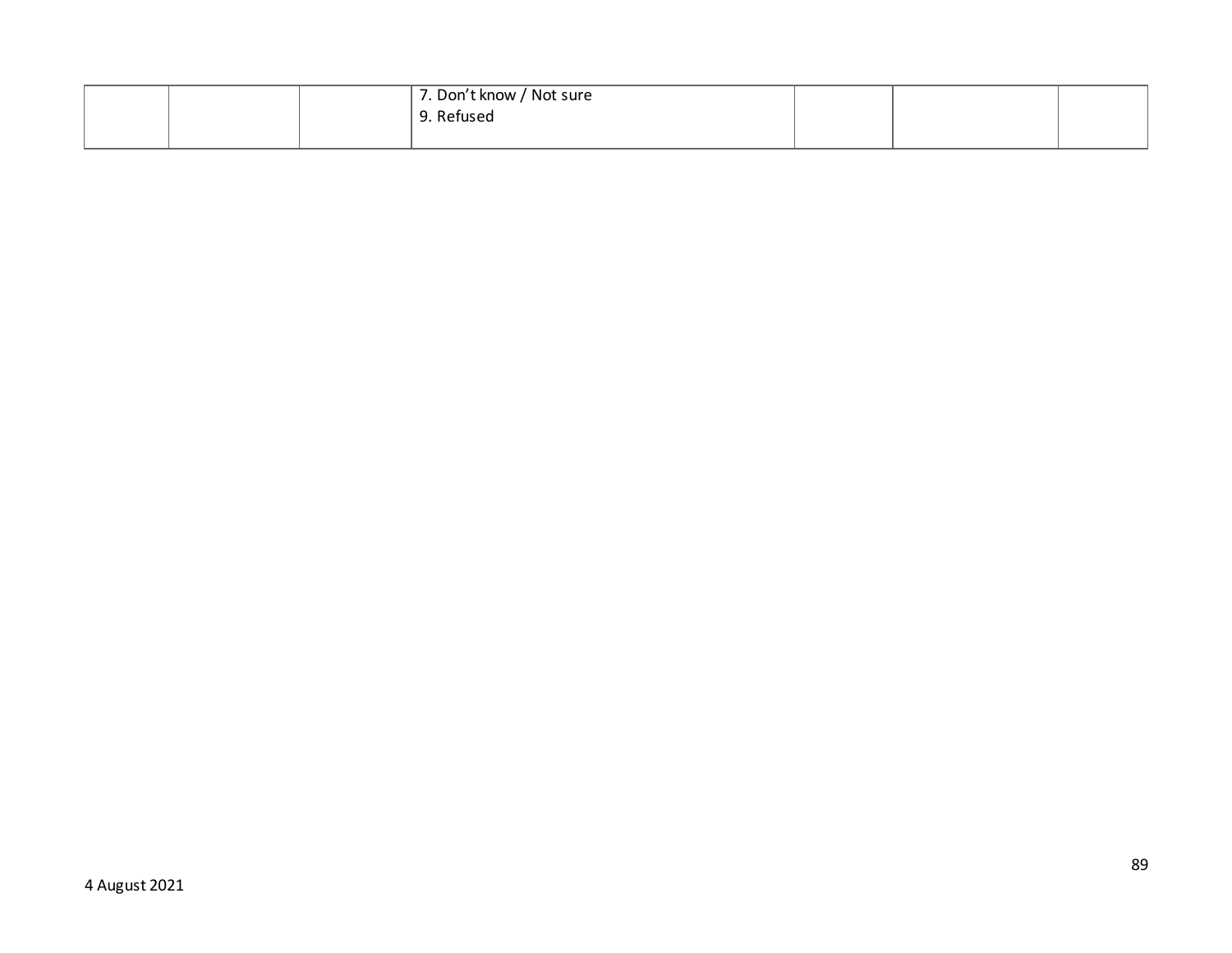| | | | | | | |
|---|---|---|---|---|---|---|
| | | | 7. Don't know / Not sure<br>9. Refused | | | |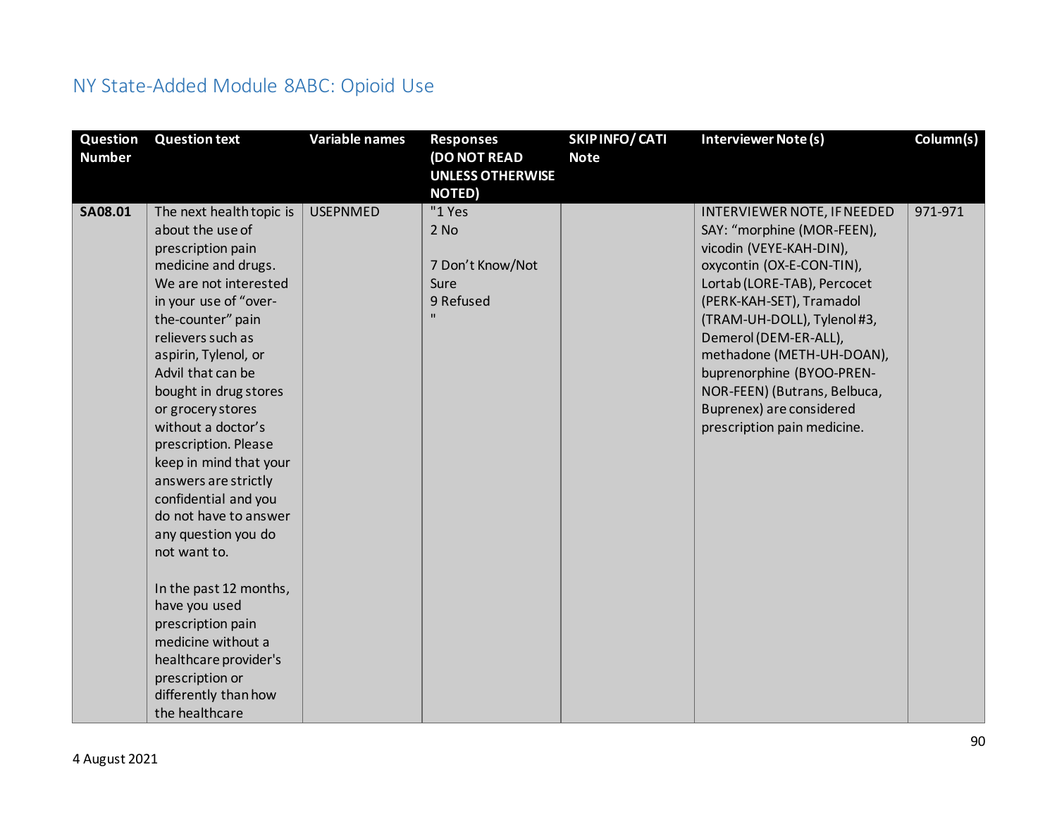## NY State-Added Module 8ABC: Opioid Use

| Question Number | Question text | Variable names | Responses (DO NOT READ UNLESS OTHERWISE NOTED) | SKIP INFO/ CATI Note | Interviewer Note (s) | Column(s) |
|---|---|---|---|---|---|---|
| SA08.01 | The next health topic is about the use of prescription pain medicine and drugs. We are not interested in your use of "over-the-counter" pain relievers such as aspirin, Tylenol, or Advil that can be bought in drug stores or grocery stores without a doctor's prescription. Please keep in mind that your answers are strictly confidential and you do not have to answer any question you do not want to.<br><br>In the past 12 months, have you used prescription pain medicine without a healthcare provider's prescription or differently than how the healthcare | USEPNMED | "1 Yes<br>2 No<br><br>7 Don't Know/Not Sure<br>9 Refused<br>" | | INTERVIEWER NOTE, IF NEEDED SAY: "morphine (MOR-FEEN), vicodin (VEYE-KAH-DIN), oxycontin (OX-E-CON-TIN), Lortab (LORE-TAB), Percocet (PERK-KAH-SET), Tramadol (TRAM-UH-DOLL), Tylenol #3, Demerol (DEM-ER-ALL), methadone (METH-UH-DOAN), buprenorphine (BYOO-PREN-NOR-FEEN) (Butrans, Belbuca, Buprenex) are considered prescription pain medicine. | 971-971 |

4 August 2021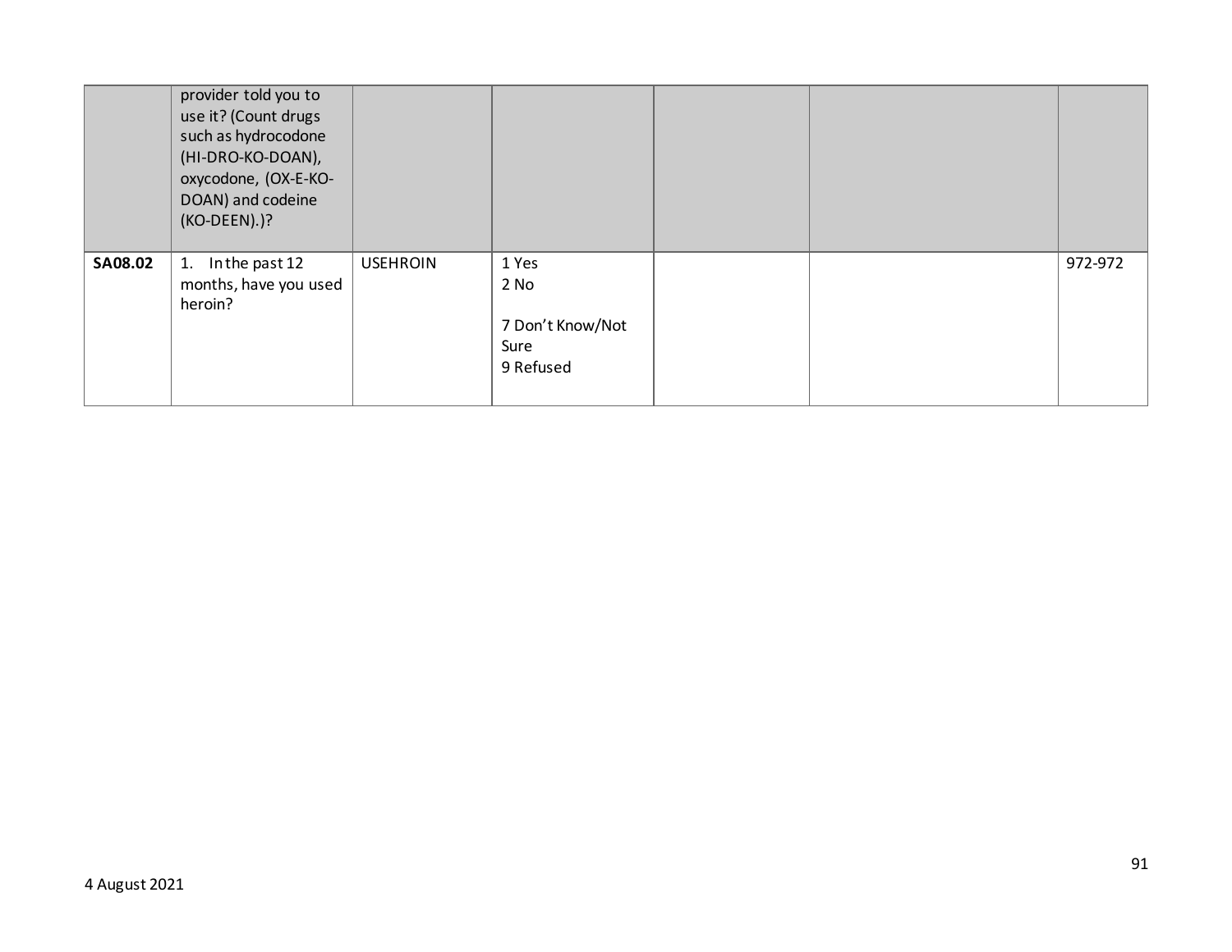| | | | | | | |
|---|---|---|---|---|---|---|
| | provider told you to use it? (Count drugs such as hydrocodone (HI-DRO-KO-DOAN), oxycodone, (OX-E-KO-DOAN) and codeine (KO-DEEN).)? | | | | | |
| **SA08.02** | 1. In the past 12 months, have you used heroin? | USEHROIN | 1 Yes<br>2 No<br><br>7 Don't Know/Not Sure<br>9 Refused | | | 972-972 |

4 August 2021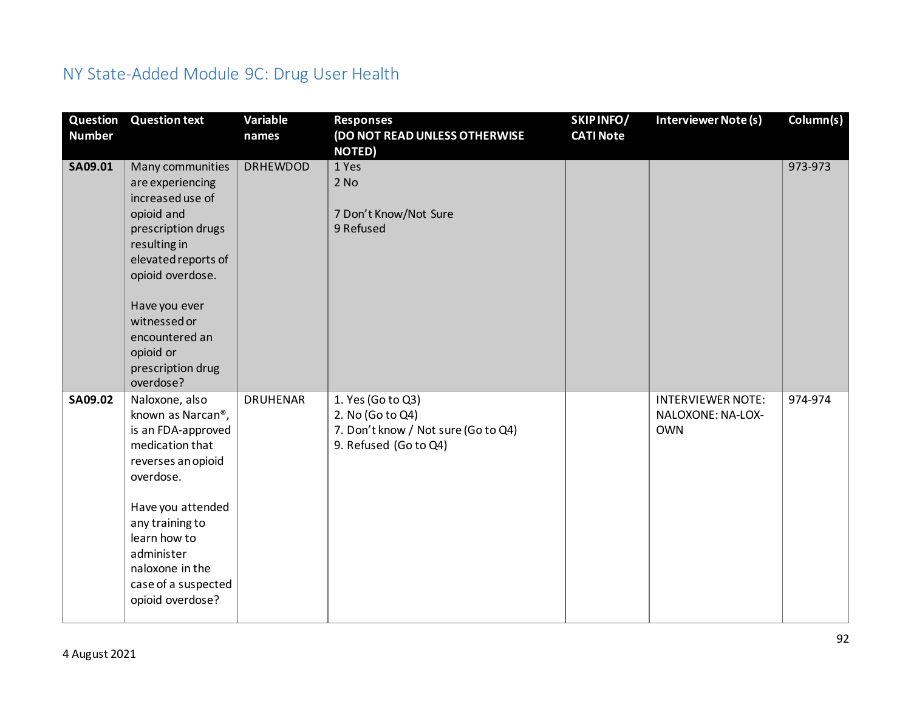# NY State-Added Module 9C: Drug User Health

| Question Number | Question text | Variable names | Responses (DO NOT READ UNLESS OTHERWISE NOTED) | SKIP INFO/ CATI Note | Interviewer Note (s) | Column(s) |
|---|---|---|---|---|---|---|
| **SA09.01** | Many communities are experiencing increased use of opioid and prescription drugs resulting in elevated reports of opioid overdose.<br><br>Have you ever witnessed or encountered an opioid or prescription drug overdose? | DRHEWDOD | 1 Yes<br>2 No<br><br>7 Don't Know/Not Sure<br>9 Refused | | | 973-973 |
| **SA09.02** | Naloxone, also known as Narcan®, is an FDA-approved medication that reverses an opioid overdose.<br><br>Have you attended any training to learn how to administer naloxone in the case of a suspected opioid overdose? | DRUHENAR | 1. Yes (Go to Q3)<br>2. No (Go to Q4)<br>7. Don't know / Not sure (Go to Q4)<br>9. Refused (Go to Q4) | | INTERVIEWER NOTE: NALOXONE: NA-LOX-OWN | 974-974 |

4 August 2021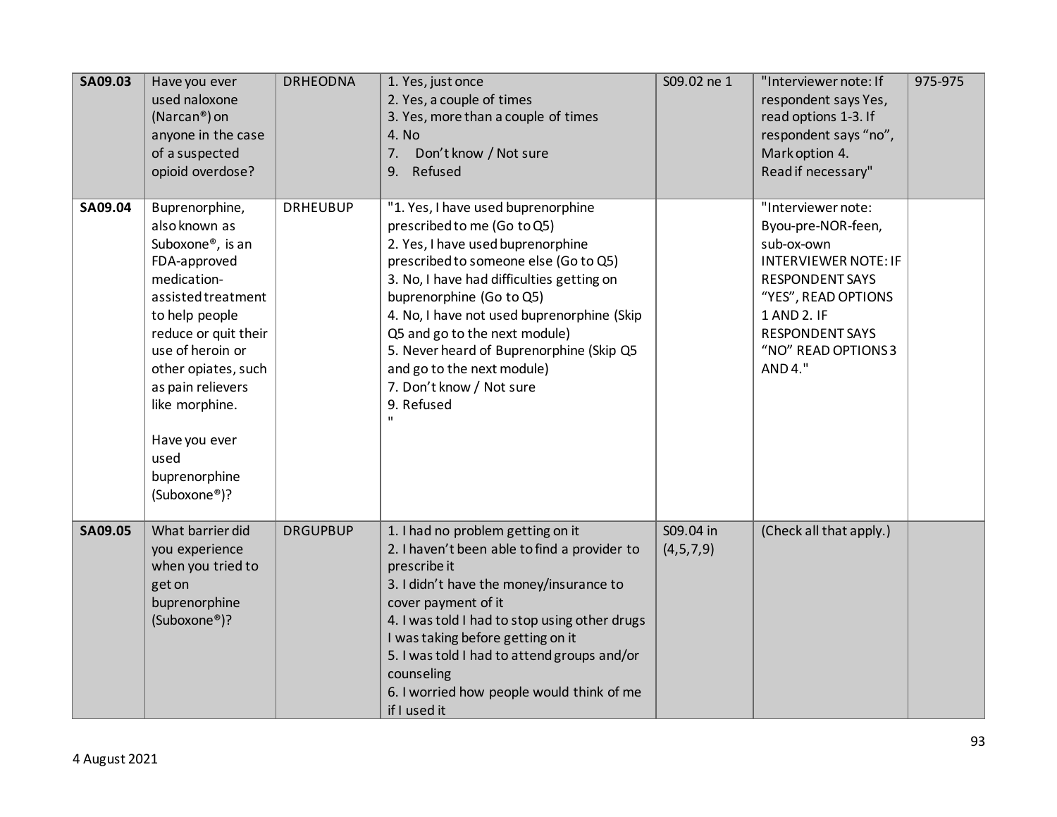| SA09.03 | Have you ever used naloxone (Narcan®) on anyone in the case of a suspected opioid overdose? | DRHEODNA | 1. Yes, just once<br>2. Yes, a couple of times<br>3. Yes, more than a couple of times<br>4. No<br>7. Don't know / Not sure<br>9. Refused | S09.02 ne 1 | "Interviewer note: If respondent says Yes, read options 1-3. If respondent says "no", Mark option 4.<br>Read if necessary" | 975-975 |
|---|---|---|---|---|---|---|
| **SA09.04** | Buprenorphine, also known as Suboxone®, is an FDA-approved medication-assisted treatment to help people reduce or quit their use of heroin or other opiates, such as pain relievers like morphine.<br><br>Have you ever used buprenorphine (Suboxone®)? | DRHEUBUP | "1. Yes, I have used buprenorphine prescribed to me (Go to Q5)<br>2. Yes, I have used buprenorphine prescribed to someone else (Go to Q5)<br>3. No, I have had difficulties getting on buprenorphine (Go to Q5)<br>4. No, I have not used buprenorphine (Skip Q5 and go to the next module)<br>5. Never heard of Buprenorphine (Skip Q5 and go to the next module)<br>7. Don't know / Not sure<br>9. Refused<br>" | | "Interviewer note: Byou-pre-NOR-feen, sub-ox-own<br>INTERVIEWER NOTE: IF RESPONDENT SAYS "YES", READ OPTIONS 1 AND 2. IF RESPONDENT SAYS "NO" READ OPTIONS 3 AND 4." | |
| **SA09.05** | What barrier did you experience when you tried to get on buprenorphine (Suboxone®)? | DRGUPBUP | 1. I had no problem getting on it<br>2. I haven't been able to find a provider to prescribe it<br>3. I didn't have the money/insurance to cover payment of it<br>4. I was told I had to stop using other drugs I was taking before getting on it<br>5. I was told I had to attend groups and/or counseling<br>6. I worried how people would think of me if I used it | S09.04 in (4,5,7,9) | (Check all that apply.) | |

4 August 2021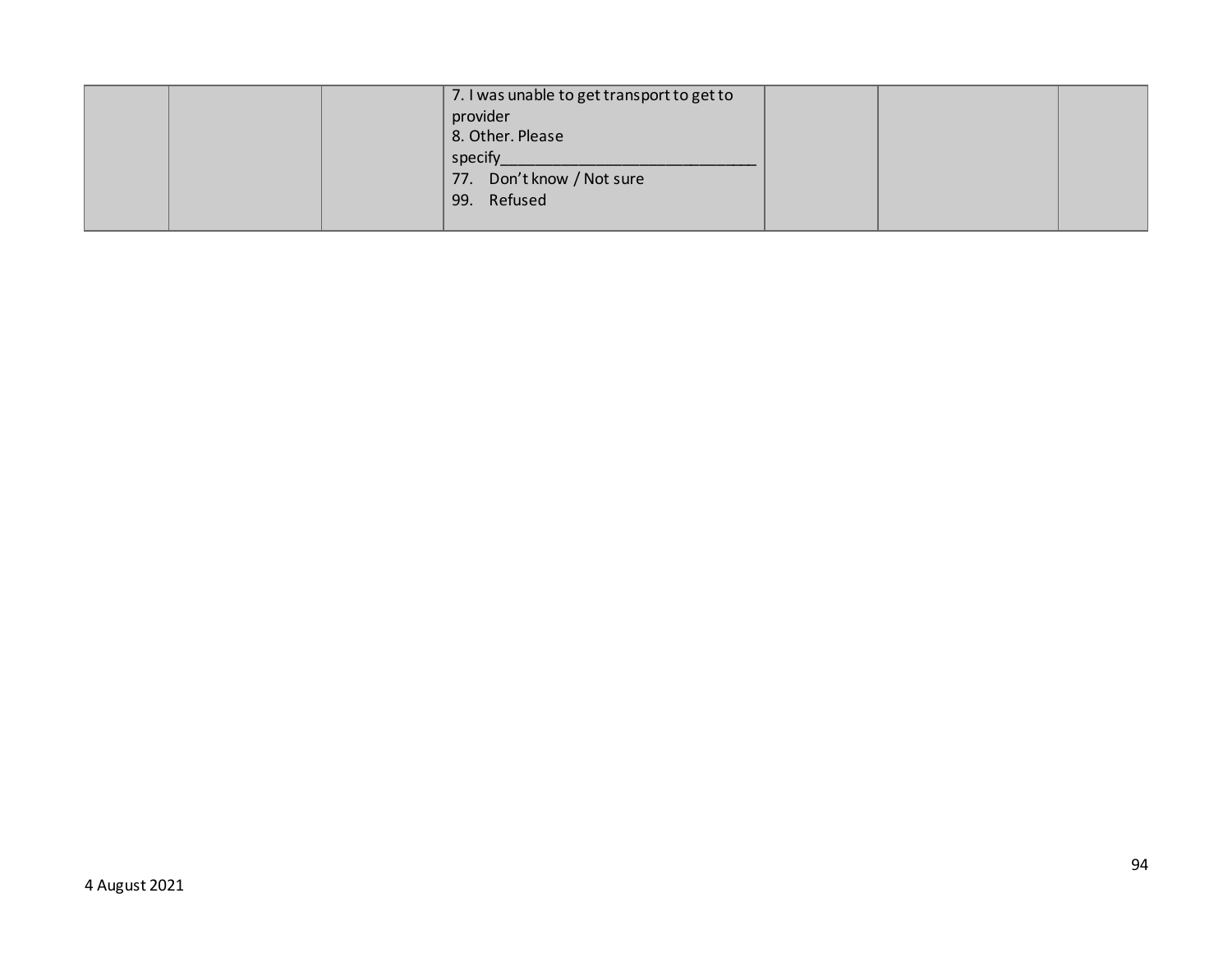| | | | | | | |
|---|---|---|---|---|---|---|
| | | | 7. I was unable to get transport to get to provider<br>8. Other. Please specify_______________________________<br>77. Don't know / Not sure<br>99. Refused | | | |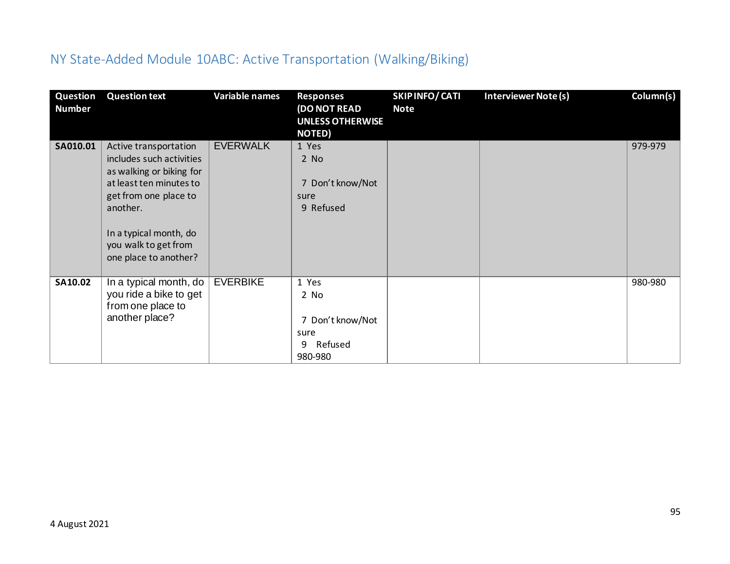## NY State-Added Module 10ABC: Active Transportation (Walking/Biking)

| Question Number | Question text | Variable names | Responses (DO NOT READ UNLESS OTHERWISE NOTED) | SKIP INFO/ CATI Note | Interviewer Note (s) | Column(s) |
|---|---|---|---|---|---|---|
| **SA010.01** | Active transportation includes such activities as walking or biking for at least ten minutes to get from one place to another.<br><br>In a typical month, do you walk to get from one place to another? | EVERWALK | 1 Yes<br>2 No<br><br>7 Don't know/Not sure<br>9 Refused | | | 979-979 |
| **SA10.02** | In a typical month, do you ride a bike to get from one place to another place? | EVERBIKE | 1 Yes<br>2 No<br><br>7 Don't know/Not sure<br>9 Refused<br>980-980 | | | 980-980 |

4 August 2021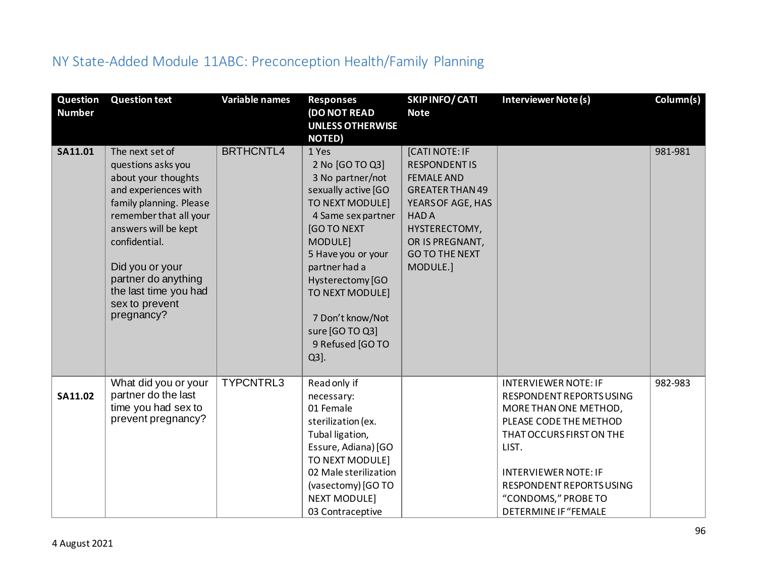# NY State-Added Module 11ABC: Preconception Health/Family Planning

| Question Number | Question text | Variable names | Responses (DO NOT READ UNLESS OTHERWISE NOTED) | SKIP INFO/ CATI Note | Interviewer Note (s) | Column(s) |
|---|---|---|---|---|---|---|
| **SA11.01** | The next set of questions asks you about your thoughts and experiences with family planning. Please remember that all your answers will be kept confidential.<br><br>Did you or your partner do anything the last time you had sex to prevent pregnancy? | BRTHCNTL4 | 1 Yes<br>2 No [GO TO Q3]<br>3 No partner/not sexually active [GO TO NEXT MODULE]<br>4 Same sex partner [GO TO NEXT MODULE]<br>5 Have you or your partner had a Hysterectomy [GO TO NEXT MODULE]<br><br>7 Don't know/Not sure [GO TO Q3]<br>9 Refused [GO TO Q3]. | [CATI NOTE: IF RESPONDENT IS FEMALE AND GREATER THAN 49 YEARS OF AGE, HAS HAD A HYSTERECTOMY, OR IS PREGNANT, GO TO THE NEXT MODULE.] | | 981-981 |
| **SA11.02** | What did you or your partner do the last time you had sex to prevent pregnancy? | TYPCNTRL3 | Read only if necessary:<br>01 Female sterilization (ex. Tubal ligation, Essure, Adiana) [GO TO NEXT MODULE]<br>02 Male sterilization (vasectomy) [GO TO NEXT MODULE]<br>03 Contraceptive | | INTERVIEWER NOTE: IF RESPONDENT REPORTS USING MORE THAN ONE METHOD, PLEASE CODE THE METHOD THAT OCCURS FIRST ON THE LIST.<br><br>INTERVIEWER NOTE: IF RESPONDENT REPORTS USING "CONDOMS," PROBE TO DETERMINE IF "FEMALE | 982-983 |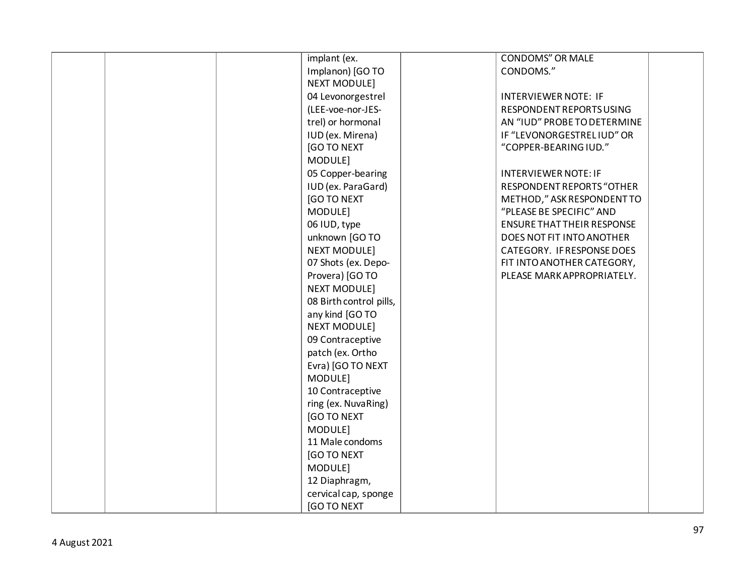| | | | | | | |
|---|---|---|---|---|---|---|
| | | | implant (ex. Implanon) [GO TO NEXT MODULE]<br>04 Levonorgestrel (LEE-voe-nor-JES-trel) or hormonal IUD (ex. Mirena) [GO TO NEXT MODULE]<br>05 Copper-bearing IUD (ex. ParaGard) [GO TO NEXT MODULE]<br>06 IUD, type unknown [GO TO NEXT MODULE]<br>07 Shots (ex. Depo-Provera) [GO TO NEXT MODULE]<br>08 Birth control pills, any kind [GO TO NEXT MODULE]<br>09 Contraceptive patch (ex. Ortho Evra) [GO TO NEXT MODULE]<br>10 Contraceptive ring (ex. NuvaRing) [GO TO NEXT MODULE]<br>11 Male condoms [GO TO NEXT MODULE]<br>12 Diaphragm, cervical cap, sponge [GO TO NEXT | | CONDOMS" OR MALE CONDOMS."<br><br>INTERVIEWER NOTE: IF RESPONDENT REPORTS USING AN "IUD" PROBE TO DETERMINE IF "LEVONORGESTREL IUD" OR "COPPER-BEARING IUD."<br><br>INTERVIEWER NOTE: IF RESPONDENT REPORTS "OTHER METHOD," ASK RESPONDENT TO "PLEASE BE SPECIFIC" AND ENSURE THAT THEIR RESPONSE DOES NOT FIT INTO ANOTHER CATEGORY. IF RESPONSE DOES FIT INTO ANOTHER CATEGORY, PLEASE MARK APPROPRIATELY. | |

4 August 2021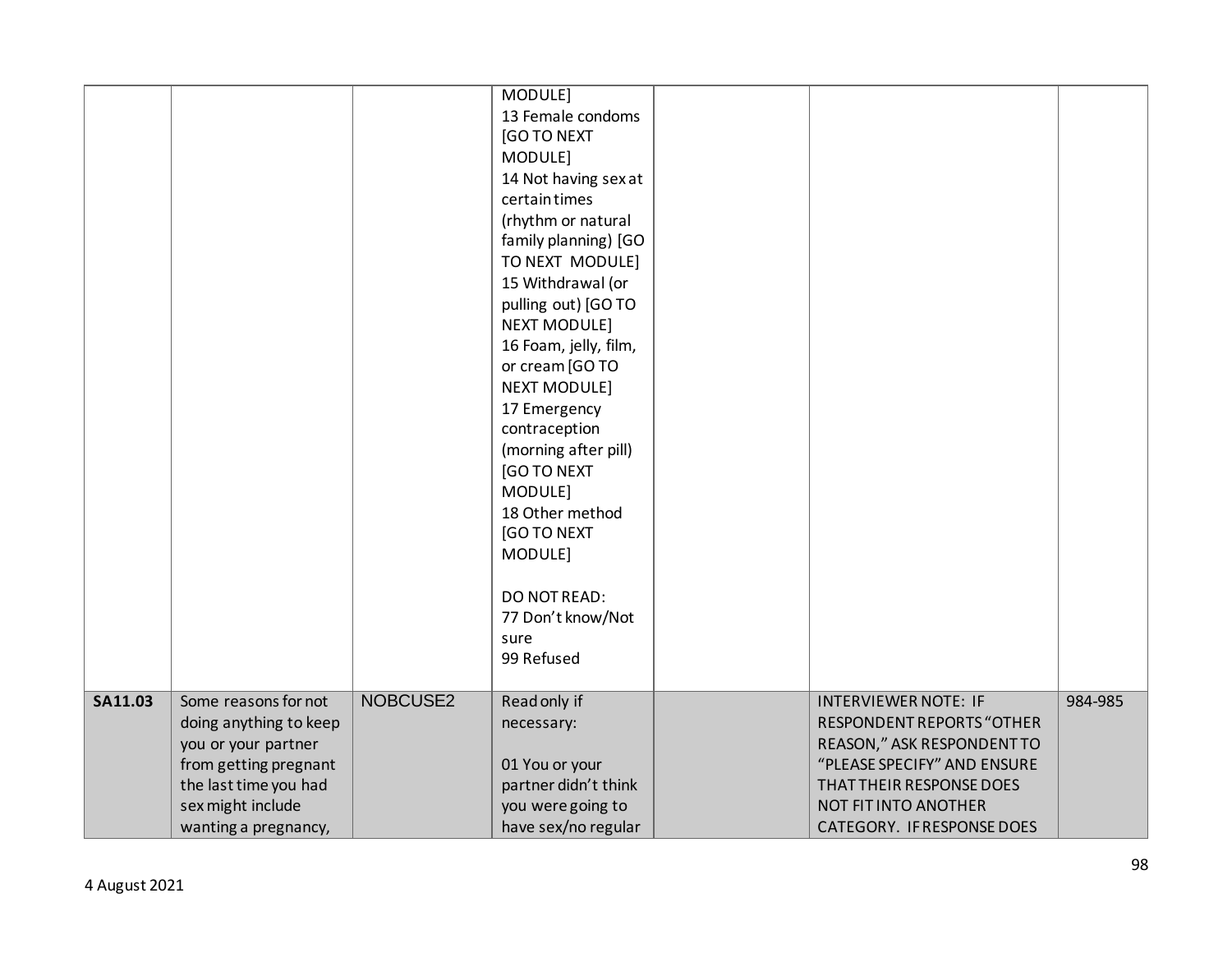|  |  |  |  |  |  |  |
|---|---|---|---|---|---|---|
|  |  |  | MODULE]<br>13 Female condoms [GO TO NEXT MODULE]<br>14 Not having sex at certain times (rhythm or natural family planning) [GO TO NEXT MODULE]<br>15 Withdrawal (or pulling out) [GO TO NEXT MODULE]<br>16 Foam, jelly, film, or cream [GO TO NEXT MODULE]<br>17 Emergency contraception (morning after pill) [GO TO NEXT MODULE]<br>18 Other method [GO TO NEXT MODULE]<br><br>DO NOT READ:<br>77 Don't know/Not sure<br>99 Refused |  |  |  |
| **SA11.03** | Some reasons for not doing anything to keep you or your partner from getting pregnant the last time you had sex might include wanting a pregnancy, | NOBCUSE2 | Read only if necessary:<br><br>01 You or your partner didn't think you were going to have sex/no regular |  | INTERVIEWER NOTE: IF RESPONDENT REPORTS "OTHER REASON," ASK RESPONDENT TO "PLEASE SPECIFY" AND ENSURE THAT THEIR RESPONSE DOES NOT FIT INTO ANOTHER CATEGORY. IF RESPONSE DOES | 984-985 |

4 August 2021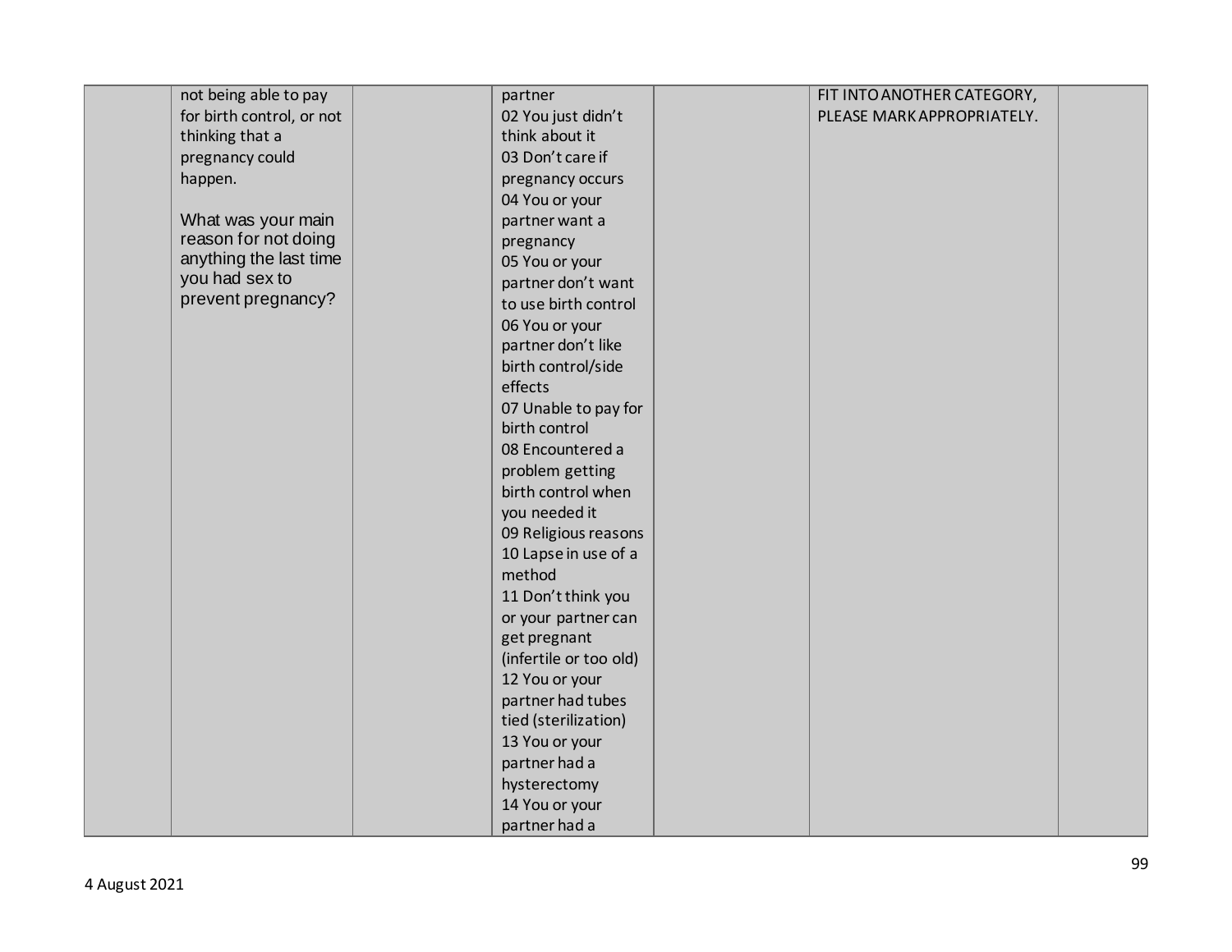| | | | | | | |
|---|---|---|---|---|---|---|
| | not being able to pay for birth control, or not thinking that a pregnancy could happen.<br><br>What was your main reason for not doing anything the last time you had sex to prevent pregnancy? | | partner<br>02 You just didn't think about it<br>03 Don't care if pregnancy occurs<br>04 You or your partner want a pregnancy<br>05 You or your partner don't want to use birth control<br>06 You or your partner don't like birth control/side effects<br>07 Unable to pay for birth control<br>08 Encountered a problem getting birth control when you needed it<br>09 Religious reasons<br>10 Lapse in use of a method<br>11 Don't think you or your partner can get pregnant (infertile or too old)<br>12 You or your partner had tubes tied (sterilization)<br>13 You or your partner had a hysterectomy<br>14 You or your partner had a | | FIT INTO ANOTHER CATEGORY, PLEASE MARK APPROPRIATELY. | |

4 August 2021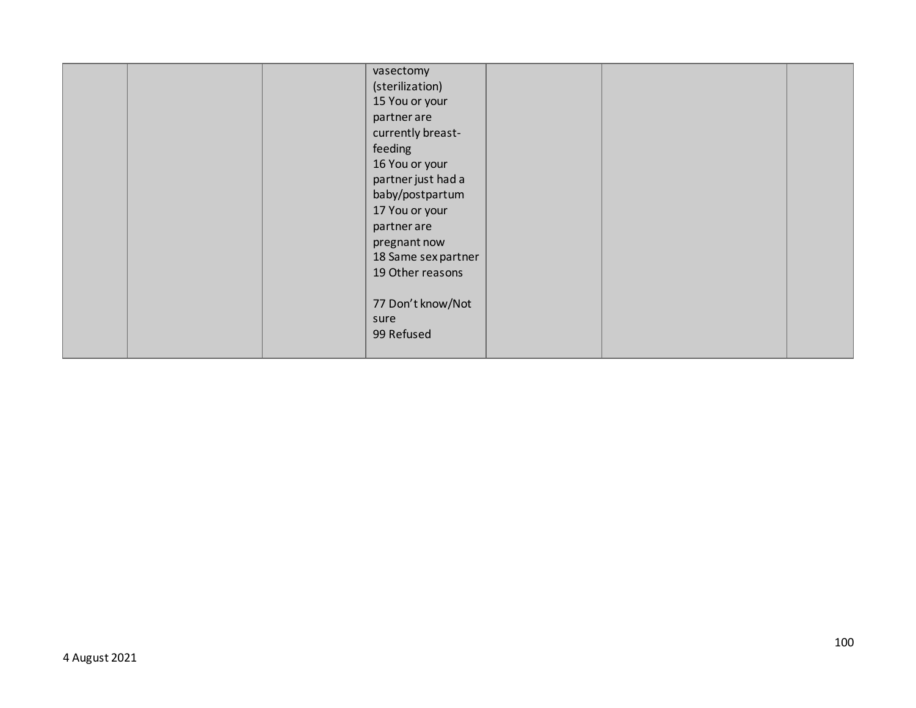| | | | | | | |
|---|---|---|---|---|---|---|
| | | | vasectomy (sterilization)<br>15 You or your partner are currently breast-feeding<br>16 You or your partner just had a baby/postpartum<br>17 You or your partner are pregnant now<br>18 Same sex partner<br>19 Other reasons<br><br>77 Don't know/Not sure<br>99 Refused | | | |

4 August 2021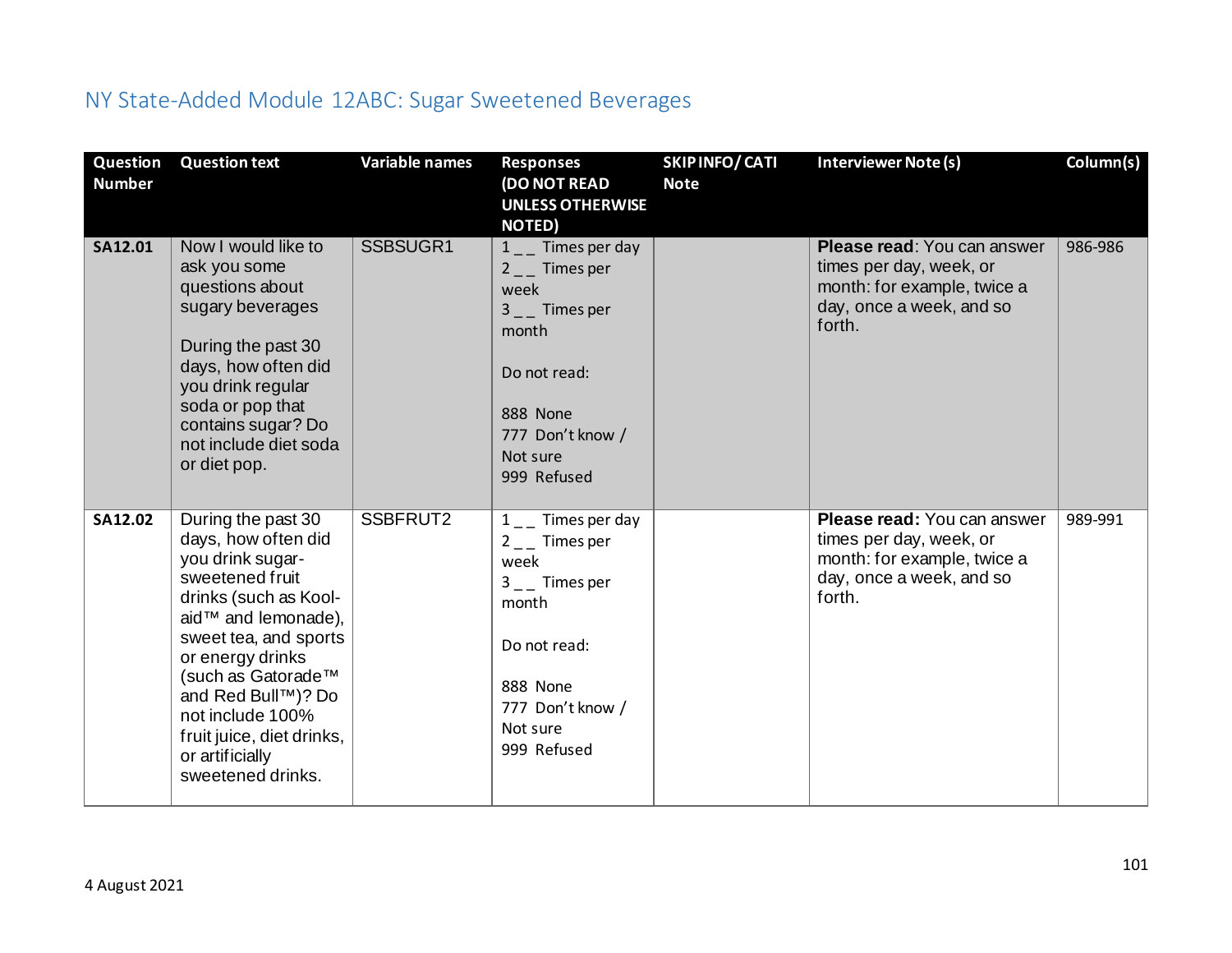## NY State-Added Module 12ABC: Sugar Sweetened Beverages

| Question Number | Question text | Variable names | Responses (DO NOT READ UNLESS OTHERWISE NOTED) | SKIP INFO/ CATI Note | Interviewer Note (s) | Column(s) |
|---|---|---|---|---|---|---|
| **SA12.01** | Now I would like to ask you some questions about sugary beverages<br><br>During the past 30 days, how often did you drink regular soda or pop that contains sugar? Do not include diet soda or diet pop. | SSBSUGR1 | 1 _ _ Times per day<br>2 _ _ Times per week<br>3 _ _ Times per month<br><br>Do not read:<br><br>888 None<br>777 Don't know / Not sure<br>999 Refused | | **Please read**: You can answer times per day, week, or month: for example, twice a day, once a week, and so forth. | 986-986 |
| **SA12.02** | During the past 30 days, how often did you drink sugar-sweetened fruit drinks (such as Kool-aid™ and lemonade), sweet tea, and sports or energy drinks (such as Gatorade™ and Red Bull™)? Do not include 100% fruit juice, diet drinks, or artificially sweetened drinks. | SSBFRUT2 | 1 _ _ Times per day<br>2 _ _ Times per week<br>3 _ _ Times per month<br><br>Do not read:<br><br>888 None<br>777 Don't know / Not sure<br>999 Refused | | **Please read:** You can answer times per day, week, or month: for example, twice a day, once a week, and so forth. | 989-991 |

4 August 2021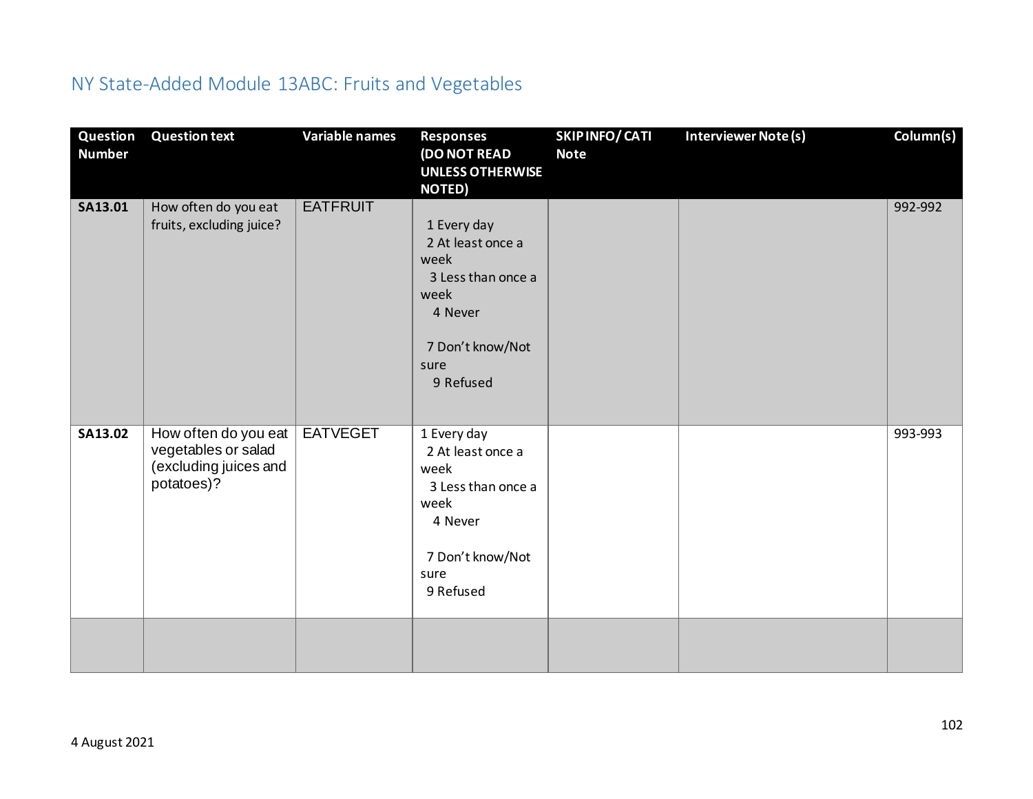## NY State-Added Module 13ABC: Fruits and Vegetables

| Question Number | Question text | Variable names | Responses (DO NOT READ UNLESS OTHERWISE NOTED) | SKIP INFO/ CATI Note | Interviewer Note (s) | Column(s) |
|---|---|---|---|---|---|---|
| SA13.01 | How often do you eat fruits, excluding juice? | EATFRUIT | 1 Every day<br>2 At least once a week<br>3 Less than once a week<br>4 Never<br><br>7 Don't know/Not sure<br>9 Refused | | | 992-992 |
| SA13.02 | How often do you eat vegetables or salad (excluding juices and potatoes)? | EATVEGET | 1 Every day<br>2 At least once a week<br>3 Less than once a week<br>4 Never<br><br>7 Don't know/Not sure<br>9 Refused | | | 993-993 |
| | | | | | | |

4 August 2021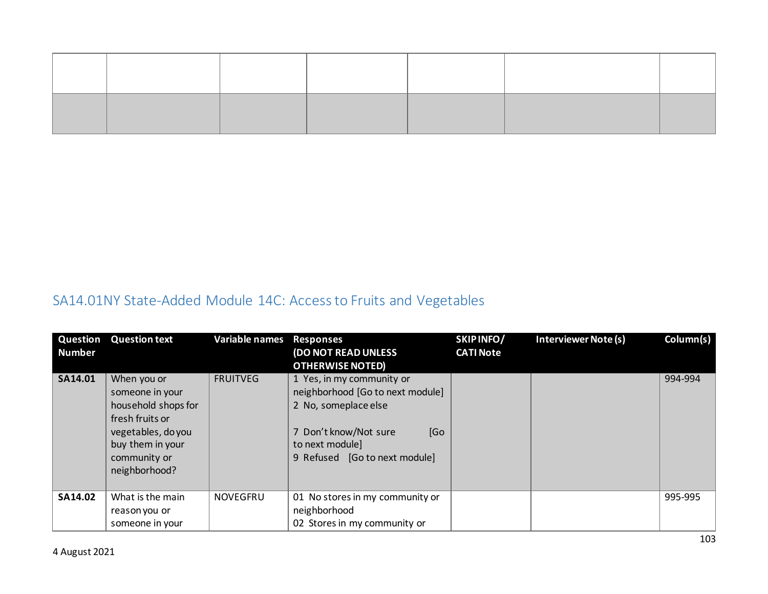| | | | | | | |
|---|---|---|---|---|---|---|
| | | | | | | |
| | | | | | | |

## SA14.01NY State-Added Module 14C: Access to Fruits and Vegetables

| Question Number | Question text | Variable names | Responses (DO NOT READ UNLESS OTHERWISE NOTED) | SKIP INFO/ CATI Note | Interviewer Note (s) | Column(s) |
|---|---|---|---|---|---|---|
| **SA14.01** | When you or someone in your household shops for fresh fruits or vegetables, do you buy them in your community or neighborhood? | FRUITVEG | 1 Yes, in my community or neighborhood [Go to next module]<br>2 No, someplace else<br><br>7 Don't know/Not sure [Go to next module]<br>9 Refused [Go to next module] | | | 994-994 |
| **SA14.02** | What is the main reason you or someone in your | NOVEGFRU | 01 No stores in my community or neighborhood<br>02 Stores in my community or | | | 995-995 |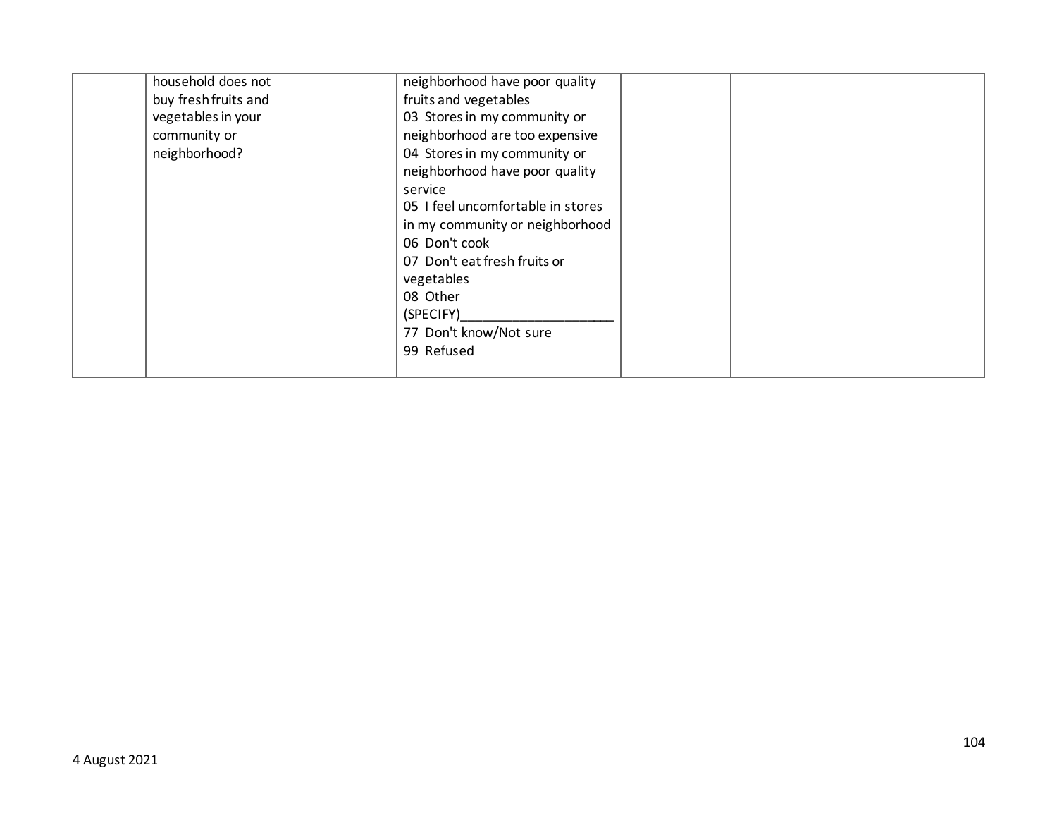|  |  |  |  |  |  |  |
|---|---|---|---|---|---|---|
|  | household does not buy fresh fruits and vegetables in your community or neighborhood? |  | neighborhood have poor quality fruits and vegetables<br>03 Stores in my community or neighborhood are too expensive<br>04 Stores in my community or neighborhood have poor quality service<br>05 I feel uncomfortable in stores in my community or neighborhood<br>06 Don't cook<br>07 Don't eat fresh fruits or vegetables<br>08 Other (SPECIFY)______________________<br>77 Don't know/Not sure<br>99 Refused |  |  |  |

4 August 2021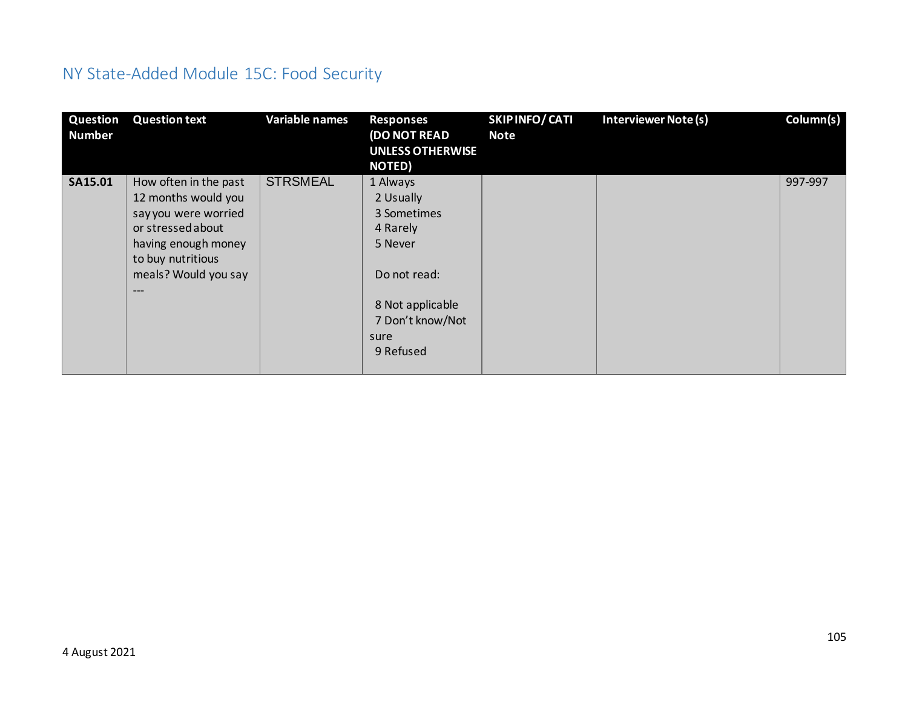## NY State-Added Module 15C: Food Security

| Question Number | Question text | Variable names | Responses (DO NOT READ UNLESS OTHERWISE NOTED) | SKIP INFO/ CATI Note | Interviewer Note (s) | Column(s) |
|---|---|---|---|---|---|---|
| **SA15.01** | How often in the past 12 months would you say you were worried or stressed about having enough money to buy nutritious meals? Would you say --- | STRSMEAL | 1 Always<br>2 Usually<br>3 Sometimes<br>4 Rarely<br>5 Never<br><br>Do not read:<br><br>8 Not applicable<br>7 Don't know/Not sure<br>9 Refused | | | 997-997 |

4 August 2021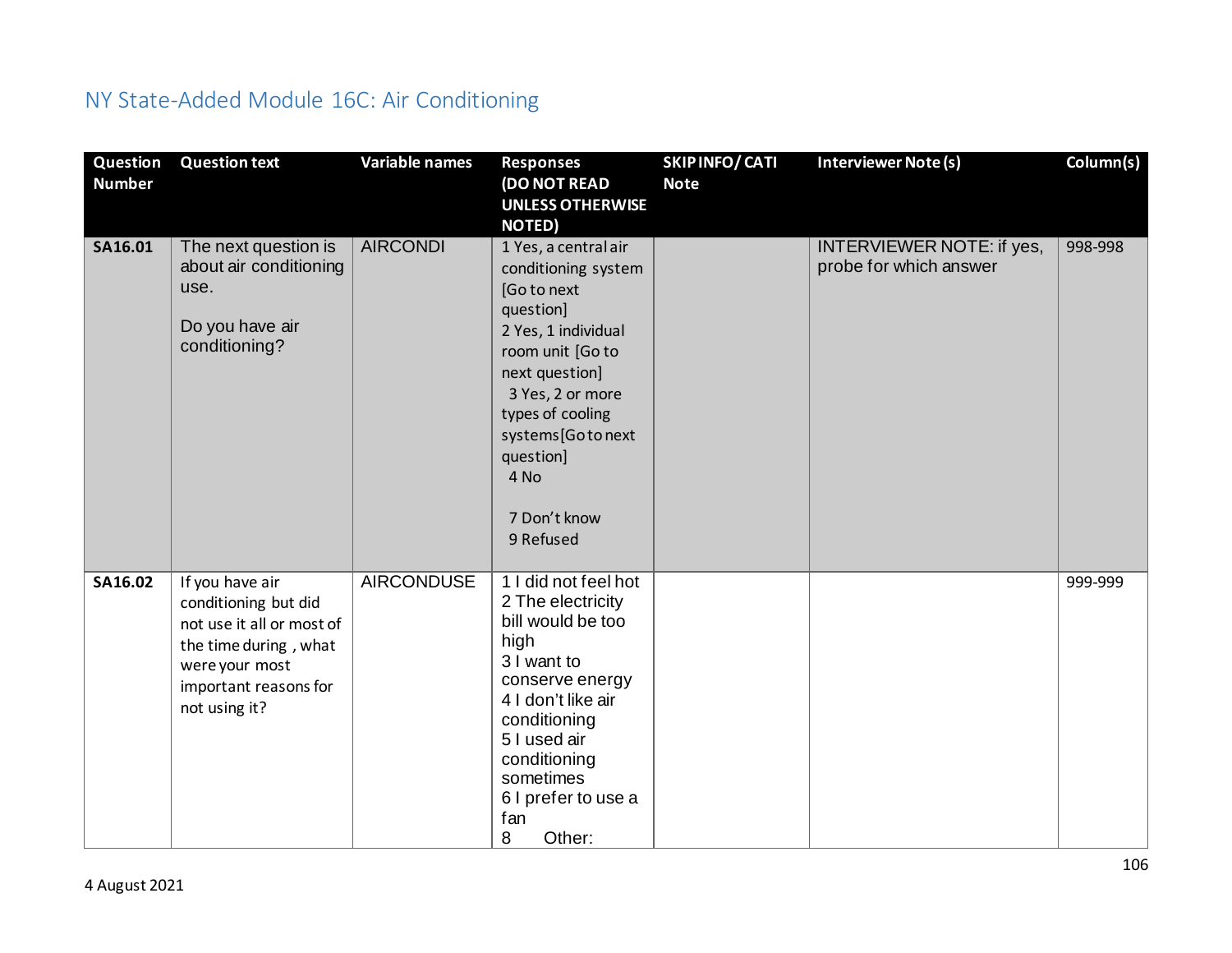## NY State-Added Module 16C: Air Conditioning

| Question Number | Question text | Variable names | Responses (DO NOT READ UNLESS OTHERWISE NOTED) | SKIP INFO/ CATI Note | Interviewer Note (s) | Column(s) |
|---|---|---|---|---|---|---|
| SA16.01 | The next question is about air conditioning use.<br><br>Do you have air conditioning? | AIRCONDI | 1 Yes, a central air conditioning system [Go to next question]<br>2 Yes, 1 individual room unit [Go to next question]<br>3 Yes, 2 or more types of cooling systems [Go to next question]<br>4 No<br><br>7 Don't know<br>9 Refused | | INTERVIEWER NOTE: if yes, probe for which answer | 998-998 |
| SA16.02 | If you have air conditioning but did not use it all or most of the time during , what were your most important reasons for not using it? | AIRCONDUSE | 1 I did not feel hot<br>2 The electricity bill would be too high<br>3 I want to conserve energy<br>4 I don't like air conditioning<br>5 I used air conditioning sometimes<br>6 I prefer to use a fan<br>8 Other: | | | 999-999 |

4 August 2021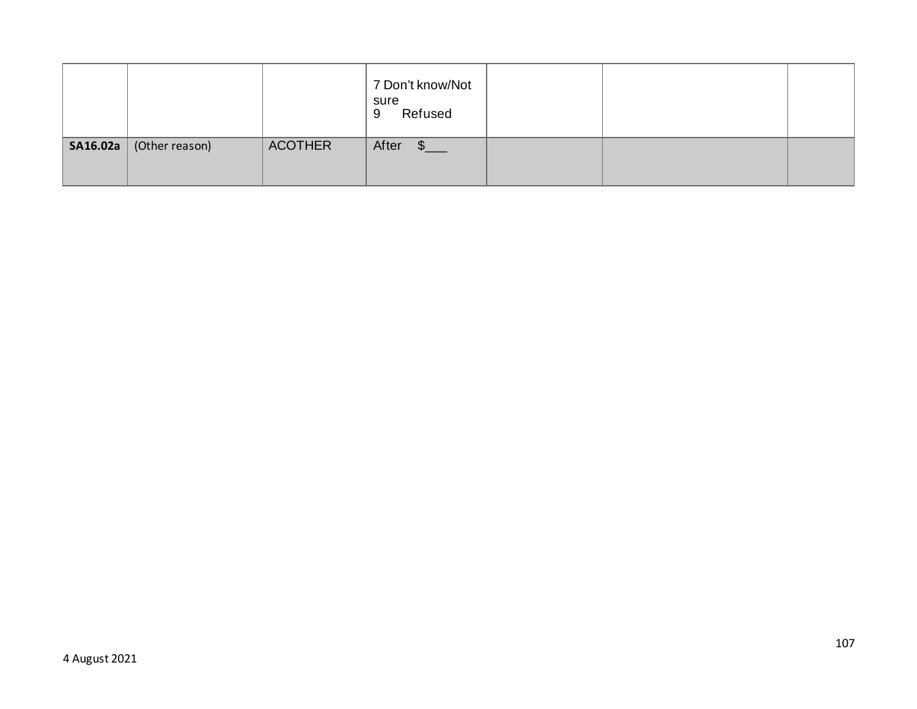| | | | | | | |
|---|---|---|---|---|---|---|
| | | | 7 Don't know/Not sure<br>9 Refused | | | |
| **SA16.02a** | (Other reason) | ACOTHER | After $___ | | | |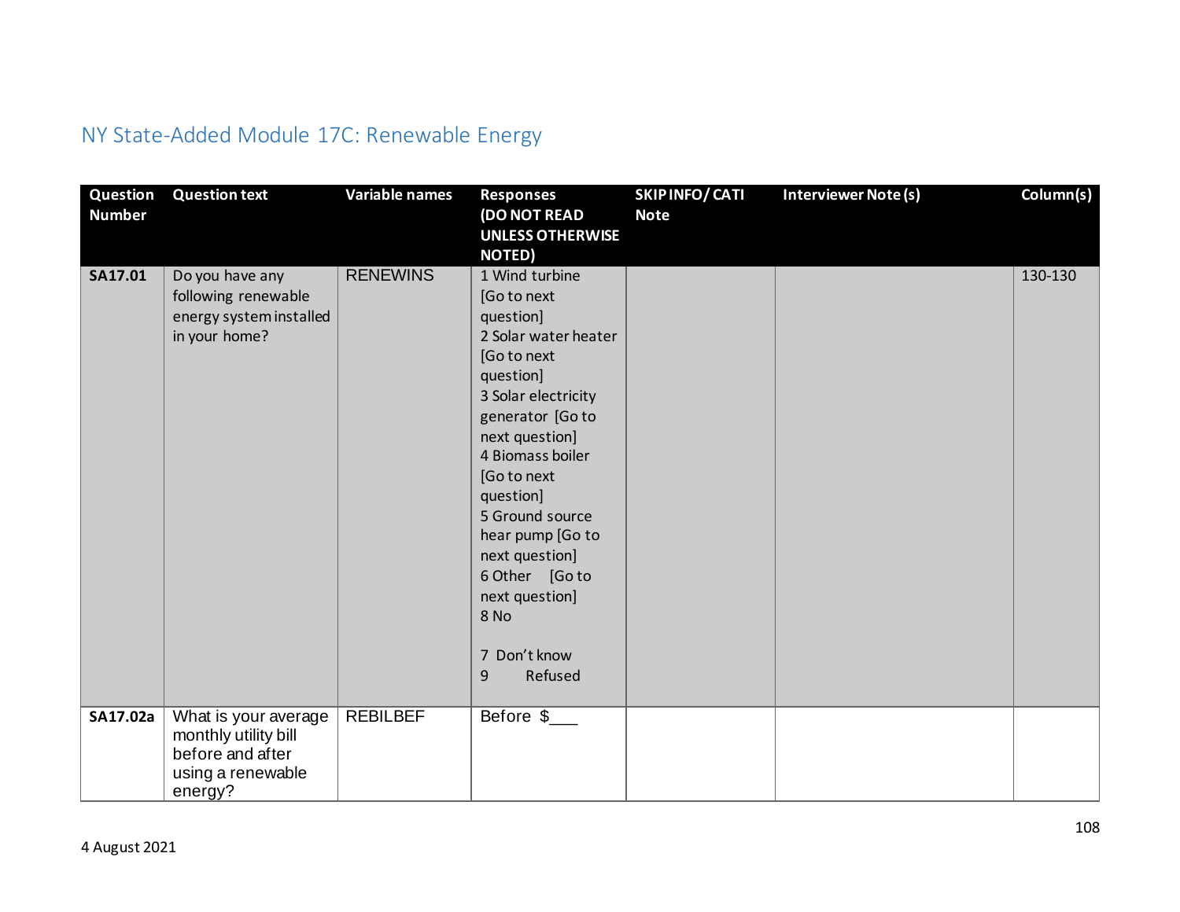## NY State-Added Module 17C: Renewable Energy

| Question Number | Question text | Variable names | Responses (DO NOT READ UNLESS OTHERWISE NOTED) | SKIP INFO/ CATI Note | Interviewer Note (s) | Column(s) |
|---|---|---|---|---|---|---|
| **SA17.01** | Do you have any following renewable energy system installed in your home? | RENEWINS | 1 Wind turbine [Go to next question]<br>2 Solar water heater [Go to next question]<br>3 Solar electricity generator [Go to next question]<br>4 Biomass boiler [Go to next question]<br>5 Ground source hear pump [Go to next question]<br>6 Other [Go to next question]<br>8 No<br><br>7 Don't know<br>9 Refused | | | 130-130 |
| **SA17.02a** | What is your average monthly utility bill before and after using a renewable energy? | REBILBEF | Before $___ | | | |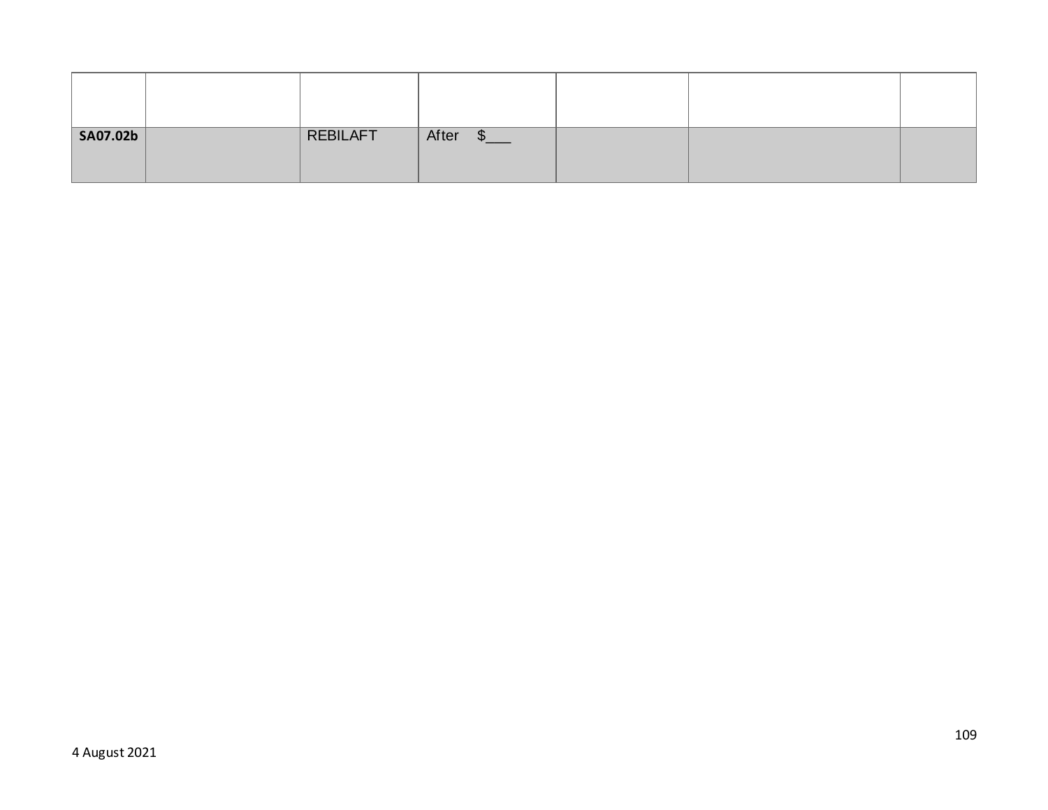| | | | | | | |
|---|---|---|---|---|---|---|
| **SA07.02b** | | REBILAFT | After $___ | | | |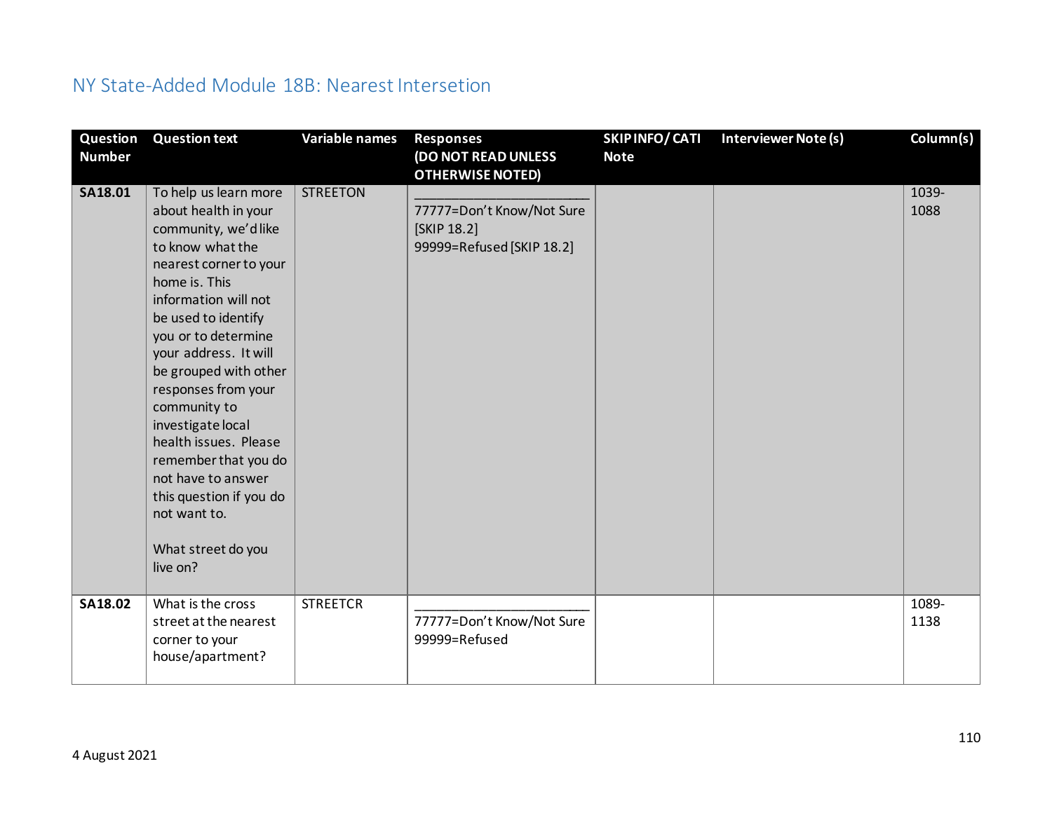## NY State-Added Module 18B: Nearest Intersetion

| Question Number | Question text | Variable names | Responses (DO NOT READ UNLESS OTHERWISE NOTED) | SKIP INFO/ CATI Note | Interviewer Note (s) | Column(s) |
|---|---|---|---|---|---|---|
| **SA18.01** | To help us learn more about health in your community, we'd like to know what the nearest corner to your home is. This information will not be used to identify you or to determine your address. It will be grouped with other responses from your community to investigate local health issues. Please remember that you do not have to answer this question if you do not want to.<br><br>What street do you live on? | STREETON | ________________________<br>77777=Don't Know/Not Sure [SKIP 18.2]<br>99999=Refused [SKIP 18.2] | | | 1039-1088 |
| **SA18.02** | What is the cross street at the nearest corner to your house/apartment? | STREETCR | ________________________<br>77777=Don't Know/Not Sure<br>99999=Refused | | | 1089-1138 |

4 August 2021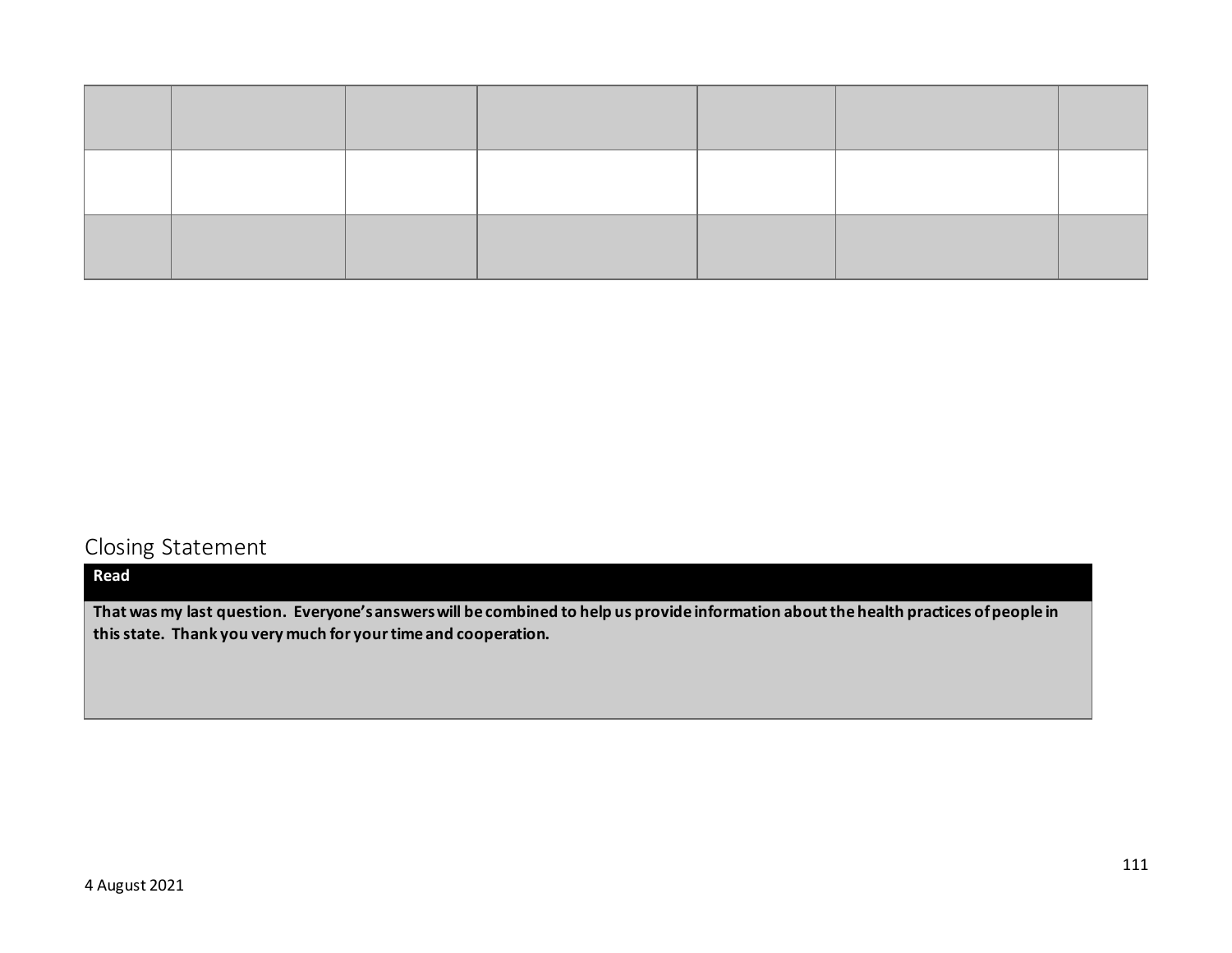| | | | | | | |
|---|---|---|---|---|---|---|
| | | | | | | |
| | | | | | | |

## Closing Statement

| Read |
|---|
| **That was my last question. Everyone's answers will be combined to help us provide information about the health practices of people in this state. Thank you very much for your time and cooperation.** |

4 August 2021